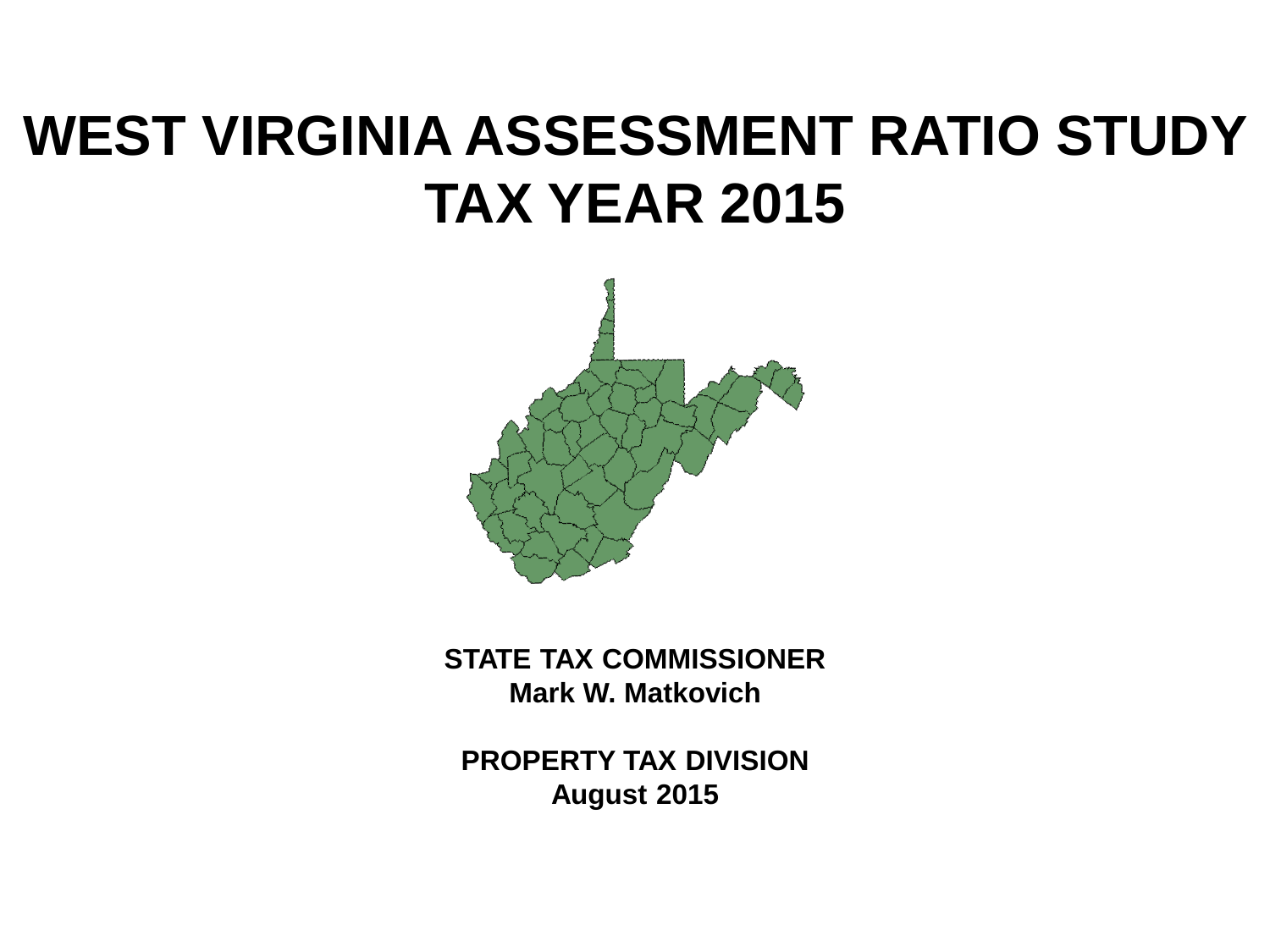# WEST VIRGINIA ASSESSMENT RATIO STUDY
# TAX YEAR 2015

**STATE TAX COMMISSIONER**
**Mark W. Matkovich**

**PROPERTY TAX DIVISION**
**August 2015**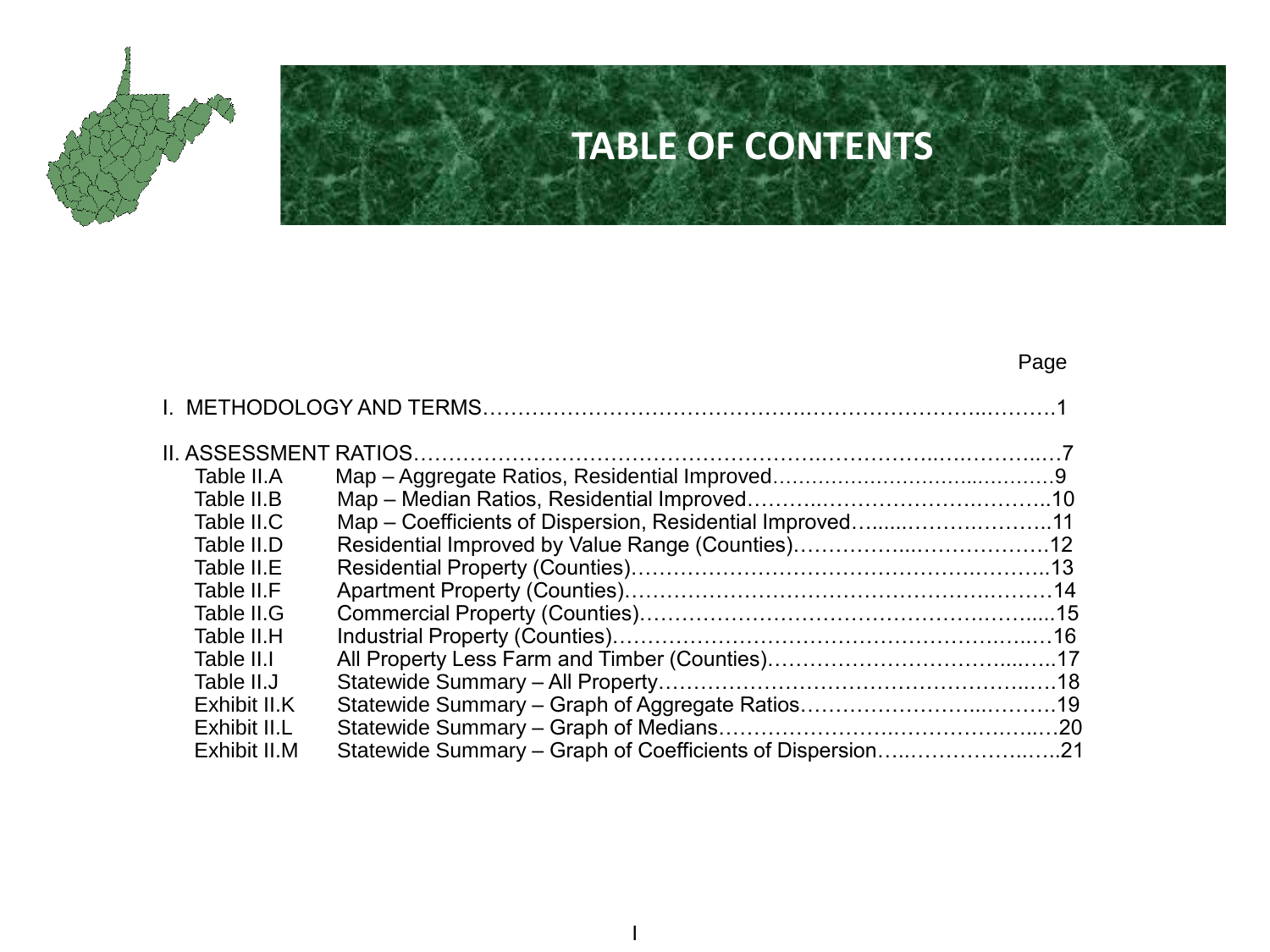# TABLE OF CONTENTS

| | | Page |
|---|---|---|
| I. METHODOLOGY AND TERMS | | 1 |
| II. ASSESSMENT RATIOS | | 7 |
| Table II.A | Map – Aggregate Ratios, Residential Improved | 9 |
| Table II.B | Map – Median Ratios, Residential Improved | 10 |
| Table II.C | Map – Coefficients of Dispersion, Residential Improved | 11 |
| Table II.D | Residential Improved by Value Range (Counties) | 12 |
| Table II.E | Residential Property (Counties) | 13 |
| Table II.F | Apartment Property (Counties) | 14 |
| Table II.G | Commercial Property (Counties) | 15 |
| Table II.H | Industrial Property (Counties) | 16 |
| Table II.I | All Property Less Farm and Timber (Counties) | 17 |
| Table II.J | Statewide Summary – All Property | 18 |
| Exhibit II.K | Statewide Summary – Graph of Aggregate Ratios | 19 |
| Exhibit II.L | Statewide Summary – Graph of Medians | 20 |
| Exhibit II.M | Statewide Summary – Graph of Coefficients of Dispersion | 21 |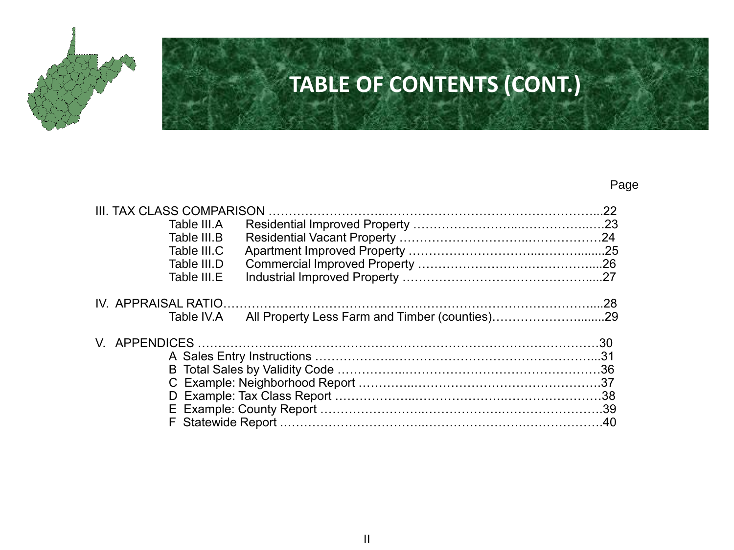# TABLE OF CONTENTS (CONT.)

Page

III. TAX CLASS COMPARISON ……………………………………………………………………..22

- Table III.A Residential Improved Property ……………………………………….23
- Table III.B Residential Vacant Property ……………………………………………24
- Table III.C Apartment Improved Property …………………………………………25
- Table III.D Commercial Improved Property ………………………………………..26
- Table III.E Industrial Improved Property …………………………………………..27

IV. APPRAISAL RATIO………………………………………………………………………………..28

- Table IV.A All Property Less Farm and Timber (counties)………………………..29

V. APPENDICES …………………………………………………………………………………30

- A Sales Entry Instructions ……………………………………………………………...31
- B Total Sales by Validity Code …………………………………………………………36
- C Example: Neighborhood Report ………………………………………………………37
- D Example: Tax Class Report …………………………………………………………38
- E Example: County Report ……………………………………………………………39
- F Statewide Report ………………………………………………………………………40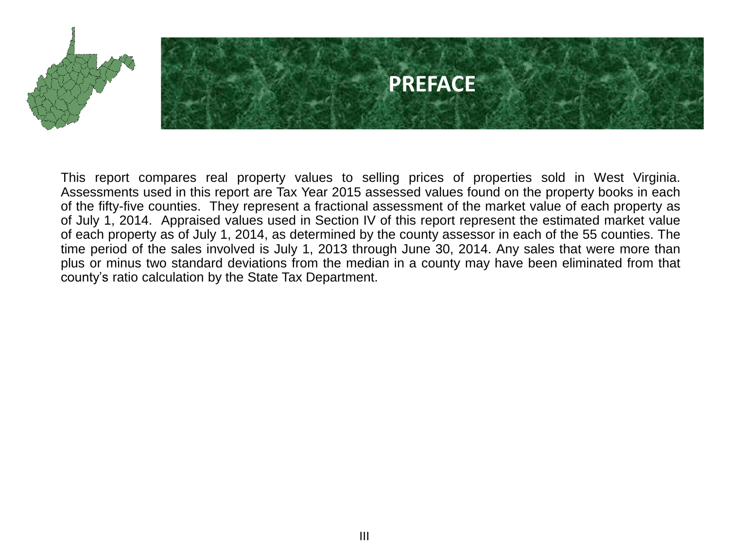# PREFACE

This report compares real property values to selling prices of properties sold in West Virginia. Assessments used in this report are Tax Year 2015 assessed values found on the property books in each of the fifty-five counties. They represent a fractional assessment of the market value of each property as of July 1, 2014. Appraised values used in Section IV of this report represent the estimated market value of each property as of July 1, 2014, as determined by the county assessor in each of the 55 counties. The time period of the sales involved is July 1, 2013 through June 30, 2014. Any sales that were more than plus or minus two standard deviations from the median in a county may have been eliminated from that county's ratio calculation by the State Tax Department.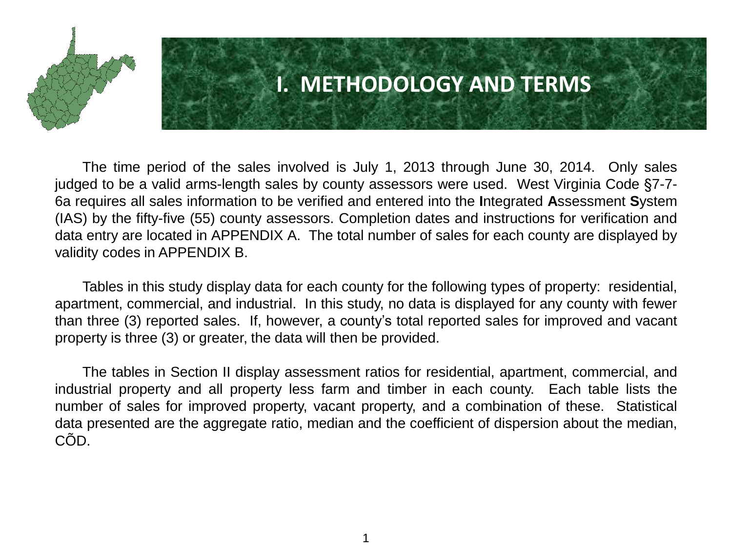# I. METHODOLOGY AND TERMS

The time period of the sales involved is July 1, 2013 through June 30, 2014. Only sales judged to be a valid arms-length sales by county assessors were used. West Virginia Code §7-7-6a requires all sales information to be verified and entered into the **I**ntegrated **A**ssessment **S**ystem (IAS) by the fifty-five (55) county assessors. Completion dates and instructions for verification and data entry are located in APPENDIX A. The total number of sales for each county are displayed by validity codes in APPENDIX B.

Tables in this study display data for each county for the following types of property: residential, apartment, commercial, and industrial. In this study, no data is displayed for any county with fewer than three (3) reported sales. If, however, a county's total reported sales for improved and vacant property is three (3) or greater, the data will then be provided.

The tables in Section II display assessment ratios for residential, apartment, commercial, and industrial property and all property less farm and timber in each county. Each table lists the number of sales for improved property, vacant property, and a combination of these. Statistical data presented are the aggregate ratio, median and the coefficient of dispersion about the median, CÕD.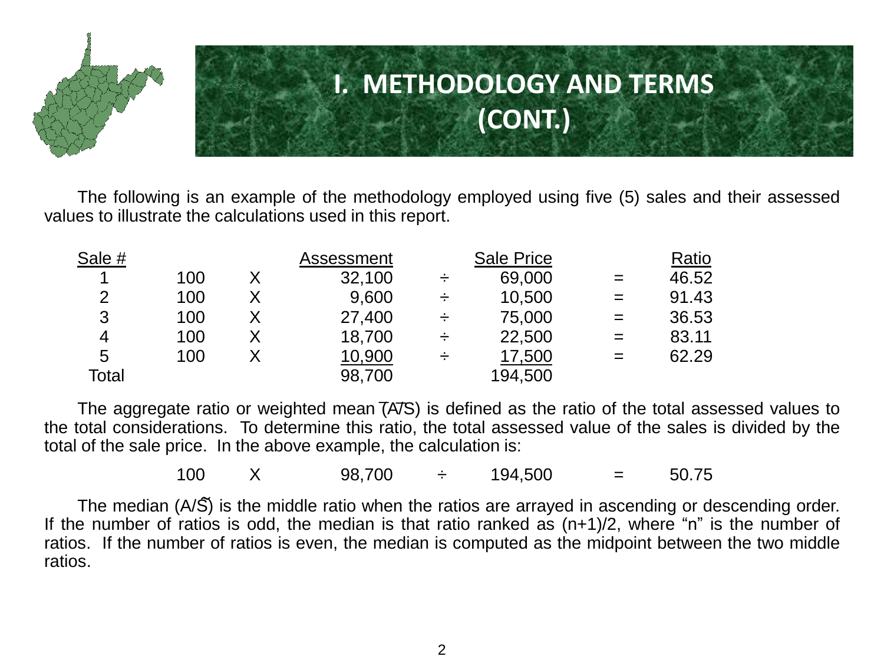# I. METHODOLOGY AND TERMS (CONT.)

The following is an example of the methodology employed using five (5) sales and their assessed values to illustrate the calculations used in this report.

| Sale # | | | Assessment | | Sale Price | | Ratio |
|---|---|---|---|---|---|---|---|
| 1 | 100 | X | 32,100 | ÷ | 69,000 | = | 46.52 |
| 2 | 100 | X | 9,600 | ÷ | 10,500 | = | 91.43 |
| 3 | 100 | X | 27,400 | ÷ | 75,000 | = | 36.53 |
| 4 | 100 | X | 18,700 | ÷ | 22,500 | = | 83.11 |
| 5 | 100 | X | 10,900 | ÷ | 17,500 | = | 62.29 |
| Total | | | 98,700 | | 194,500 | | |

The aggregate ratio or weighted mean $(\overline{A/S})$ is defined as the ratio of the total assessed values to the total considerations. To determine this ratio, the total assessed value of the sales is divided by the total of the sale price. In the above example, the calculation is:

$$100 \times 98{,}700 \div 194{,}500 = 50.75$$

The median $(\widetilde{A/S})$ is the middle ratio when the ratios are arrayed in ascending or descending order. If the number of ratios is odd, the median is that ratio ranked as (n+1)/2, where "n" is the number of ratios. If the number of ratios is even, the median is computed as the midpoint between the two middle ratios.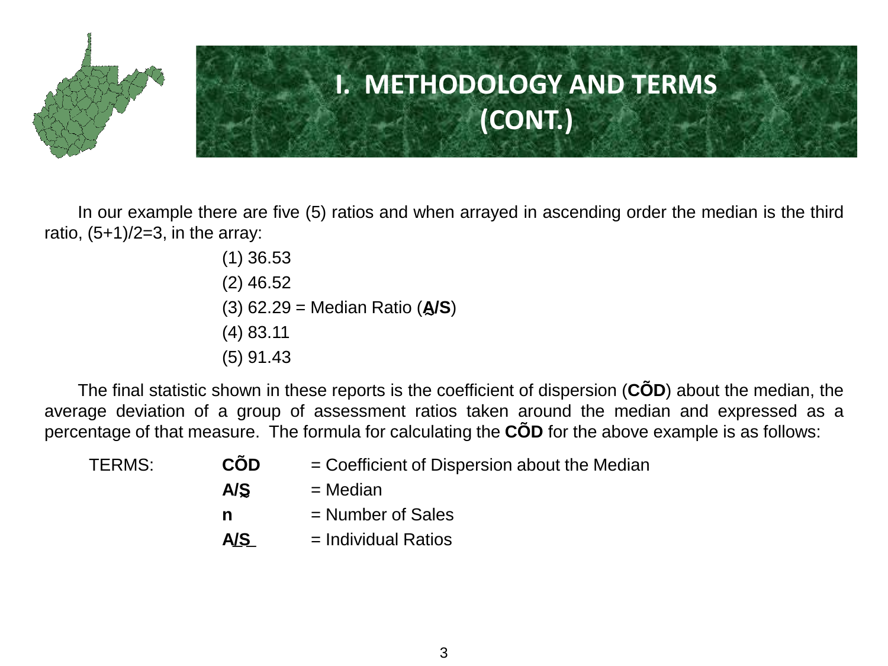# I. METHODOLOGY AND TERMS (CONT.)

In our example there are five (5) ratios and when arrayed in ascending order the median is the third ratio, (5+1)/2=3, in the array:

(1) 36.53

(2) 46.52

(3) 62.29 = Median Ratio (**A̰/S**)

(4) 83.11

(5) 91.43

The final statistic shown in these reports is the coefficient of dispersion (**CÕD**) about the median, the average deviation of a group of assessment ratios taken around the median and expressed as a percentage of that measure. The formula for calculating the **CÕD** for the above example is as follows:

| TERMS: | | |
|---|---|---|
| | **CÕD** | = Coefficient of Dispersion about the Median |
| | **A/S̰** | = Median |
| | **n** | = Number of Sales |
| | **A/S** | = Individual Ratios |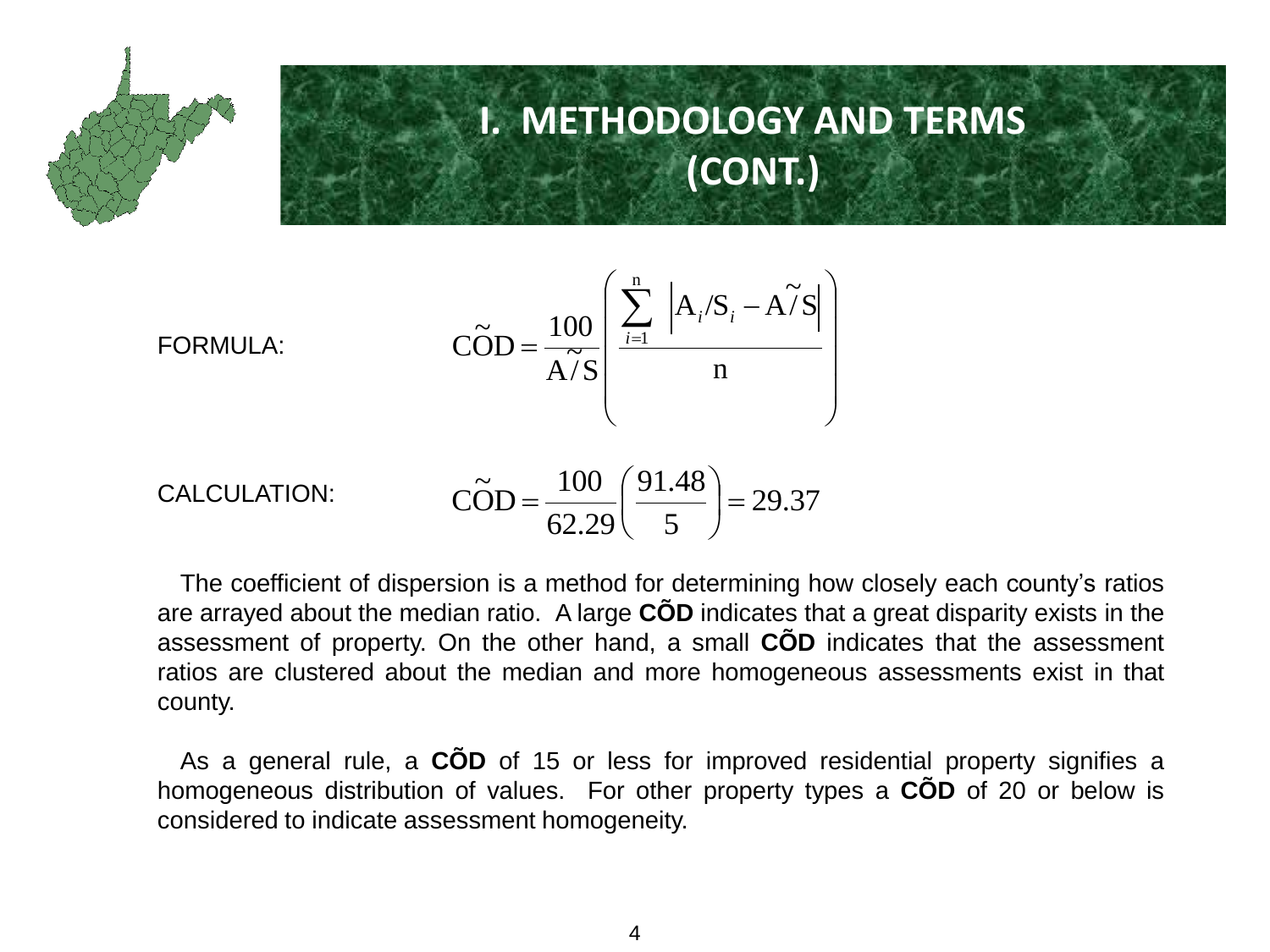# I. METHODOLOGY AND TERMS (CONT.)

FORMULA:

$$\tilde{COD} = \frac{100}{\tilde{A/S}}\left(\frac{\sum_{i=1}^{n}\left|A_i/S_i - \tilde{A/S}\right|}{n}\right)$$

CALCULATION:

$$\tilde{COD} = \frac{100}{62.29}\left(\frac{91.48}{5}\right) = 29.37$$

The coefficient of dispersion is a method for determining how closely each county's ratios are arrayed about the median ratio. A large **CÕD** indicates that a great disparity exists in the assessment of property. On the other hand, a small **CÕD** indicates that the assessment ratios are clustered about the median and more homogeneous assessments exist in that county.

As a general rule, a **CÕD** of 15 or less for improved residential property signifies a homogeneous distribution of values. For other property types a **CÕD** of 20 or below is considered to indicate assessment homogeneity.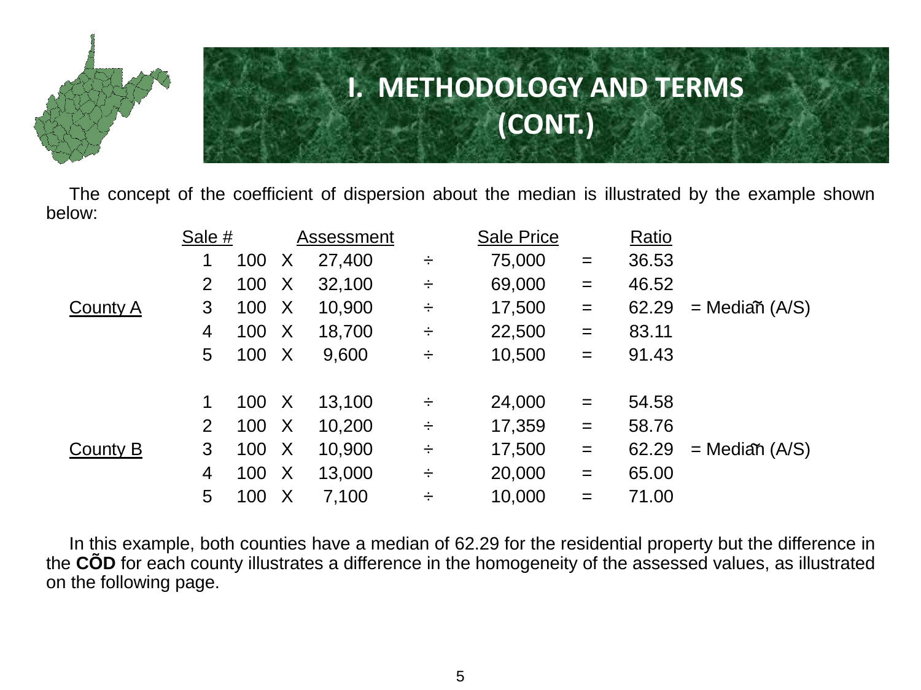# I. METHODOLOGY AND TERMS (CONT.)

The concept of the coefficient of dispersion about the median is illustrated by the example shown below:

| | Sale # | | | Assessment | | Sale Price | | Ratio | |
|---|---|---|---|---|---|---|---|---|---|
| | 1 | 100 | X | 27,400 | ÷ | 75,000 | = | 36.53 | |
| | 2 | 100 | X | 32,100 | ÷ | 69,000 | = | 46.52 | |
| County A | 3 | 100 | X | 10,900 | ÷ | 17,500 | = | 62.29 | = Median (A/S) |
| | 4 | 100 | X | 18,700 | ÷ | 22,500 | = | 83.11 | |
| | 5 | 100 | X | 9,600 | ÷ | 10,500 | = | 91.43 | |
| | 1 | 100 | X | 13,100 | ÷ | 24,000 | = | 54.58 | |
| | 2 | 100 | X | 10,200 | ÷ | 17,359 | = | 58.76 | |
| County B | 3 | 100 | X | 10,900 | ÷ | 17,500 | = | 62.29 | = Median (A/S) |
| | 4 | 100 | X | 13,000 | ÷ | 20,000 | = | 65.00 | |
| | 5 | 100 | X | 7,100 | ÷ | 10,000 | = | 71.00 | |

In this example, both counties have a median of 62.29 for the residential property but the difference in the **CÕD** for each county illustrates a difference in the homogeneity of the assessed values, as illustrated on the following page.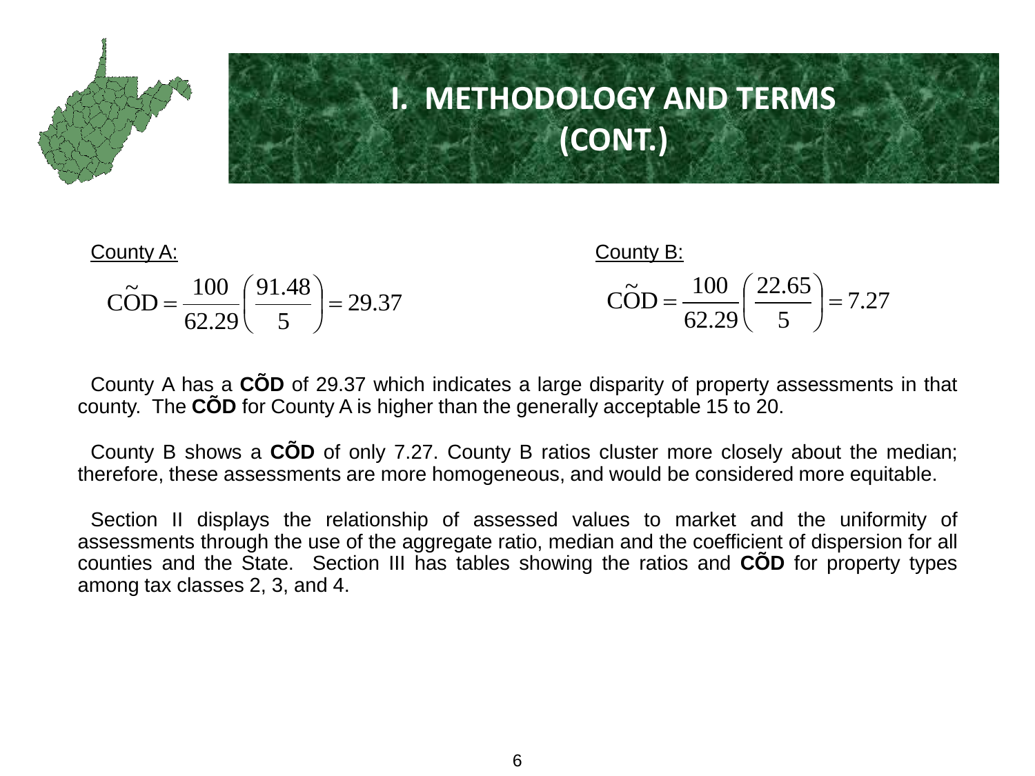# I. METHODOLOGY AND TERMS (CONT.)

County A:

$$\tilde{\text{COD}} = \frac{100}{62.29}\left(\frac{91.48}{5}\right) = 29.37$$

County B:

$$\tilde{\text{COD}} = \frac{100}{62.29}\left(\frac{22.65}{5}\right) = 7.27$$

County A has a **CÕD** of 29.37 which indicates a large disparity of property assessments in that county. The **CÕD** for County A is higher than the generally acceptable 15 to 20.

County B shows a **CÕD** of only 7.27. County B ratios cluster more closely about the median; therefore, these assessments are more homogeneous, and would be considered more equitable.

Section II displays the relationship of assessed values to market and the uniformity of assessments through the use of the aggregate ratio, median and the coefficient of dispersion for all counties and the State. Section III has tables showing the ratios and **CÕD** for property types among tax classes 2, 3, and 4.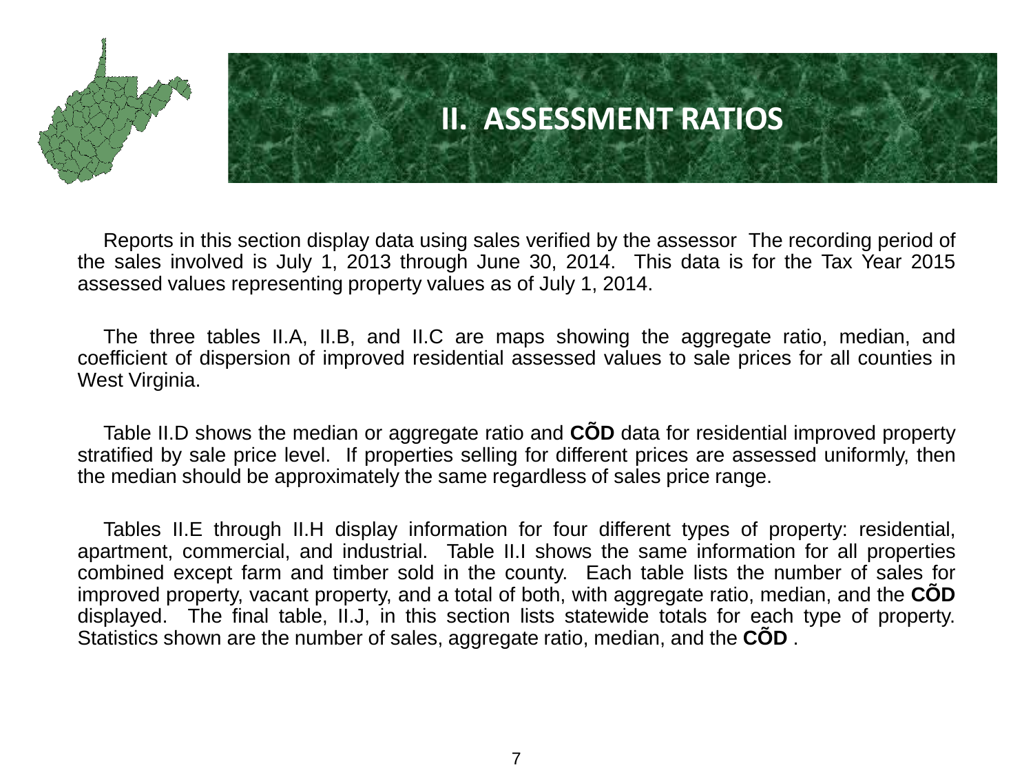# II. ASSESSMENT RATIOS

Reports in this section display data using sales verified by the assessor The recording period of the sales involved is July 1, 2013 through June 30, 2014. This data is for the Tax Year 2015 assessed values representing property values as of July 1, 2014.

The three tables II.A, II.B, and II.C are maps showing the aggregate ratio, median, and coefficient of dispersion of improved residential assessed values to sale prices for all counties in West Virginia.

Table II.D shows the median or aggregate ratio and **CÕD** data for residential improved property stratified by sale price level. If properties selling for different prices are assessed uniformly, then the median should be approximately the same regardless of sales price range.

Tables II.E through II.H display information for four different types of property: residential, apartment, commercial, and industrial. Table II.I shows the same information for all properties combined except farm and timber sold in the county. Each table lists the number of sales for improved property, vacant property, and a total of both, with aggregate ratio, median, and the **CÕD** displayed. The final table, II.J, in this section lists statewide totals for each type of property. Statistics shown are the number of sales, aggregate ratio, median, and the **CÕD** .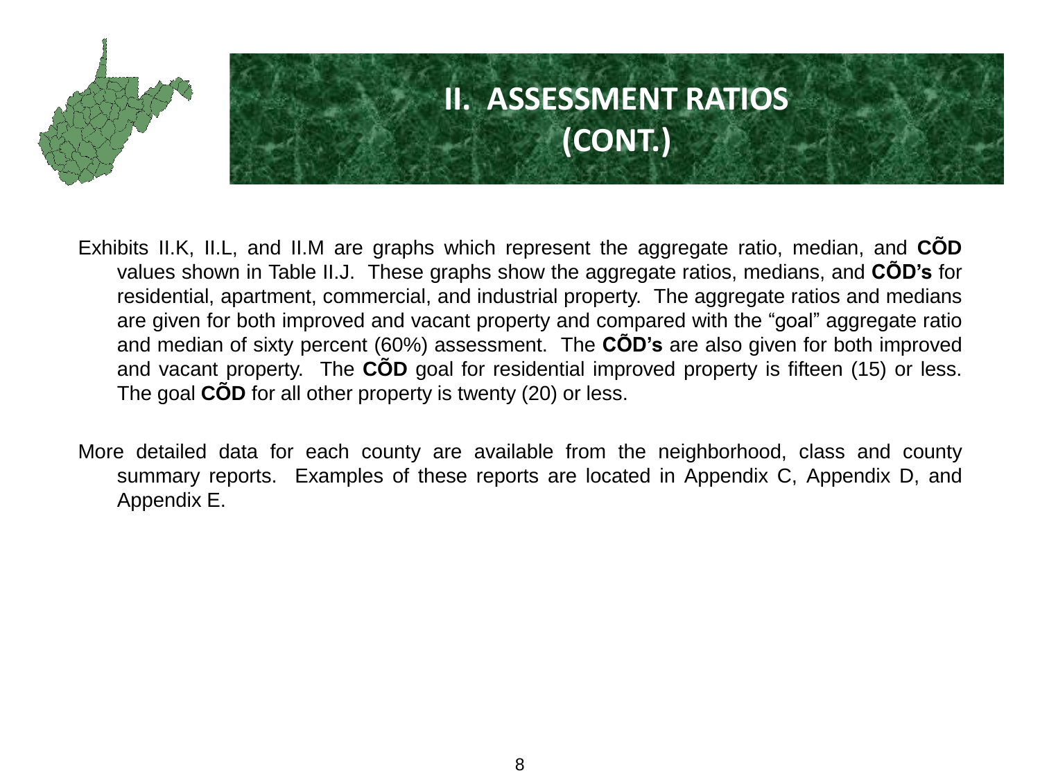# II. ASSESSMENT RATIOS (CONT.)

Exhibits II.K, II.L, and II.M are graphs which represent the aggregate ratio, median, and **CÕD** values shown in Table II.J. These graphs show the aggregate ratios, medians, and **CÕD's** for residential, apartment, commercial, and industrial property. The aggregate ratios and medians are given for both improved and vacant property and compared with the "goal" aggregate ratio and median of sixty percent (60%) assessment. The **CÕD's** are also given for both improved and vacant property. The **CÕD** goal for residential improved property is fifteen (15) or less. The goal **CÕD** for all other property is twenty (20) or less.

More detailed data for each county are available from the neighborhood, class and county summary reports. Examples of these reports are located in Appendix C, Appendix D, and Appendix E.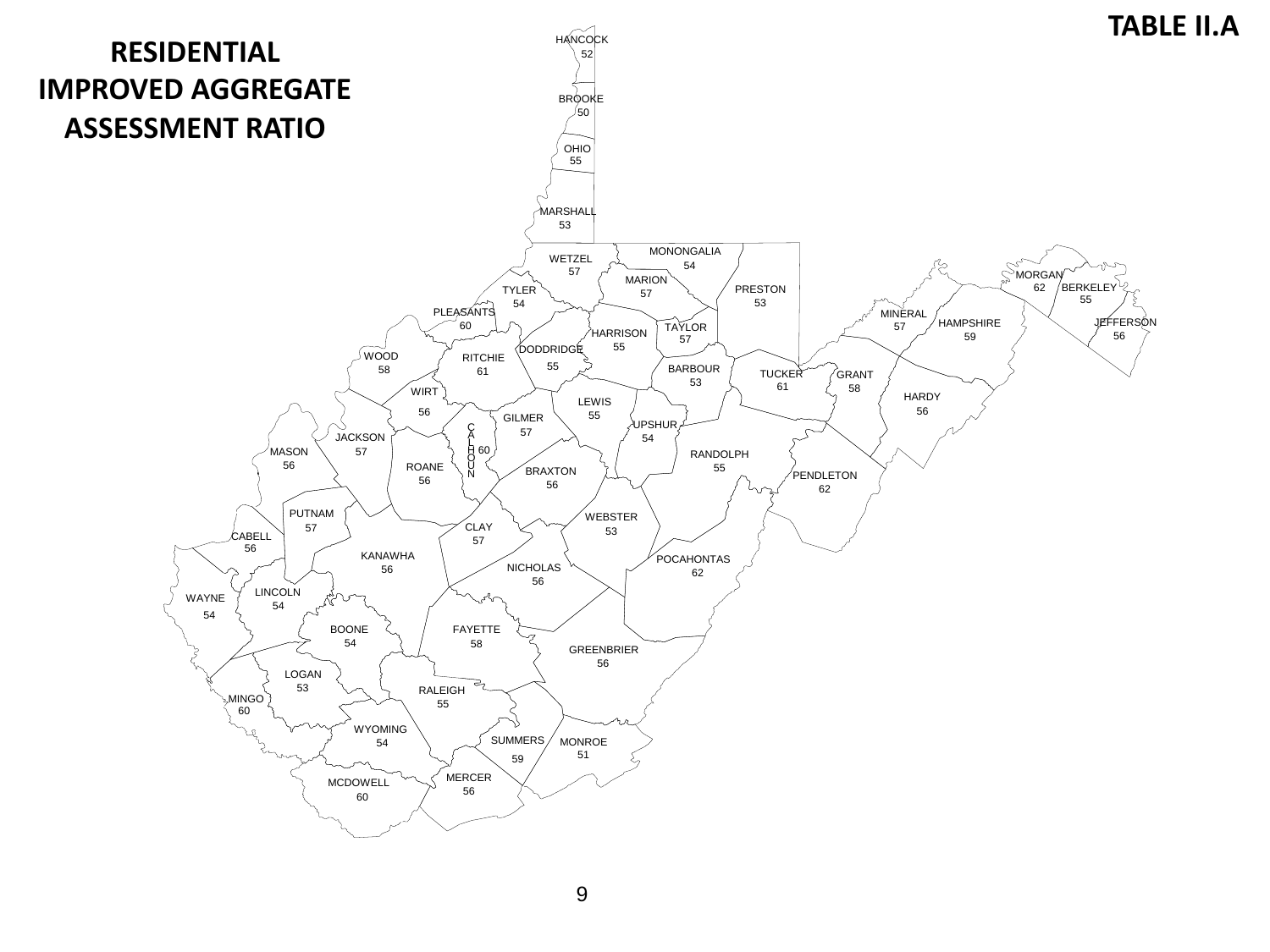**TABLE II.A**

# RESIDENTIAL IMPROVED AGGREGATE ASSESSMENT RATIO

| County | Ratio |
|---|---|
| HANCOCK | 52 |
| BROOKE | 50 |
| OHIO | 55 |
| MARSHALL | 53 |
| MONONGALIA | 54 |
| WETZEL | 57 |
| MARION | 57 |
| PRESTON | 53 |
| TYLER | 54 |
| MORGAN | 62 |
| BERKELEY | 55 |
| PLEASANTS | 60 |
| MINERAL | 57 |
| HAMPSHIRE | 59 |
| JEFFERSON | 56 |
| TAYLOR | 57 |
| HARRISON | 55 |
| DODDRIDGE | 55 |
| WOOD | 58 |
| RITCHIE | 61 |
| BARBOUR | 53 |
| TUCKER | 61 |
| GRANT | 58 |
| WIRT | 56 |
| LEWIS | 55 |
| HARDY | 56 |
| GILMER | 57 |
| UPSHUR | 54 |
| JACKSON | 57 |
| CALHOUN | 60 |
| MASON | 56 |
| RANDOLPH | 55 |
| ROANE | 56 |
| BRAXTON | 56 |
| PENDLETON | 62 |
| PUTNAM | 57 |
| WEBSTER | 53 |
| CLAY | 57 |
| CABELL | 56 |
| KANAWHA | 56 |
| POCAHONTAS | 62 |
| NICHOLAS | 56 |
| LINCOLN | 54 |
| WAYNE | 54 |
| BOONE | 54 |
| FAYETTE | 58 |
| GREENBRIER | 56 |
| LOGAN | 53 |
| RALEIGH | 55 |
| MINGO | 60 |
| WYOMING | 54 |
| SUMMERS | 59 |
| MONROE | 51 |
| MERCER | 56 |
| MCDOWELL | 60 |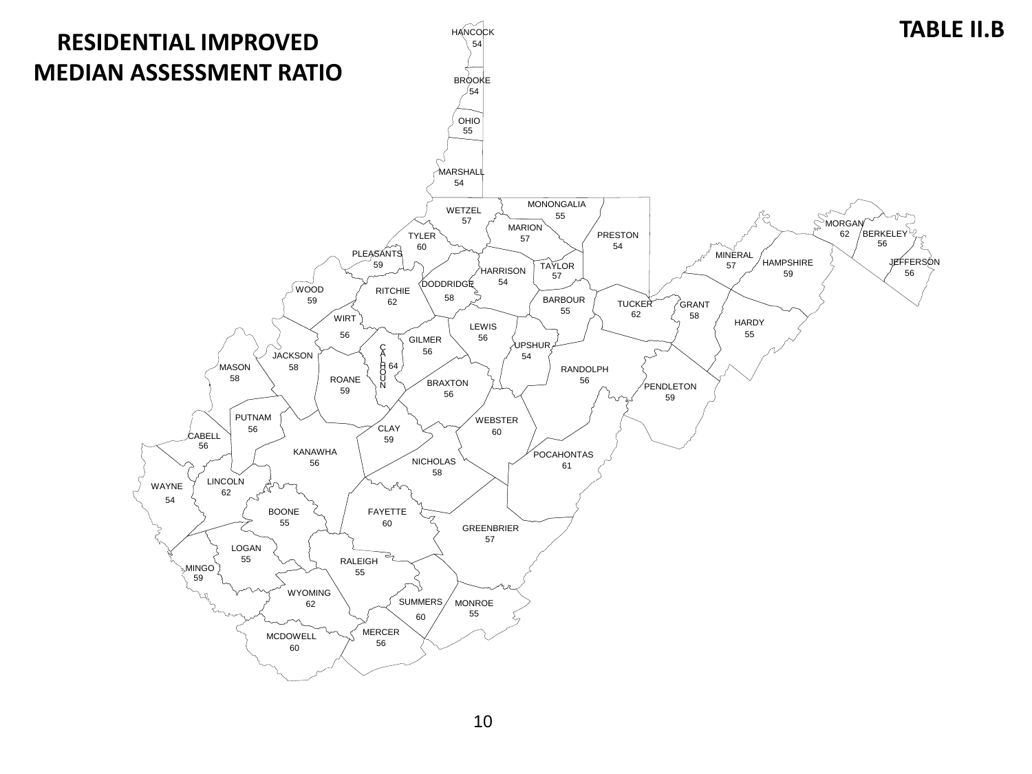# RESIDENTIAL IMPROVED MEDIAN ASSESSMENT RATIO

**TABLE II.B**

| County | Ratio |
|---|---|
| HANCOCK | 54 |
| BROOKE | 54 |
| OHIO | 55 |
| MARSHALL | 54 |
| WETZEL | 57 |
| MONONGALIA | 55 |
| MARION | 57 |
| TYLER | 60 |
| PRESTON | 54 |
| MORGAN | 62 |
| BERKELEY | 56 |
| PLEASANTS | 59 |
| MINERAL | 57 |
| HAMPSHIRE | 59 |
| JEFFERSON | 56 |
| TAYLOR | 57 |
| HARRISON | 54 |
| DODDRIDGE | 58 |
| WOOD | 59 |
| RITCHIE | 62 |
| BARBOUR | 55 |
| TUCKER | 62 |
| GRANT | 58 |
| WIRT | 56 |
| LEWIS | 56 |
| HARDY | 55 |
| GILMER | 56 |
| UPSHUR | 54 |
| CALHOUN | 64 |
| JACKSON | 58 |
| MASON | 58 |
| RANDOLPH | 56 |
| ROANE | 59 |
| BRAXTON | 56 |
| PENDLETON | 59 |
| PUTNAM | 56 |
| WEBSTER | 60 |
| CLAY | 59 |
| CABELL | 56 |
| KANAWHA | 56 |
| POCAHONTAS | 61 |
| NICHOLAS | 58 |
| WAYNE | 54 |
| LINCOLN | 62 |
| BOONE | 55 |
| FAYETTE | 60 |
| GREENBRIER | 57 |
| LOGAN | 55 |
| RALEIGH | 55 |
| MINGO | 59 |
| WYOMING | 62 |
| SUMMERS | 60 |
| MONROE | 55 |
| MERCER | 56 |
| MCDOWELL | 60 |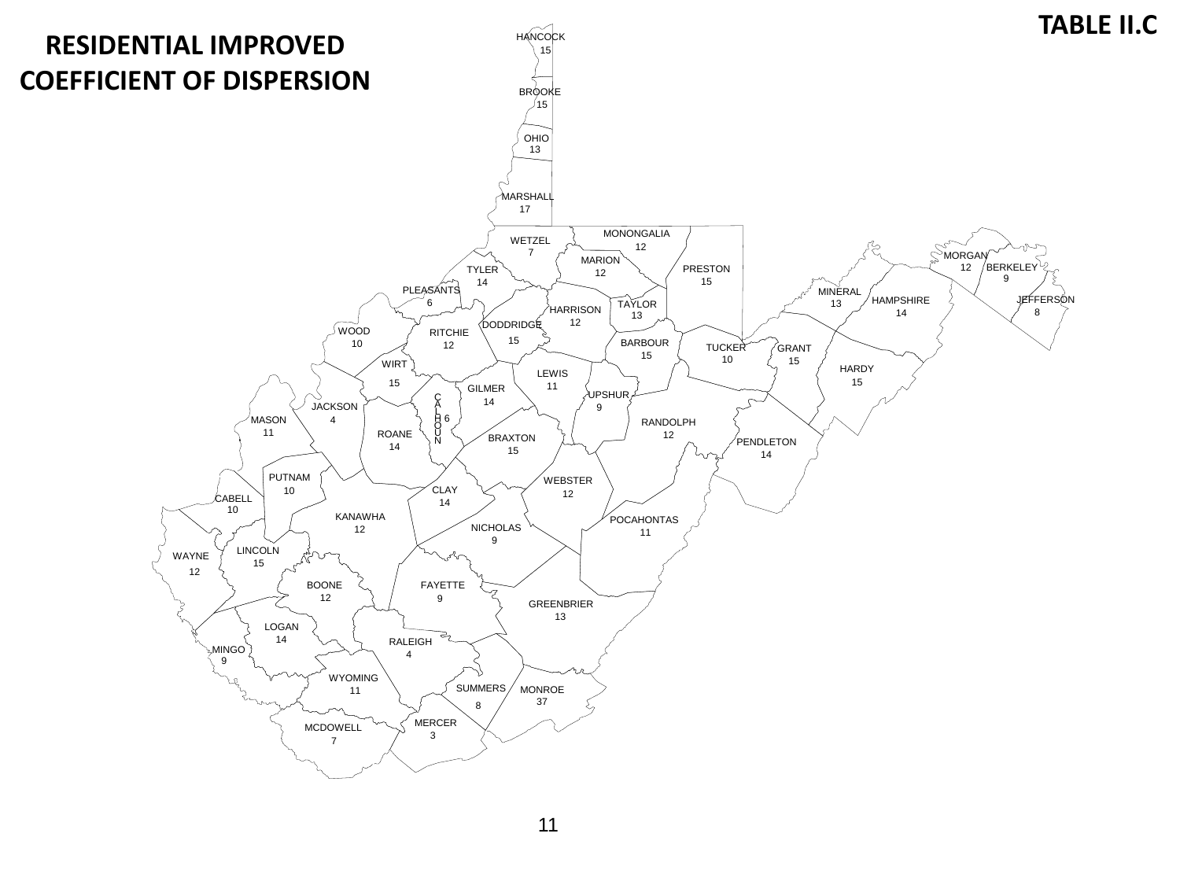**TABLE II.C**

# RESIDENTIAL IMPROVED COEFFICIENT OF DISPERSION

| County | Coefficient of Dispersion |
| --- | --- |
| HANCOCK | 15 |
| BROOKE | 15 |
| OHIO | 13 |
| MARSHALL | 17 |
| WETZEL | 7 |
| MONONGALIA | 12 |
| MARION | 12 |
| PRESTON | 15 |
| TYLER | 14 |
| PLEASANTS | 6 |
| MORGAN | 12 |
| BERKELEY | 9 |
| MINERAL | 13 |
| HAMPSHIRE | 14 |
| JEFFERSON | 8 |
| HARRISON | 12 |
| TAYLOR | 13 |
| DODDRIDGE | 15 |
| WOOD | 10 |
| RITCHIE | 12 |
| BARBOUR | 15 |
| TUCKER | 10 |
| GRANT | 15 |
| WIRT | 15 |
| LEWIS | 11 |
| HARDY | 15 |
| GILMER | 14 |
| UPSHUR | 9 |
| JACKSON | 4 |
| CALHOUN | 6 |
| MASON | 11 |
| ROANE | 14 |
| RANDOLPH | 12 |
| BRAXTON | 15 |
| PENDLETON | 14 |
| PUTNAM | 10 |
| WEBSTER | 12 |
| CLAY | 14 |
| CABELL | 10 |
| KANAWHA | 12 |
| POCAHONTAS | 11 |
| NICHOLAS | 9 |
| LINCOLN | 15 |
| WAYNE | 12 |
| BOONE | 12 |
| FAYETTE | 9 |
| GREENBRIER | 13 |
| LOGAN | 14 |
| RALEIGH | 4 |
| MINGO | 9 |
| WYOMING | 11 |
| SUMMERS | 8 |
| MONROE | 37 |
| MERCER | 3 |
| MCDOWELL | 7 |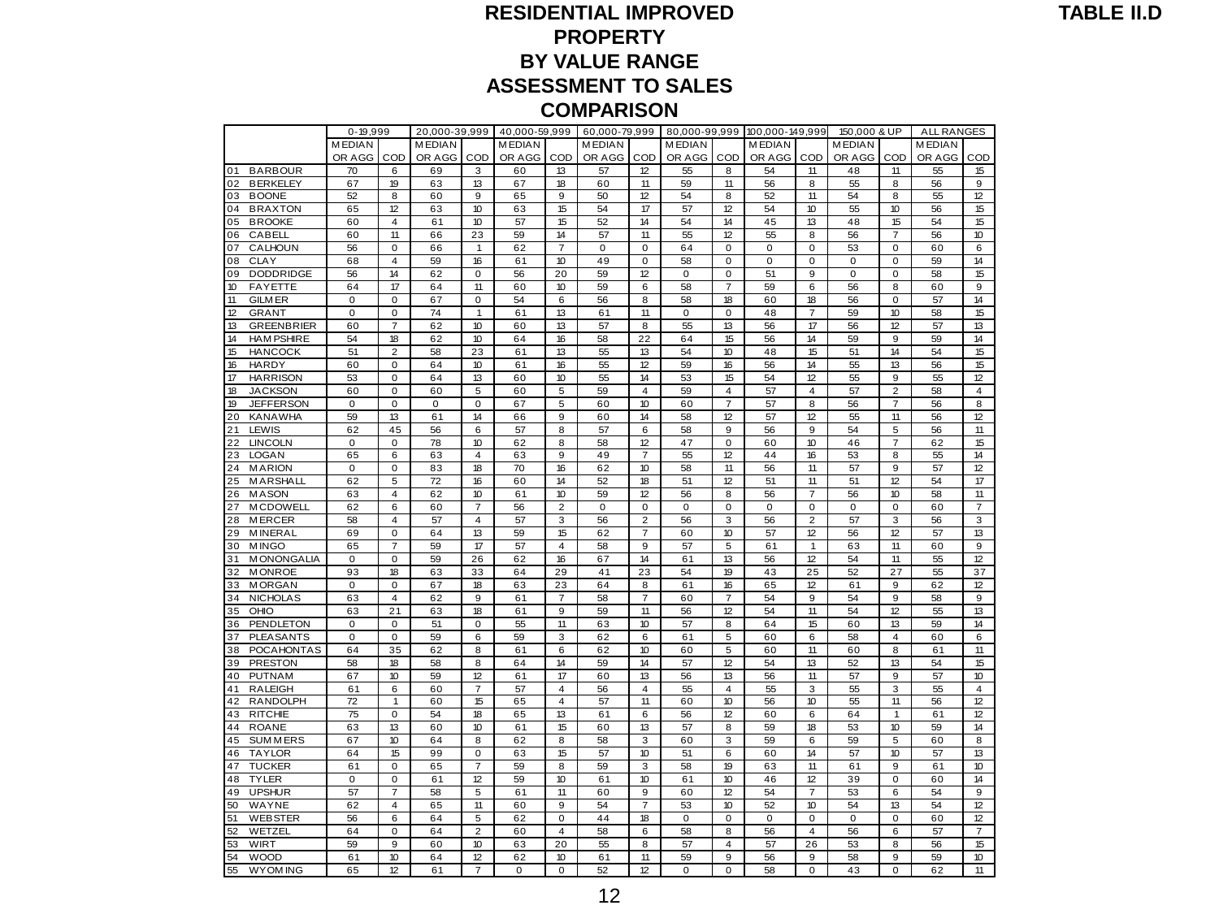# RESIDENTIAL IMPROVED PROPERTY BY VALUE RANGE ASSESSMENT TO SALES COMPARISON

**TABLE II.D**

| | 0-19,999 | | 20,000-39,999 | | 40,000-59,999 | | 60,000-79,999 | | 80,000-99,999 | | 100,000-149,999 | | 150,000 & UP | | ALL RANGES | |
|---|---|---|---|---|---|---|---|---|---|---|---|---|---|---|---|---|
| | MEDIAN OR AGG | COD | MEDIAN OR AGG | COD | MEDIAN OR AGG | COD | MEDIAN OR AGG | COD | MEDIAN OR AGG | COD | MEDIAN OR AGG | COD | MEDIAN OR AGG | COD | MEDIAN OR AGG | COD |
| 01 BARBOUR | 70 | 6 | 69 | 3 | 60 | 13 | 57 | 12 | 55 | 8 | 54 | 11 | 48 | 11 | 55 | 15 |
| 02 BERKELEY | 67 | 19 | 63 | 13 | 67 | 18 | 60 | 11 | 59 | 11 | 56 | 8 | 55 | 8 | 56 | 9 |
| 03 BOONE | 52 | 8 | 60 | 9 | 65 | 9 | 50 | 12 | 54 | 8 | 52 | 11 | 54 | 8 | 55 | 12 |
| 04 BRAXTON | 65 | 12 | 63 | 10 | 63 | 15 | 54 | 17 | 57 | 12 | 54 | 10 | 55 | 10 | 56 | 15 |
| 05 BROOKE | 60 | 4 | 61 | 10 | 57 | 15 | 52 | 14 | 54 | 14 | 45 | 13 | 48 | 15 | 54 | 15 |
| 06 CABELL | 60 | 11 | 66 | 23 | 59 | 14 | 57 | 11 | 55 | 12 | 55 | 8 | 56 | 7 | 56 | 10 |
| 07 CALHOUN | 56 | 0 | 66 | 1 | 62 | 7 | 0 | 0 | 64 | 0 | 0 | 0 | 53 | 0 | 60 | 6 |
| 08 CLAY | 68 | 4 | 59 | 16 | 61 | 10 | 49 | 0 | 58 | 0 | 0 | 0 | 0 | 0 | 59 | 14 |
| 09 DODDRIDGE | 56 | 14 | 62 | 0 | 56 | 20 | 59 | 12 | 0 | 0 | 51 | 9 | 0 | 0 | 58 | 15 |
| 10 FAYETTE | 64 | 17 | 64 | 11 | 60 | 10 | 59 | 6 | 58 | 7 | 59 | 6 | 56 | 8 | 60 | 9 |
| 11 GILMER | 0 | 0 | 67 | 0 | 54 | 6 | 56 | 8 | 58 | 18 | 60 | 18 | 56 | 0 | 57 | 14 |
| 12 GRANT | 0 | 0 | 74 | 1 | 61 | 13 | 61 | 11 | 0 | 0 | 48 | 7 | 59 | 10 | 58 | 15 |
| 13 GREENBRIER | 60 | 7 | 62 | 10 | 60 | 13 | 57 | 8 | 55 | 13 | 56 | 17 | 56 | 12 | 57 | 13 |
| 14 HAMPSHIRE | 54 | 18 | 62 | 10 | 64 | 16 | 58 | 22 | 64 | 15 | 56 | 14 | 59 | 9 | 59 | 14 |
| 15 HANCOCK | 51 | 2 | 58 | 23 | 61 | 13 | 55 | 13 | 54 | 10 | 48 | 15 | 51 | 14 | 54 | 15 |
| 16 HARDY | 60 | 0 | 64 | 10 | 61 | 16 | 55 | 12 | 59 | 16 | 56 | 14 | 55 | 13 | 56 | 15 |
| 17 HARRISON | 53 | 0 | 64 | 13 | 60 | 10 | 55 | 14 | 53 | 15 | 54 | 12 | 55 | 9 | 55 | 12 |
| 18 JACKSON | 60 | 0 | 60 | 5 | 60 | 5 | 59 | 4 | 59 | 4 | 57 | 4 | 57 | 2 | 58 | 4 |
| 19 JEFFERSON | 0 | 0 | 0 | 0 | 67 | 5 | 60 | 10 | 60 | 7 | 57 | 8 | 56 | 7 | 56 | 8 |
| 20 KANAWHA | 59 | 13 | 61 | 14 | 66 | 9 | 60 | 14 | 58 | 12 | 57 | 12 | 55 | 11 | 56 | 12 |
| 21 LEWIS | 62 | 45 | 56 | 6 | 57 | 8 | 57 | 6 | 58 | 9 | 56 | 9 | 54 | 5 | 56 | 11 |
| 22 LINCOLN | 0 | 0 | 78 | 10 | 62 | 8 | 58 | 12 | 47 | 0 | 60 | 10 | 46 | 7 | 62 | 15 |
| 23 LOGAN | 65 | 6 | 63 | 4 | 63 | 9 | 49 | 7 | 55 | 12 | 44 | 16 | 53 | 8 | 55 | 14 |
| 24 MARION | 0 | 0 | 83 | 18 | 70 | 16 | 62 | 10 | 58 | 11 | 56 | 11 | 57 | 9 | 57 | 12 |
| 25 MARSHALL | 62 | 5 | 72 | 16 | 60 | 14 | 52 | 18 | 51 | 12 | 51 | 11 | 51 | 12 | 54 | 17 |
| 26 MASON | 63 | 4 | 62 | 10 | 61 | 10 | 59 | 12 | 56 | 8 | 56 | 7 | 56 | 10 | 58 | 11 |
| 27 MCDOWELL | 62 | 6 | 60 | 7 | 56 | 2 | 0 | 0 | 0 | 0 | 0 | 0 | 0 | 0 | 60 | 7 |
| 28 MERCER | 58 | 4 | 57 | 4 | 57 | 3 | 56 | 2 | 56 | 3 | 56 | 2 | 57 | 3 | 56 | 3 |
| 29 MINERAL | 69 | 0 | 64 | 13 | 59 | 15 | 62 | 7 | 60 | 10 | 57 | 12 | 56 | 12 | 57 | 13 |
| 30 MINGO | 65 | 7 | 59 | 17 | 57 | 4 | 58 | 9 | 57 | 5 | 61 | 1 | 63 | 11 | 60 | 9 |
| 31 MONONGALIA | 0 | 0 | 59 | 26 | 62 | 16 | 67 | 14 | 61 | 13 | 56 | 12 | 54 | 11 | 55 | 12 |
| 32 MONROE | 93 | 18 | 63 | 33 | 64 | 29 | 41 | 23 | 54 | 19 | 43 | 25 | 52 | 27 | 55 | 37 |
| 33 MORGAN | 0 | 0 | 67 | 18 | 63 | 23 | 64 | 8 | 61 | 16 | 65 | 12 | 61 | 9 | 62 | 12 |
| 34 NICHOLAS | 63 | 4 | 62 | 9 | 61 | 7 | 58 | 7 | 60 | 7 | 54 | 9 | 54 | 9 | 58 | 9 |
| 35 OHIO | 63 | 21 | 63 | 18 | 61 | 9 | 59 | 11 | 56 | 12 | 54 | 11 | 54 | 12 | 55 | 13 |
| 36 PENDLETON | 0 | 0 | 51 | 0 | 55 | 11 | 63 | 10 | 57 | 8 | 64 | 15 | 60 | 13 | 59 | 14 |
| 37 PLEASANTS | 0 | 0 | 59 | 6 | 59 | 3 | 62 | 6 | 61 | 5 | 60 | 6 | 58 | 4 | 60 | 6 |
| 38 POCAHONTAS | 64 | 35 | 62 | 8 | 61 | 6 | 62 | 10 | 60 | 5 | 60 | 11 | 60 | 8 | 61 | 11 |
| 39 PRESTON | 58 | 18 | 58 | 8 | 64 | 14 | 59 | 14 | 57 | 12 | 54 | 13 | 52 | 13 | 54 | 15 |
| 40 PUTNAM | 67 | 10 | 59 | 12 | 61 | 17 | 60 | 13 | 56 | 13 | 56 | 11 | 57 | 9 | 57 | 10 |
| 41 RALEIGH | 61 | 6 | 60 | 7 | 57 | 4 | 56 | 4 | 55 | 4 | 55 | 3 | 55 | 3 | 55 | 4 |
| 42 RANDOLPH | 72 | 1 | 60 | 15 | 65 | 4 | 57 | 11 | 60 | 10 | 56 | 10 | 55 | 11 | 56 | 12 |
| 43 RITCHIE | 75 | 0 | 54 | 18 | 65 | 13 | 61 | 6 | 56 | 12 | 60 | 6 | 64 | 1 | 61 | 12 |
| 44 ROANE | 63 | 13 | 60 | 10 | 61 | 15 | 60 | 13 | 57 | 8 | 59 | 18 | 53 | 10 | 59 | 14 |
| 45 SUMMERS | 67 | 10 | 64 | 8 | 62 | 8 | 58 | 3 | 60 | 3 | 59 | 6 | 59 | 5 | 60 | 8 |
| 46 TAYLOR | 64 | 15 | 99 | 0 | 63 | 15 | 57 | 10 | 51 | 6 | 60 | 14 | 57 | 10 | 57 | 13 |
| 47 TUCKER | 61 | 0 | 65 | 7 | 59 | 8 | 59 | 3 | 58 | 19 | 63 | 11 | 61 | 9 | 61 | 10 |
| 48 TYLER | 0 | 0 | 61 | 12 | 59 | 10 | 61 | 10 | 61 | 10 | 46 | 12 | 39 | 0 | 60 | 14 |
| 49 UPSHUR | 57 | 7 | 58 | 5 | 61 | 11 | 60 | 9 | 60 | 12 | 54 | 7 | 53 | 6 | 54 | 9 |
| 50 WAYNE | 62 | 4 | 65 | 11 | 60 | 9 | 54 | 7 | 53 | 10 | 52 | 10 | 54 | 13 | 54 | 12 |
| 51 WEBSTER | 56 | 6 | 64 | 5 | 62 | 0 | 44 | 18 | 0 | 0 | 0 | 0 | 0 | 0 | 60 | 12 |
| 52 WETZEL | 64 | 0 | 64 | 2 | 60 | 4 | 58 | 6 | 58 | 8 | 56 | 4 | 56 | 6 | 57 | 7 |
| 53 WIRT | 59 | 9 | 60 | 10 | 63 | 20 | 55 | 8 | 57 | 4 | 57 | 26 | 53 | 8 | 56 | 15 |
| 54 WOOD | 61 | 10 | 64 | 12 | 62 | 10 | 61 | 11 | 59 | 9 | 56 | 9 | 58 | 9 | 59 | 10 |
| 55 WYOMING | 65 | 12 | 61 | 7 | 0 | 0 | 52 | 12 | 0 | 0 | 58 | 0 | 43 | 0 | 62 | 11 |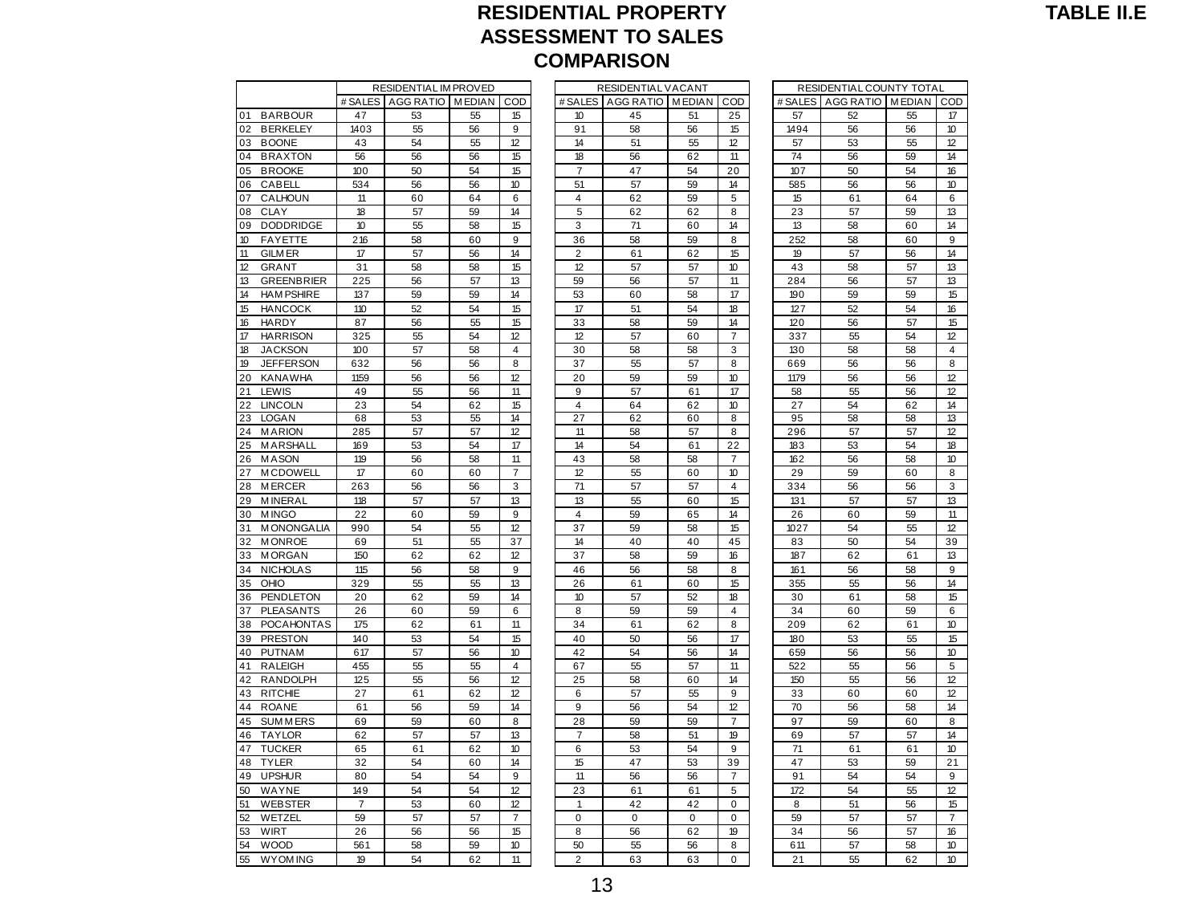# RESIDENTIAL PROPERTY ASSESSMENT TO SALES COMPARISON

**TABLE II.E**

| | RESIDENTIAL IMPROVED | | | | RESIDENTIAL VACANT | | | | RESIDENTIAL COUNTY TOTAL | | | |
|---|---|---|---|---|---|---|---|---|---|---|---|---|
| | # SALES | AGG RATIO | MEDIAN | COD | # SALES | AGG RATIO | MEDIAN | COD | # SALES | AGG RATIO | MEDIAN | COD |
| 01 BARBOUR | 47 | 53 | 55 | 15 | 10 | 45 | 51 | 25 | 57 | 52 | 55 | 17 |
| 02 BERKELEY | 1403 | 55 | 56 | 9 | 91 | 58 | 56 | 15 | 1494 | 56 | 56 | 10 |
| 03 BOONE | 43 | 54 | 55 | 12 | 14 | 51 | 55 | 12 | 57 | 53 | 55 | 12 |
| 04 BRAXTON | 56 | 56 | 56 | 15 | 18 | 56 | 62 | 11 | 74 | 56 | 59 | 14 |
| 05 BROOKE | 100 | 50 | 54 | 15 | 7 | 47 | 54 | 20 | 107 | 50 | 54 | 16 |
| 06 CABELL | 534 | 56 | 56 | 10 | 51 | 57 | 59 | 14 | 585 | 56 | 56 | 10 |
| 07 CALHOUN | 11 | 60 | 64 | 6 | 4 | 62 | 59 | 5 | 15 | 61 | 64 | 6 |
| 08 CLAY | 18 | 57 | 59 | 14 | 5 | 62 | 62 | 8 | 23 | 57 | 59 | 13 |
| 09 DODDRIDGE | 10 | 55 | 58 | 15 | 3 | 71 | 60 | 14 | 13 | 58 | 60 | 14 |
| 10 FAYETTE | 216 | 58 | 60 | 9 | 36 | 58 | 59 | 8 | 252 | 58 | 60 | 9 |
| 11 GILMER | 17 | 57 | 56 | 14 | 2 | 61 | 62 | 15 | 19 | 57 | 56 | 14 |
| 12 GRANT | 31 | 58 | 58 | 15 | 12 | 57 | 57 | 10 | 43 | 58 | 57 | 13 |
| 13 GREENBRIER | 225 | 56 | 57 | 13 | 59 | 56 | 57 | 11 | 284 | 56 | 57 | 13 |
| 14 HAMPSHIRE | 137 | 59 | 59 | 14 | 53 | 60 | 58 | 17 | 190 | 59 | 59 | 15 |
| 15 HANCOCK | 110 | 52 | 54 | 15 | 17 | 51 | 54 | 18 | 127 | 52 | 54 | 16 |
| 16 HARDY | 87 | 56 | 55 | 15 | 33 | 58 | 59 | 14 | 120 | 56 | 57 | 15 |
| 17 HARRISON | 325 | 55 | 54 | 12 | 12 | 57 | 60 | 7 | 337 | 55 | 54 | 12 |
| 18 JACKSON | 100 | 57 | 58 | 4 | 30 | 58 | 58 | 3 | 130 | 58 | 58 | 4 |
| 19 JEFFERSON | 632 | 56 | 56 | 8 | 37 | 55 | 57 | 8 | 669 | 56 | 56 | 8 |
| 20 KANAWHA | 1159 | 56 | 56 | 12 | 20 | 59 | 59 | 10 | 1179 | 56 | 56 | 12 |
| 21 LEWIS | 49 | 55 | 56 | 11 | 9 | 57 | 61 | 17 | 58 | 55 | 56 | 12 |
| 22 LINCOLN | 23 | 54 | 62 | 15 | 4 | 64 | 62 | 10 | 27 | 54 | 62 | 14 |
| 23 LOGAN | 68 | 53 | 55 | 14 | 27 | 62 | 60 | 8 | 95 | 58 | 58 | 13 |
| 24 MARION | 285 | 57 | 57 | 12 | 11 | 58 | 57 | 8 | 296 | 57 | 57 | 12 |
| 25 MARSHALL | 169 | 53 | 54 | 17 | 14 | 54 | 61 | 22 | 183 | 53 | 54 | 18 |
| 26 MASON | 119 | 56 | 58 | 11 | 43 | 58 | 58 | 7 | 162 | 56 | 58 | 10 |
| 27 MCDOWELL | 17 | 60 | 60 | 7 | 12 | 55 | 60 | 10 | 29 | 59 | 60 | 8 |
| 28 MERCER | 263 | 56 | 56 | 3 | 71 | 57 | 57 | 4 | 334 | 56 | 56 | 3 |
| 29 MINERAL | 118 | 57 | 57 | 13 | 13 | 55 | 60 | 15 | 131 | 57 | 57 | 13 |
| 30 MINGO | 22 | 60 | 59 | 9 | 4 | 59 | 65 | 14 | 26 | 60 | 59 | 11 |
| 31 MONONGALIA | 990 | 54 | 55 | 12 | 37 | 59 | 58 | 15 | 1027 | 54 | 55 | 12 |
| 32 MONROE | 69 | 51 | 55 | 37 | 14 | 40 | 40 | 45 | 83 | 50 | 54 | 39 |
| 33 MORGAN | 150 | 62 | 62 | 12 | 37 | 58 | 59 | 16 | 187 | 62 | 61 | 13 |
| 34 NICHOLAS | 115 | 56 | 58 | 9 | 46 | 56 | 58 | 8 | 161 | 56 | 58 | 9 |
| 35 OHIO | 329 | 55 | 55 | 13 | 26 | 61 | 60 | 15 | 355 | 55 | 56 | 14 |
| 36 PENDLETON | 20 | 62 | 59 | 14 | 10 | 57 | 52 | 18 | 30 | 61 | 58 | 15 |
| 37 PLEASANTS | 26 | 60 | 59 | 6 | 8 | 59 | 59 | 4 | 34 | 60 | 59 | 6 |
| 38 POCAHONTAS | 175 | 62 | 61 | 11 | 34 | 61 | 62 | 8 | 209 | 62 | 61 | 10 |
| 39 PRESTON | 140 | 53 | 54 | 15 | 40 | 50 | 56 | 17 | 180 | 53 | 55 | 15 |
| 40 PUTNAM | 617 | 57 | 56 | 10 | 42 | 54 | 56 | 14 | 659 | 56 | 56 | 10 |
| 41 RALEIGH | 455 | 55 | 55 | 4 | 67 | 55 | 57 | 11 | 522 | 55 | 56 | 5 |
| 42 RANDOLPH | 125 | 55 | 56 | 12 | 25 | 58 | 60 | 14 | 150 | 55 | 56 | 12 |
| 43 RITCHIE | 27 | 61 | 62 | 12 | 6 | 57 | 55 | 9 | 33 | 60 | 60 | 12 |
| 44 ROANE | 61 | 56 | 59 | 14 | 9 | 56 | 54 | 12 | 70 | 56 | 58 | 14 |
| 45 SUMMERS | 69 | 59 | 60 | 8 | 28 | 59 | 59 | 7 | 97 | 59 | 60 | 8 |
| 46 TAYLOR | 62 | 57 | 57 | 13 | 7 | 58 | 51 | 19 | 69 | 57 | 57 | 14 |
| 47 TUCKER | 65 | 61 | 62 | 10 | 6 | 53 | 54 | 9 | 71 | 61 | 61 | 10 |
| 48 TYLER | 32 | 54 | 60 | 14 | 15 | 47 | 53 | 39 | 47 | 53 | 59 | 21 |
| 49 UPSHUR | 80 | 54 | 54 | 9 | 11 | 56 | 56 | 7 | 91 | 54 | 54 | 9 |
| 50 WAYNE | 149 | 54 | 54 | 12 | 23 | 61 | 61 | 5 | 172 | 54 | 55 | 12 |
| 51 WEBSTER | 7 | 53 | 60 | 12 | 1 | 42 | 42 | 0 | 8 | 51 | 56 | 15 |
| 52 WETZEL | 59 | 57 | 57 | 7 | 0 | 0 | 0 | 0 | 59 | 57 | 57 | 7 |
| 53 WIRT | 26 | 56 | 56 | 15 | 8 | 56 | 62 | 19 | 34 | 56 | 57 | 16 |
| 54 WOOD | 561 | 58 | 59 | 10 | 50 | 55 | 56 | 8 | 611 | 57 | 58 | 10 |
| 55 WYOMING | 19 | 54 | 62 | 11 | 2 | 63 | 63 | 0 | 21 | 55 | 62 | 10 |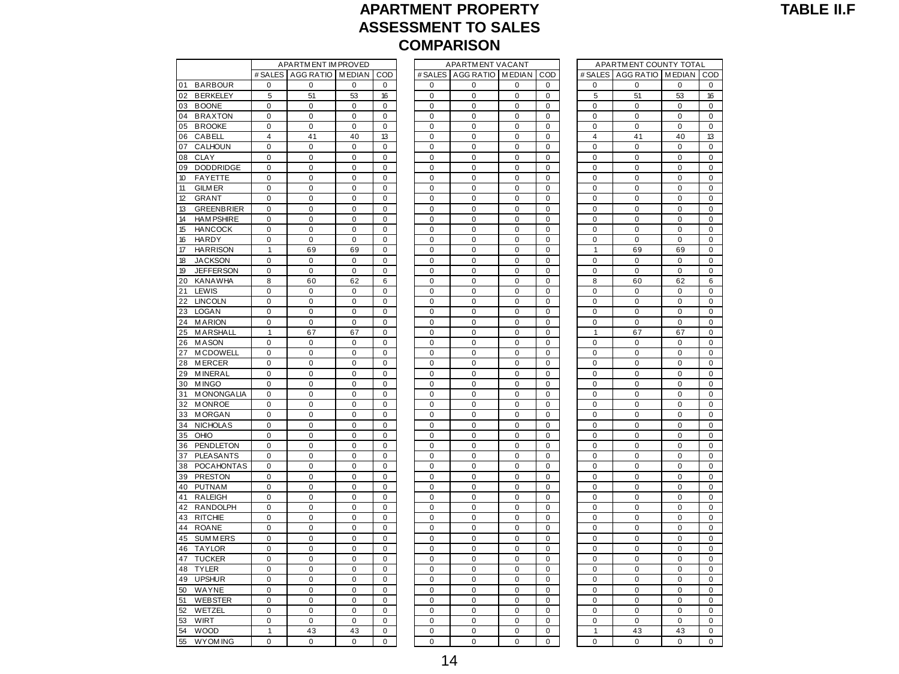# APARTMENT PROPERTY ASSESSMENT TO SALES COMPARISON

**TABLE II.F**

| | APARTMENT IMPROVED | | | | APARTMENT VACANT | | | | APARTMENT COUNTY TOTAL | | | |
|---|---|---|---|---|---|---|---|---|---|---|---|---|
| | # SALES | AGG RATIO | MEDIAN | COD | # SALES | AGG RATIO | MEDIAN | COD | # SALES | AGG RATIO | MEDIAN | COD |
| 01 BARBOUR | 0 | 0 | 0 | 0 | 0 | 0 | 0 | 0 | 0 | 0 | 0 | 0 |
| 02 BERKELEY | 5 | 51 | 53 | 16 | 0 | 0 | 0 | 0 | 5 | 51 | 53 | 16 |
| 03 BOONE | 0 | 0 | 0 | 0 | 0 | 0 | 0 | 0 | 0 | 0 | 0 | 0 |
| 04 BRAXTON | 0 | 0 | 0 | 0 | 0 | 0 | 0 | 0 | 0 | 0 | 0 | 0 |
| 05 BROOKE | 0 | 0 | 0 | 0 | 0 | 0 | 0 | 0 | 0 | 0 | 0 | 0 |
| 06 CABELL | 4 | 41 | 40 | 13 | 0 | 0 | 0 | 0 | 4 | 41 | 40 | 13 |
| 07 CALHOUN | 0 | 0 | 0 | 0 | 0 | 0 | 0 | 0 | 0 | 0 | 0 | 0 |
| 08 CLAY | 0 | 0 | 0 | 0 | 0 | 0 | 0 | 0 | 0 | 0 | 0 | 0 |
| 09 DODDRIDGE | 0 | 0 | 0 | 0 | 0 | 0 | 0 | 0 | 0 | 0 | 0 | 0 |
| 10 FAYETTE | 0 | 0 | 0 | 0 | 0 | 0 | 0 | 0 | 0 | 0 | 0 | 0 |
| 11 GILMER | 0 | 0 | 0 | 0 | 0 | 0 | 0 | 0 | 0 | 0 | 0 | 0 |
| 12 GRANT | 0 | 0 | 0 | 0 | 0 | 0 | 0 | 0 | 0 | 0 | 0 | 0 |
| 13 GREENBRIER | 0 | 0 | 0 | 0 | 0 | 0 | 0 | 0 | 0 | 0 | 0 | 0 |
| 14 HAMPSHIRE | 0 | 0 | 0 | 0 | 0 | 0 | 0 | 0 | 0 | 0 | 0 | 0 |
| 15 HANCOCK | 0 | 0 | 0 | 0 | 0 | 0 | 0 | 0 | 0 | 0 | 0 | 0 |
| 16 HARDY | 0 | 0 | 0 | 0 | 0 | 0 | 0 | 0 | 0 | 0 | 0 | 0 |
| 17 HARRISON | 1 | 69 | 69 | 0 | 0 | 0 | 0 | 0 | 1 | 69 | 69 | 0 |
| 18 JACKSON | 0 | 0 | 0 | 0 | 0 | 0 | 0 | 0 | 0 | 0 | 0 | 0 |
| 19 JEFFERSON | 0 | 0 | 0 | 0 | 0 | 0 | 0 | 0 | 0 | 0 | 0 | 0 |
| 20 KANAWHA | 8 | 60 | 62 | 6 | 0 | 0 | 0 | 0 | 8 | 60 | 62 | 6 |
| 21 LEWIS | 0 | 0 | 0 | 0 | 0 | 0 | 0 | 0 | 0 | 0 | 0 | 0 |
| 22 LINCOLN | 0 | 0 | 0 | 0 | 0 | 0 | 0 | 0 | 0 | 0 | 0 | 0 |
| 23 LOGAN | 0 | 0 | 0 | 0 | 0 | 0 | 0 | 0 | 0 | 0 | 0 | 0 |
| 24 MARION | 0 | 0 | 0 | 0 | 0 | 0 | 0 | 0 | 0 | 0 | 0 | 0 |
| 25 MARSHALL | 1 | 67 | 67 | 0 | 0 | 0 | 0 | 0 | 1 | 67 | 67 | 0 |
| 26 MASON | 0 | 0 | 0 | 0 | 0 | 0 | 0 | 0 | 0 | 0 | 0 | 0 |
| 27 MCDOWELL | 0 | 0 | 0 | 0 | 0 | 0 | 0 | 0 | 0 | 0 | 0 | 0 |
| 28 MERCER | 0 | 0 | 0 | 0 | 0 | 0 | 0 | 0 | 0 | 0 | 0 | 0 |
| 29 MINERAL | 0 | 0 | 0 | 0 | 0 | 0 | 0 | 0 | 0 | 0 | 0 | 0 |
| 30 MINGO | 0 | 0 | 0 | 0 | 0 | 0 | 0 | 0 | 0 | 0 | 0 | 0 |
| 31 MONONGALIA | 0 | 0 | 0 | 0 | 0 | 0 | 0 | 0 | 0 | 0 | 0 | 0 |
| 32 MONROE | 0 | 0 | 0 | 0 | 0 | 0 | 0 | 0 | 0 | 0 | 0 | 0 |
| 33 MORGAN | 0 | 0 | 0 | 0 | 0 | 0 | 0 | 0 | 0 | 0 | 0 | 0 |
| 34 NICHOLAS | 0 | 0 | 0 | 0 | 0 | 0 | 0 | 0 | 0 | 0 | 0 | 0 |
| 35 OHIO | 0 | 0 | 0 | 0 | 0 | 0 | 0 | 0 | 0 | 0 | 0 | 0 |
| 36 PENDLETON | 0 | 0 | 0 | 0 | 0 | 0 | 0 | 0 | 0 | 0 | 0 | 0 |
| 37 PLEASANTS | 0 | 0 | 0 | 0 | 0 | 0 | 0 | 0 | 0 | 0 | 0 | 0 |
| 38 POCAHONTAS | 0 | 0 | 0 | 0 | 0 | 0 | 0 | 0 | 0 | 0 | 0 | 0 |
| 39 PRESTON | 0 | 0 | 0 | 0 | 0 | 0 | 0 | 0 | 0 | 0 | 0 | 0 |
| 40 PUTNAM | 0 | 0 | 0 | 0 | 0 | 0 | 0 | 0 | 0 | 0 | 0 | 0 |
| 41 RALEIGH | 0 | 0 | 0 | 0 | 0 | 0 | 0 | 0 | 0 | 0 | 0 | 0 |
| 42 RANDOLPH | 0 | 0 | 0 | 0 | 0 | 0 | 0 | 0 | 0 | 0 | 0 | 0 |
| 43 RITCHIE | 0 | 0 | 0 | 0 | 0 | 0 | 0 | 0 | 0 | 0 | 0 | 0 |
| 44 ROANE | 0 | 0 | 0 | 0 | 0 | 0 | 0 | 0 | 0 | 0 | 0 | 0 |
| 45 SUMMERS | 0 | 0 | 0 | 0 | 0 | 0 | 0 | 0 | 0 | 0 | 0 | 0 |
| 46 TAYLOR | 0 | 0 | 0 | 0 | 0 | 0 | 0 | 0 | 0 | 0 | 0 | 0 |
| 47 TUCKER | 0 | 0 | 0 | 0 | 0 | 0 | 0 | 0 | 0 | 0 | 0 | 0 |
| 48 TYLER | 0 | 0 | 0 | 0 | 0 | 0 | 0 | 0 | 0 | 0 | 0 | 0 |
| 49 UPSHUR | 0 | 0 | 0 | 0 | 0 | 0 | 0 | 0 | 0 | 0 | 0 | 0 |
| 50 WAYNE | 0 | 0 | 0 | 0 | 0 | 0 | 0 | 0 | 0 | 0 | 0 | 0 |
| 51 WEBSTER | 0 | 0 | 0 | 0 | 0 | 0 | 0 | 0 | 0 | 0 | 0 | 0 |
| 52 WETZEL | 0 | 0 | 0 | 0 | 0 | 0 | 0 | 0 | 0 | 0 | 0 | 0 |
| 53 WIRT | 0 | 0 | 0 | 0 | 0 | 0 | 0 | 0 | 0 | 0 | 0 | 0 |
| 54 WOOD | 1 | 43 | 43 | 0 | 0 | 0 | 0 | 0 | 1 | 43 | 43 | 0 |
| 55 WYOMING | 0 | 0 | 0 | 0 | 0 | 0 | 0 | 0 | 0 | 0 | 0 | 0 |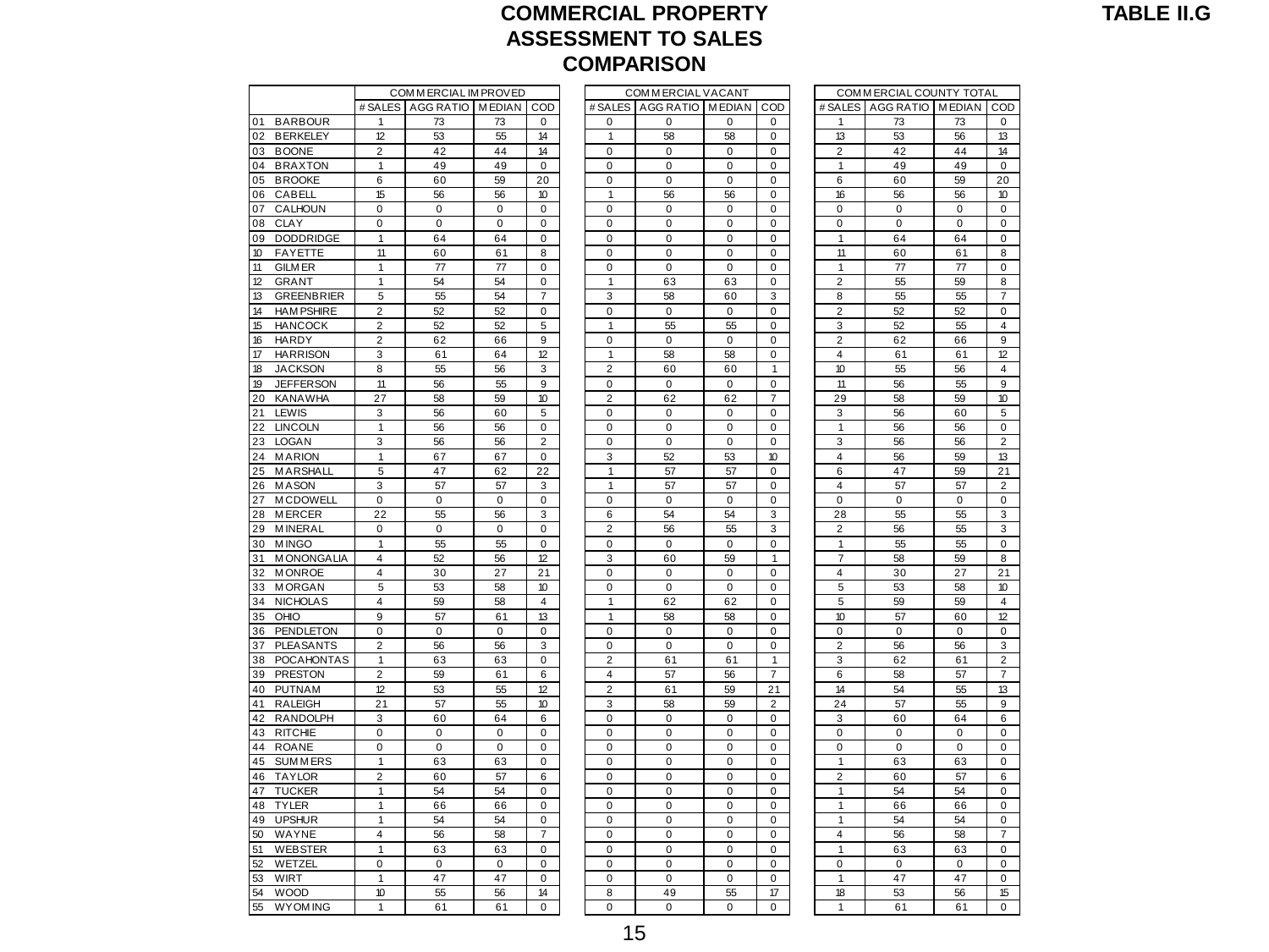# COMMERCIAL PROPERTY ASSESSMENT TO SALES COMPARISON

**TABLE II.G**

| | COMMERCIAL IMPROVED | | | | COMMERCIAL VACANT | | | | COMMERCIAL COUNTY TOTAL | | | |
|---|---|---|---|---|---|---|---|---|---|---|---|---|
| | # SALES | AGG RATIO | MEDIAN | COD | # SALES | AGG RATIO | MEDIAN | COD | # SALES | AGG RATIO | MEDIAN | COD |
| 01 BARBOUR | 1 | 73 | 73 | 0 | 0 | 0 | 0 | 0 | 1 | 73 | 73 | 0 |
| 02 BERKELEY | 12 | 53 | 55 | 14 | 1 | 58 | 58 | 0 | 13 | 53 | 56 | 13 |
| 03 BOONE | 2 | 42 | 44 | 14 | 0 | 0 | 0 | 0 | 2 | 42 | 44 | 14 |
| 04 BRAXTON | 1 | 49 | 49 | 0 | 0 | 0 | 0 | 0 | 1 | 49 | 49 | 0 |
| 05 BROOKE | 6 | 60 | 59 | 20 | 0 | 0 | 0 | 0 | 6 | 60 | 59 | 20 |
| 06 CABELL | 15 | 56 | 56 | 10 | 1 | 56 | 56 | 0 | 16 | 56 | 56 | 10 |
| 07 CALHOUN | 0 | 0 | 0 | 0 | 0 | 0 | 0 | 0 | 0 | 0 | 0 | 0 |
| 08 CLAY | 0 | 0 | 0 | 0 | 0 | 0 | 0 | 0 | 0 | 0 | 0 | 0 |
| 09 DODDRIDGE | 1 | 64 | 64 | 0 | 0 | 0 | 0 | 0 | 1 | 64 | 64 | 0 |
| 10 FAYETTE | 11 | 60 | 61 | 8 | 0 | 0 | 0 | 0 | 11 | 60 | 61 | 8 |
| 11 GILMER | 1 | 77 | 77 | 0 | 0 | 0 | 0 | 0 | 1 | 77 | 77 | 0 |
| 12 GRANT | 1 | 54 | 54 | 0 | 1 | 63 | 63 | 0 | 2 | 55 | 59 | 8 |
| 13 GREENBRIER | 5 | 55 | 54 | 7 | 3 | 58 | 60 | 3 | 8 | 55 | 55 | 7 |
| 14 HAMPSHIRE | 2 | 52 | 52 | 0 | 0 | 0 | 0 | 0 | 2 | 52 | 52 | 0 |
| 15 HANCOCK | 2 | 52 | 52 | 5 | 1 | 55 | 55 | 0 | 3 | 52 | 55 | 4 |
| 16 HARDY | 2 | 62 | 66 | 9 | 0 | 0 | 0 | 0 | 2 | 62 | 66 | 9 |
| 17 HARRISON | 3 | 61 | 64 | 12 | 1 | 58 | 58 | 0 | 4 | 61 | 61 | 12 |
| 18 JACKSON | 8 | 55 | 56 | 3 | 2 | 60 | 60 | 1 | 10 | 55 | 56 | 4 |
| 19 JEFFERSON | 11 | 56 | 55 | 9 | 0 | 0 | 0 | 0 | 11 | 56 | 55 | 9 |
| 20 KANAWHA | 27 | 58 | 59 | 10 | 2 | 62 | 62 | 7 | 29 | 58 | 59 | 10 |
| 21 LEWIS | 3 | 56 | 60 | 5 | 0 | 0 | 0 | 0 | 3 | 56 | 60 | 5 |
| 22 LINCOLN | 1 | 56 | 56 | 0 | 0 | 0 | 0 | 0 | 1 | 56 | 56 | 0 |
| 23 LOGAN | 3 | 56 | 56 | 2 | 0 | 0 | 0 | 0 | 3 | 56 | 56 | 2 |
| 24 MARION | 1 | 67 | 67 | 0 | 3 | 52 | 53 | 10 | 4 | 56 | 59 | 13 |
| 25 MARSHALL | 5 | 47 | 62 | 22 | 1 | 57 | 57 | 0 | 6 | 47 | 59 | 21 |
| 26 MASON | 3 | 57 | 57 | 3 | 1 | 57 | 57 | 0 | 4 | 57 | 57 | 2 |
| 27 MCDOWELL | 0 | 0 | 0 | 0 | 0 | 0 | 0 | 0 | 0 | 0 | 0 | 0 |
| 28 MERCER | 22 | 55 | 56 | 3 | 6 | 54 | 54 | 3 | 28 | 55 | 55 | 3 |
| 29 MINERAL | 0 | 0 | 0 | 0 | 2 | 56 | 55 | 3 | 2 | 56 | 55 | 3 |
| 30 MINGO | 1 | 55 | 55 | 0 | 0 | 0 | 0 | 0 | 1 | 55 | 55 | 0 |
| 31 MONONGALIA | 4 | 52 | 56 | 12 | 3 | 60 | 59 | 1 | 7 | 58 | 59 | 8 |
| 32 MONROE | 4 | 30 | 27 | 21 | 0 | 0 | 0 | 0 | 4 | 30 | 27 | 21 |
| 33 MORGAN | 5 | 53 | 58 | 10 | 0 | 0 | 0 | 0 | 5 | 53 | 58 | 10 |
| 34 NICHOLAS | 4 | 59 | 58 | 4 | 1 | 62 | 62 | 0 | 5 | 59 | 59 | 4 |
| 35 OHIO | 9 | 57 | 61 | 13 | 1 | 58 | 58 | 0 | 10 | 57 | 60 | 12 |
| 36 PENDLETON | 0 | 0 | 0 | 0 | 0 | 0 | 0 | 0 | 0 | 0 | 0 | 0 |
| 37 PLEASANTS | 2 | 56 | 56 | 3 | 0 | 0 | 0 | 0 | 2 | 56 | 56 | 3 |
| 38 POCAHONTAS | 1 | 63 | 63 | 0 | 2 | 61 | 61 | 1 | 3 | 62 | 61 | 2 |
| 39 PRESTON | 2 | 59 | 61 | 6 | 4 | 57 | 56 | 7 | 6 | 58 | 57 | 7 |
| 40 PUTNAM | 12 | 53 | 55 | 12 | 2 | 61 | 59 | 21 | 14 | 54 | 55 | 13 |
| 41 RALEIGH | 21 | 57 | 55 | 10 | 3 | 58 | 59 | 2 | 24 | 57 | 55 | 9 |
| 42 RANDOLPH | 3 | 60 | 64 | 6 | 0 | 0 | 0 | 0 | 3 | 60 | 64 | 6 |
| 43 RITCHIE | 0 | 0 | 0 | 0 | 0 | 0 | 0 | 0 | 0 | 0 | 0 | 0 |
| 44 ROANE | 0 | 0 | 0 | 0 | 0 | 0 | 0 | 0 | 0 | 0 | 0 | 0 |
| 45 SUMMERS | 1 | 63 | 63 | 0 | 0 | 0 | 0 | 0 | 1 | 63 | 63 | 0 |
| 46 TAYLOR | 2 | 60 | 57 | 6 | 0 | 0 | 0 | 0 | 2 | 60 | 57 | 6 |
| 47 TUCKER | 1 | 54 | 54 | 0 | 0 | 0 | 0 | 0 | 1 | 54 | 54 | 0 |
| 48 TYLER | 1 | 66 | 66 | 0 | 0 | 0 | 0 | 0 | 1 | 66 | 66 | 0 |
| 49 UPSHUR | 1 | 54 | 54 | 0 | 0 | 0 | 0 | 0 | 1 | 54 | 54 | 0 |
| 50 WAYNE | 4 | 56 | 58 | 7 | 0 | 0 | 0 | 0 | 4 | 56 | 58 | 7 |
| 51 WEBSTER | 1 | 63 | 63 | 0 | 0 | 0 | 0 | 0 | 1 | 63 | 63 | 0 |
| 52 WETZEL | 0 | 0 | 0 | 0 | 0 | 0 | 0 | 0 | 0 | 0 | 0 | 0 |
| 53 WIRT | 1 | 47 | 47 | 0 | 0 | 0 | 0 | 0 | 1 | 47 | 47 | 0 |
| 54 WOOD | 10 | 55 | 56 | 14 | 8 | 49 | 55 | 17 | 18 | 53 | 56 | 15 |
| 55 WYOMING | 1 | 61 | 61 | 0 | 0 | 0 | 0 | 0 | 1 | 61 | 61 | 0 |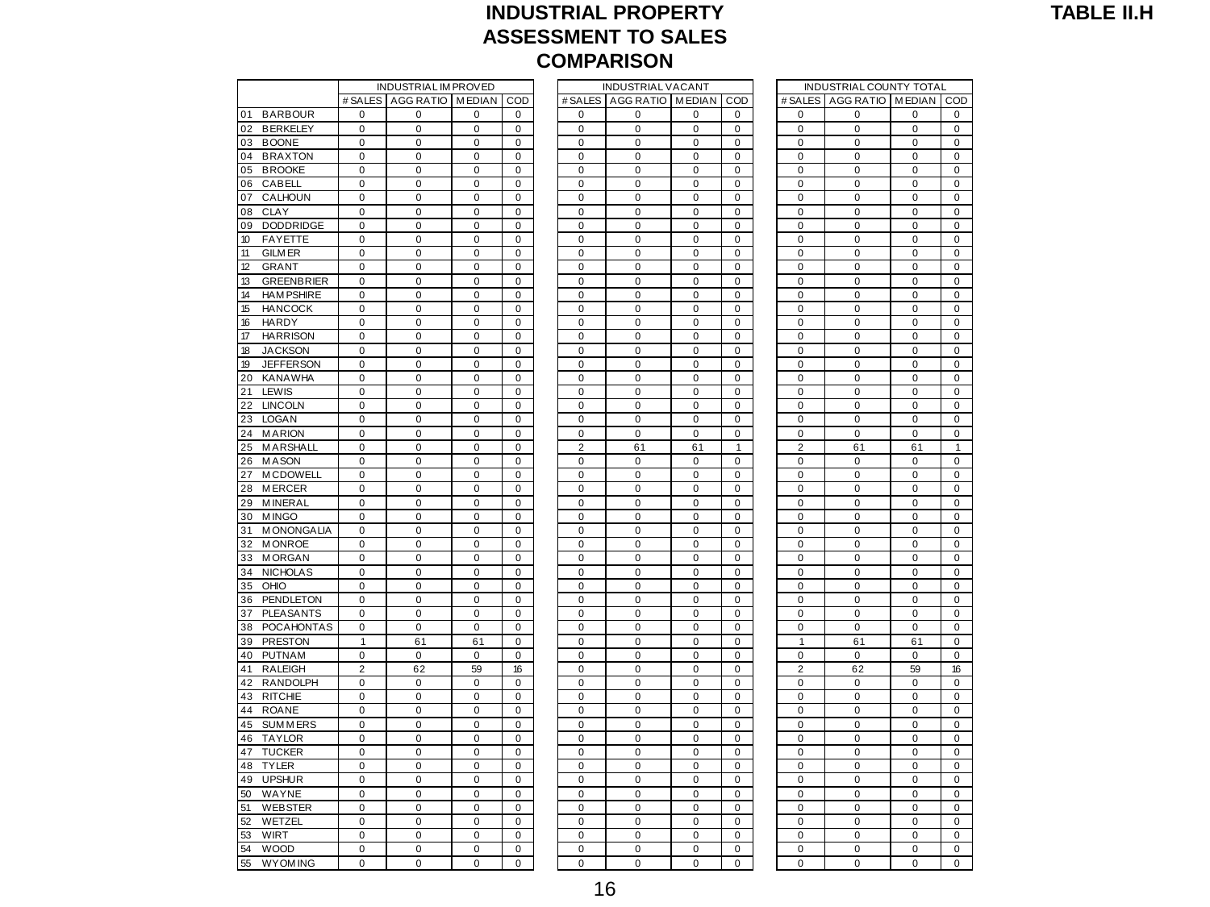# INDUSTRIAL PROPERTY ASSESSMENT TO SALES COMPARISON

**TABLE II.H**

| | INDUSTRIAL IMPROVED | | | | INDUSTRIAL VACANT | | | | INDUSTRIAL COUNTY TOTAL | | | |
|---|---|---|---|---|---|---|---|---|---|---|---|---|
| | # SALES | AGG RATIO | MEDIAN | COD | # SALES | AGG RATIO | MEDIAN | COD | # SALES | AGG RATIO | MEDIAN | COD |
| 01 BARBOUR | 0 | 0 | 0 | 0 | 0 | 0 | 0 | 0 | 0 | 0 | 0 | 0 |
| 02 BERKELEY | 0 | 0 | 0 | 0 | 0 | 0 | 0 | 0 | 0 | 0 | 0 | 0 |
| 03 BOONE | 0 | 0 | 0 | 0 | 0 | 0 | 0 | 0 | 0 | 0 | 0 | 0 |
| 04 BRAXTON | 0 | 0 | 0 | 0 | 0 | 0 | 0 | 0 | 0 | 0 | 0 | 0 |
| 05 BROOKE | 0 | 0 | 0 | 0 | 0 | 0 | 0 | 0 | 0 | 0 | 0 | 0 |
| 06 CABELL | 0 | 0 | 0 | 0 | 0 | 0 | 0 | 0 | 0 | 0 | 0 | 0 |
| 07 CALHOUN | 0 | 0 | 0 | 0 | 0 | 0 | 0 | 0 | 0 | 0 | 0 | 0 |
| 08 CLAY | 0 | 0 | 0 | 0 | 0 | 0 | 0 | 0 | 0 | 0 | 0 | 0 |
| 09 DODDRIDGE | 0 | 0 | 0 | 0 | 0 | 0 | 0 | 0 | 0 | 0 | 0 | 0 |
| 10 FAYETTE | 0 | 0 | 0 | 0 | 0 | 0 | 0 | 0 | 0 | 0 | 0 | 0 |
| 11 GILMER | 0 | 0 | 0 | 0 | 0 | 0 | 0 | 0 | 0 | 0 | 0 | 0 |
| 12 GRANT | 0 | 0 | 0 | 0 | 0 | 0 | 0 | 0 | 0 | 0 | 0 | 0 |
| 13 GREENBRIER | 0 | 0 | 0 | 0 | 0 | 0 | 0 | 0 | 0 | 0 | 0 | 0 |
| 14 HAMPSHIRE | 0 | 0 | 0 | 0 | 0 | 0 | 0 | 0 | 0 | 0 | 0 | 0 |
| 15 HANCOCK | 0 | 0 | 0 | 0 | 0 | 0 | 0 | 0 | 0 | 0 | 0 | 0 |
| 16 HARDY | 0 | 0 | 0 | 0 | 0 | 0 | 0 | 0 | 0 | 0 | 0 | 0 |
| 17 HARRISON | 0 | 0 | 0 | 0 | 0 | 0 | 0 | 0 | 0 | 0 | 0 | 0 |
| 18 JACKSON | 0 | 0 | 0 | 0 | 0 | 0 | 0 | 0 | 0 | 0 | 0 | 0 |
| 19 JEFFERSON | 0 | 0 | 0 | 0 | 0 | 0 | 0 | 0 | 0 | 0 | 0 | 0 |
| 20 KANAWHA | 0 | 0 | 0 | 0 | 0 | 0 | 0 | 0 | 0 | 0 | 0 | 0 |
| 21 LEWIS | 0 | 0 | 0 | 0 | 0 | 0 | 0 | 0 | 0 | 0 | 0 | 0 |
| 22 LINCOLN | 0 | 0 | 0 | 0 | 0 | 0 | 0 | 0 | 0 | 0 | 0 | 0 |
| 23 LOGAN | 0 | 0 | 0 | 0 | 0 | 0 | 0 | 0 | 0 | 0 | 0 | 0 |
| 24 MARION | 0 | 0 | 0 | 0 | 0 | 0 | 0 | 0 | 0 | 0 | 0 | 0 |
| 25 MARSHALL | 0 | 0 | 0 | 0 | 2 | 61 | 61 | 1 | 2 | 61 | 61 | 1 |
| 26 MASON | 0 | 0 | 0 | 0 | 0 | 0 | 0 | 0 | 0 | 0 | 0 | 0 |
| 27 MCDOWELL | 0 | 0 | 0 | 0 | 0 | 0 | 0 | 0 | 0 | 0 | 0 | 0 |
| 28 MERCER | 0 | 0 | 0 | 0 | 0 | 0 | 0 | 0 | 0 | 0 | 0 | 0 |
| 29 MINERAL | 0 | 0 | 0 | 0 | 0 | 0 | 0 | 0 | 0 | 0 | 0 | 0 |
| 30 MINGO | 0 | 0 | 0 | 0 | 0 | 0 | 0 | 0 | 0 | 0 | 0 | 0 |
| 31 MONONGALIA | 0 | 0 | 0 | 0 | 0 | 0 | 0 | 0 | 0 | 0 | 0 | 0 |
| 32 MONROE | 0 | 0 | 0 | 0 | 0 | 0 | 0 | 0 | 0 | 0 | 0 | 0 |
| 33 MORGAN | 0 | 0 | 0 | 0 | 0 | 0 | 0 | 0 | 0 | 0 | 0 | 0 |
| 34 NICHOLAS | 0 | 0 | 0 | 0 | 0 | 0 | 0 | 0 | 0 | 0 | 0 | 0 |
| 35 OHIO | 0 | 0 | 0 | 0 | 0 | 0 | 0 | 0 | 0 | 0 | 0 | 0 |
| 36 PENDLETON | 0 | 0 | 0 | 0 | 0 | 0 | 0 | 0 | 0 | 0 | 0 | 0 |
| 37 PLEASANTS | 0 | 0 | 0 | 0 | 0 | 0 | 0 | 0 | 0 | 0 | 0 | 0 |
| 38 POCAHONTAS | 0 | 0 | 0 | 0 | 0 | 0 | 0 | 0 | 0 | 0 | 0 | 0 |
| 39 PRESTON | 1 | 61 | 61 | 0 | 0 | 0 | 0 | 0 | 1 | 61 | 61 | 0 |
| 40 PUTNAM | 0 | 0 | 0 | 0 | 0 | 0 | 0 | 0 | 0 | 0 | 0 | 0 |
| 41 RALEIGH | 2 | 62 | 59 | 16 | 0 | 0 | 0 | 0 | 2 | 62 | 59 | 16 |
| 42 RANDOLPH | 0 | 0 | 0 | 0 | 0 | 0 | 0 | 0 | 0 | 0 | 0 | 0 |
| 43 RITCHIE | 0 | 0 | 0 | 0 | 0 | 0 | 0 | 0 | 0 | 0 | 0 | 0 |
| 44 ROANE | 0 | 0 | 0 | 0 | 0 | 0 | 0 | 0 | 0 | 0 | 0 | 0 |
| 45 SUMMERS | 0 | 0 | 0 | 0 | 0 | 0 | 0 | 0 | 0 | 0 | 0 | 0 |
| 46 TAYLOR | 0 | 0 | 0 | 0 | 0 | 0 | 0 | 0 | 0 | 0 | 0 | 0 |
| 47 TUCKER | 0 | 0 | 0 | 0 | 0 | 0 | 0 | 0 | 0 | 0 | 0 | 0 |
| 48 TYLER | 0 | 0 | 0 | 0 | 0 | 0 | 0 | 0 | 0 | 0 | 0 | 0 |
| 49 UPSHUR | 0 | 0 | 0 | 0 | 0 | 0 | 0 | 0 | 0 | 0 | 0 | 0 |
| 50 WAYNE | 0 | 0 | 0 | 0 | 0 | 0 | 0 | 0 | 0 | 0 | 0 | 0 |
| 51 WEBSTER | 0 | 0 | 0 | 0 | 0 | 0 | 0 | 0 | 0 | 0 | 0 | 0 |
| 52 WETZEL | 0 | 0 | 0 | 0 | 0 | 0 | 0 | 0 | 0 | 0 | 0 | 0 |
| 53 WIRT | 0 | 0 | 0 | 0 | 0 | 0 | 0 | 0 | 0 | 0 | 0 | 0 |
| 54 WOOD | 0 | 0 | 0 | 0 | 0 | 0 | 0 | 0 | 0 | 0 | 0 | 0 |
| 55 WYOMING | 0 | 0 | 0 | 0 | 0 | 0 | 0 | 0 | 0 | 0 | 0 | 0 |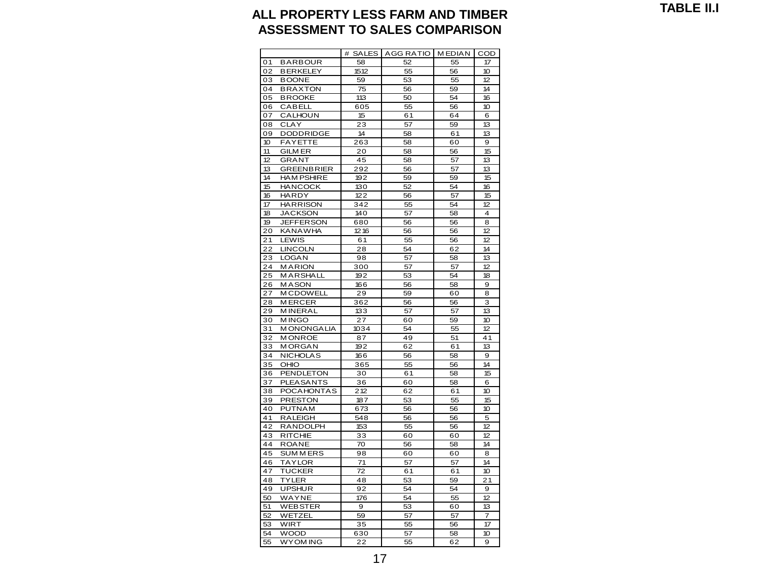**TABLE II.I**

# ALL PROPERTY LESS FARM AND TIMBER ASSESSMENT TO SALES COMPARISON

| | # SALES | AGG RATIO | MEDIAN | COD |
|---|---|---|---|---|
| 01 BARBOUR | 58 | 52 | 55 | 17 |
| 02 BERKELEY | 1512 | 55 | 56 | 10 |
| 03 BOONE | 59 | 53 | 55 | 12 |
| 04 BRAXTON | 75 | 56 | 59 | 14 |
| 05 BROOKE | 113 | 50 | 54 | 16 |
| 06 CABELL | 605 | 55 | 56 | 10 |
| 07 CALHOUN | 15 | 61 | 64 | 6 |
| 08 CLAY | 23 | 57 | 59 | 13 |
| 09 DODDRIDGE | 14 | 58 | 61 | 13 |
| 10 FAYETTE | 263 | 58 | 60 | 9 |
| 11 GILMER | 20 | 58 | 56 | 15 |
| 12 GRANT | 45 | 58 | 57 | 13 |
| 13 GREENBRIER | 292 | 56 | 57 | 13 |
| 14 HAMPSHIRE | 192 | 59 | 59 | 15 |
| 15 HANCOCK | 130 | 52 | 54 | 16 |
| 16 HARDY | 122 | 56 | 57 | 15 |
| 17 HARRISON | 342 | 55 | 54 | 12 |
| 18 JACKSON | 140 | 57 | 58 | 4 |
| 19 JEFFERSON | 680 | 56 | 56 | 8 |
| 20 KANAWHA | 1216 | 56 | 56 | 12 |
| 21 LEWIS | 61 | 55 | 56 | 12 |
| 22 LINCOLN | 28 | 54 | 62 | 14 |
| 23 LOGAN | 98 | 57 | 58 | 13 |
| 24 MARION | 300 | 57 | 57 | 12 |
| 25 MARSHALL | 192 | 53 | 54 | 18 |
| 26 MASON | 166 | 56 | 58 | 9 |
| 27 MCDOWELL | 29 | 59 | 60 | 8 |
| 28 MERCER | 362 | 56 | 56 | 3 |
| 29 MINERAL | 133 | 57 | 57 | 13 |
| 30 MINGO | 27 | 60 | 59 | 10 |
| 31 MONONGALIA | 1034 | 54 | 55 | 12 |
| 32 MONROE | 87 | 49 | 51 | 41 |
| 33 MORGAN | 192 | 62 | 61 | 13 |
| 34 NICHOLAS | 166 | 56 | 58 | 9 |
| 35 OHIO | 365 | 55 | 56 | 14 |
| 36 PENDLETON | 30 | 61 | 58 | 15 |
| 37 PLEASANTS | 36 | 60 | 58 | 6 |
| 38 POCAHONTAS | 212 | 62 | 61 | 10 |
| 39 PRESTON | 187 | 53 | 55 | 15 |
| 40 PUTNAM | 673 | 56 | 56 | 10 |
| 41 RALEIGH | 548 | 56 | 56 | 5 |
| 42 RANDOLPH | 153 | 55 | 56 | 12 |
| 43 RITCHIE | 33 | 60 | 60 | 12 |
| 44 ROANE | 70 | 56 | 58 | 14 |
| 45 SUMMERS | 98 | 60 | 60 | 8 |
| 46 TAYLOR | 71 | 57 | 57 | 14 |
| 47 TUCKER | 72 | 61 | 61 | 10 |
| 48 TYLER | 48 | 53 | 59 | 21 |
| 49 UPSHUR | 92 | 54 | 54 | 9 |
| 50 WAYNE | 176 | 54 | 55 | 12 |
| 51 WEBSTER | 9 | 53 | 60 | 13 |
| 52 WETZEL | 59 | 57 | 57 | 7 |
| 53 WIRT | 35 | 55 | 56 | 17 |
| 54 WOOD | 630 | 57 | 58 | 10 |
| 55 WYOMING | 22 | 55 | 62 | 9 |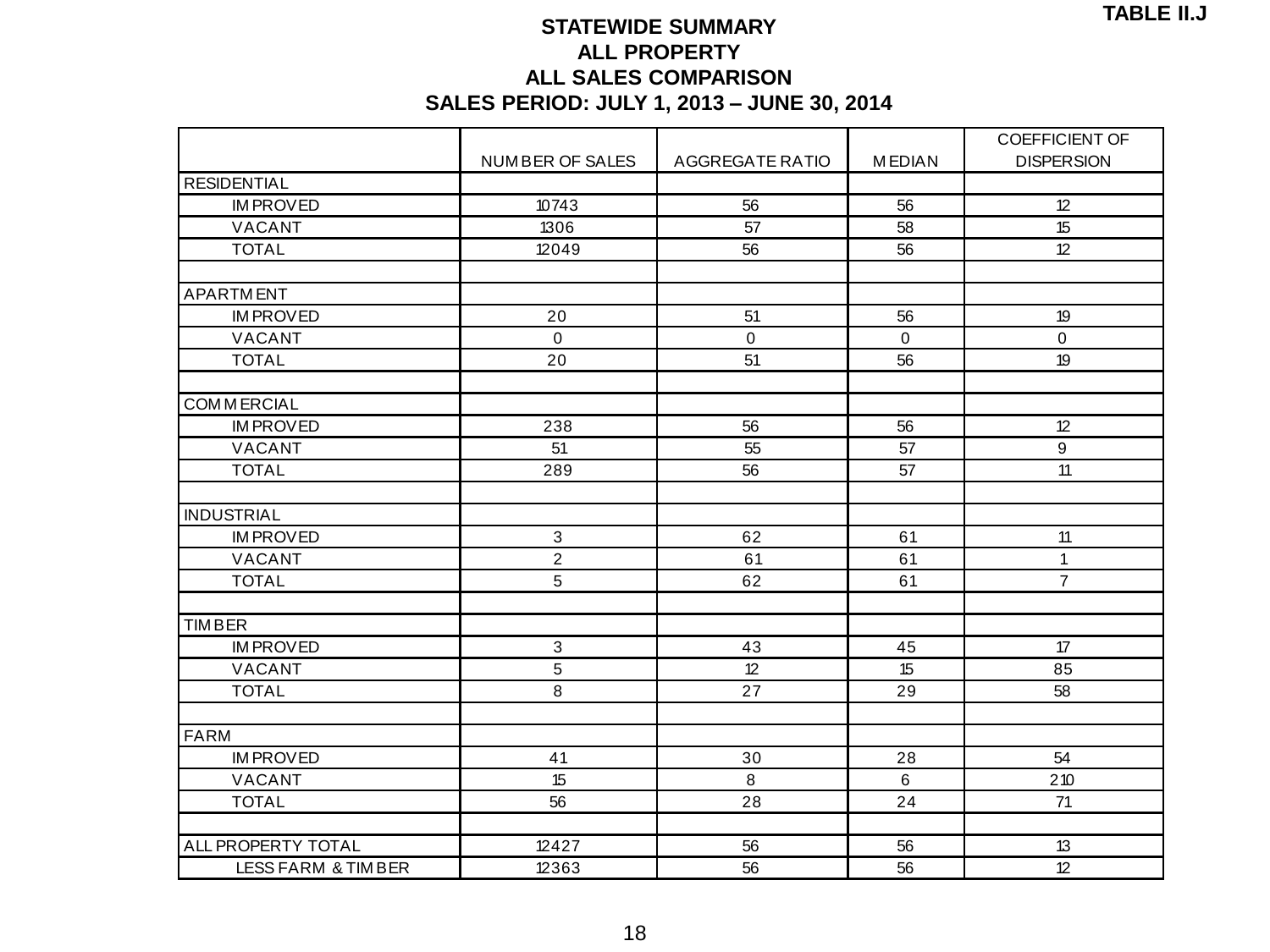TABLE II.J

## STATEWIDE SUMMARY
## ALL PROPERTY
## ALL SALES COMPARISON
## SALES PERIOD: JULY 1, 2013 – JUNE 30, 2014

| | NUMBER OF SALES | AGGREGATE RATIO | MEDIAN | COEFFICIENT OF DISPERSION |
|---|---|---|---|---|
| RESIDENTIAL | | | | |
| IMPROVED | 10743 | 56 | 56 | 12 |
| VACANT | 1306 | 57 | 58 | 15 |
| TOTAL | 12049 | 56 | 56 | 12 |
| | | | | |
| APARTMENT | | | | |
| IMPROVED | 20 | 51 | 56 | 19 |
| VACANT | 0 | 0 | 0 | 0 |
| TOTAL | 20 | 51 | 56 | 19 |
| | | | | |
| COMMERCIAL | | | | |
| IMPROVED | 238 | 56 | 56 | 12 |
| VACANT | 51 | 55 | 57 | 9 |
| TOTAL | 289 | 56 | 57 | 11 |
| | | | | |
| INDUSTRIAL | | | | |
| IMPROVED | 3 | 62 | 61 | 11 |
| VACANT | 2 | 61 | 61 | 1 |
| TOTAL | 5 | 62 | 61 | 7 |
| | | | | |
| TIMBER | | | | |
| IMPROVED | 3 | 43 | 45 | 17 |
| VACANT | 5 | 12 | 15 | 85 |
| TOTAL | 8 | 27 | 29 | 58 |
| | | | | |
| FARM | | | | |
| IMPROVED | 41 | 30 | 28 | 54 |
| VACANT | 15 | 8 | 6 | 210 |
| TOTAL | 56 | 28 | 24 | 71 |
| | | | | |
| ALL PROPERTY TOTAL | 12427 | 56 | 56 | 13 |
| LESS FARM & TIMBER | 12363 | 56 | 56 | 12 |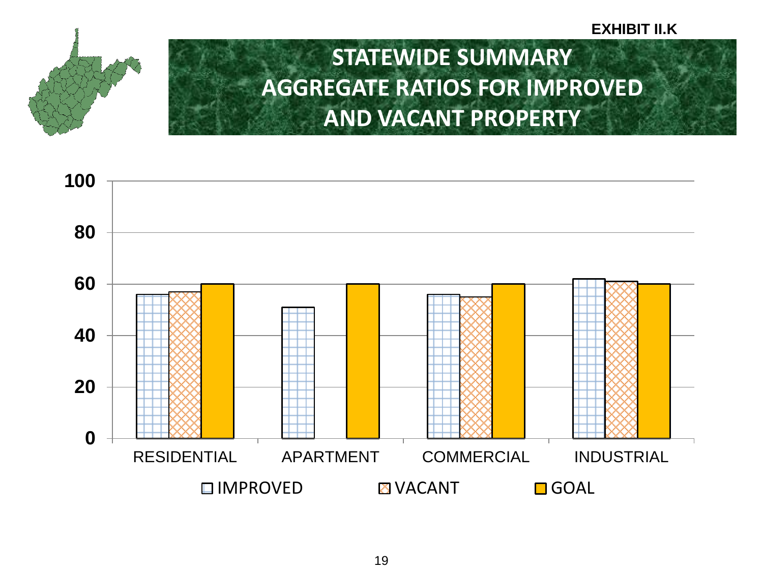EXHIBIT II.K

# STATEWIDE SUMMARY AGGREGATE RATIOS FOR IMPROVED AND VACANT PROPERTY

| | IMPROVED | VACANT | GOAL |
|---|---|---|---|
| RESIDENTIAL | 56 | 57 | 60 |
| APARTMENT | 51 | | 60 |
| COMMERCIAL | 56 | 55 | 60 |
| INDUSTRIAL | 62 | 61 | 60 |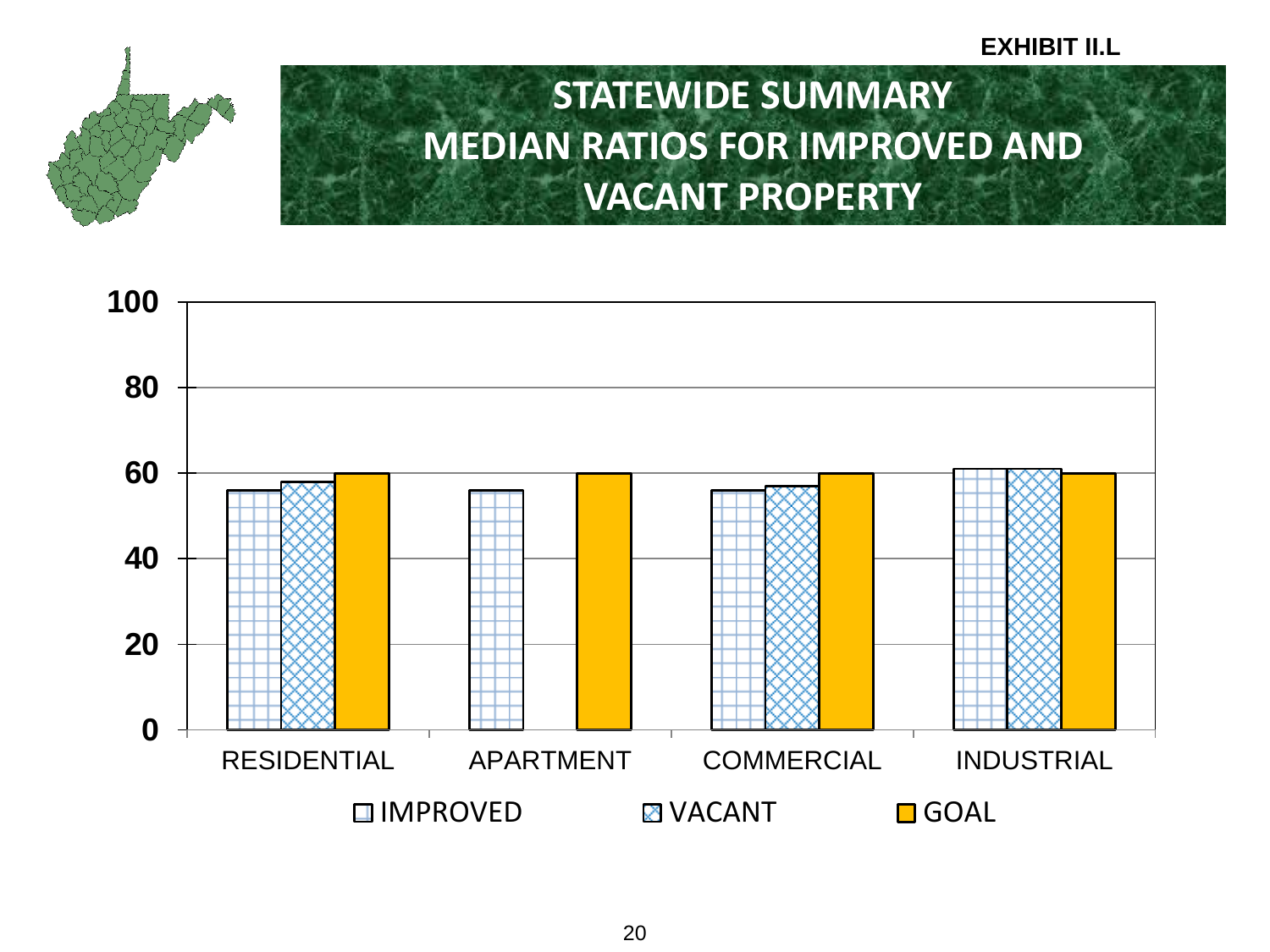EXHIBIT II.L

# STATEWIDE SUMMARY MEDIAN RATIOS FOR IMPROVED AND VACANT PROPERTY

| | IMPROVED | VACANT | GOAL |
|---|---|---|---|
| RESIDENTIAL | 56 | 58 | 60 |
| APARTMENT | 56 | | 60 |
| COMMERCIAL | 56 | 57 | 60 |
| INDUSTRIAL | 61 | 61 | 60 |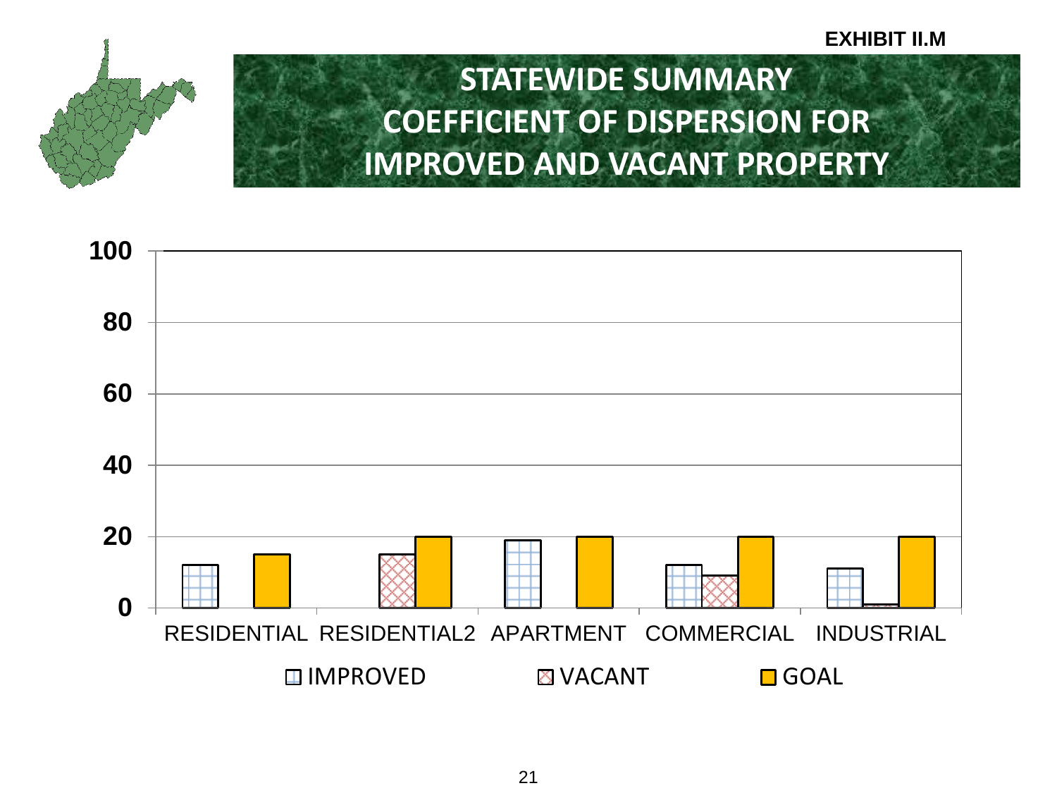EXHIBIT II.M

# STATEWIDE SUMMARY
# COEFFICIENT OF DISPERSION FOR IMPROVED AND VACANT PROPERTY

100

80

60

40

20

0

RESIDENTIAL RESIDENTIAL2 APARTMENT COMMERCIAL INDUSTRIAL

IMPROVED VACANT GOAL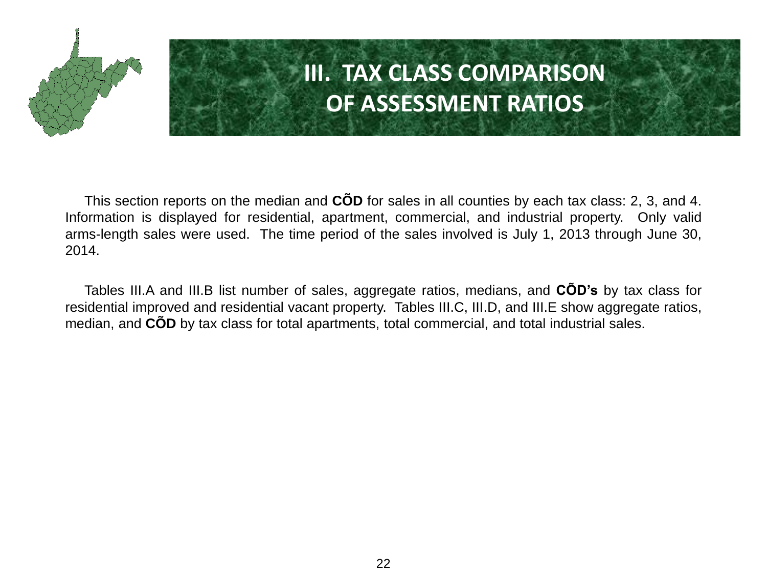# III. TAX CLASS COMPARISON OF ASSESSMENT RATIOS

This section reports on the median and **CÕD** for sales in all counties by each tax class: 2, 3, and 4. Information is displayed for residential, apartment, commercial, and industrial property. Only valid arms-length sales were used. The time period of the sales involved is July 1, 2013 through June 30, 2014.

Tables III.A and III.B list number of sales, aggregate ratios, medians, and **CÕD's** by tax class for residential improved and residential vacant property. Tables III.C, III.D, and III.E show aggregate ratios, median, and **CÕD** by tax class for total apartments, total commercial, and total industrial sales.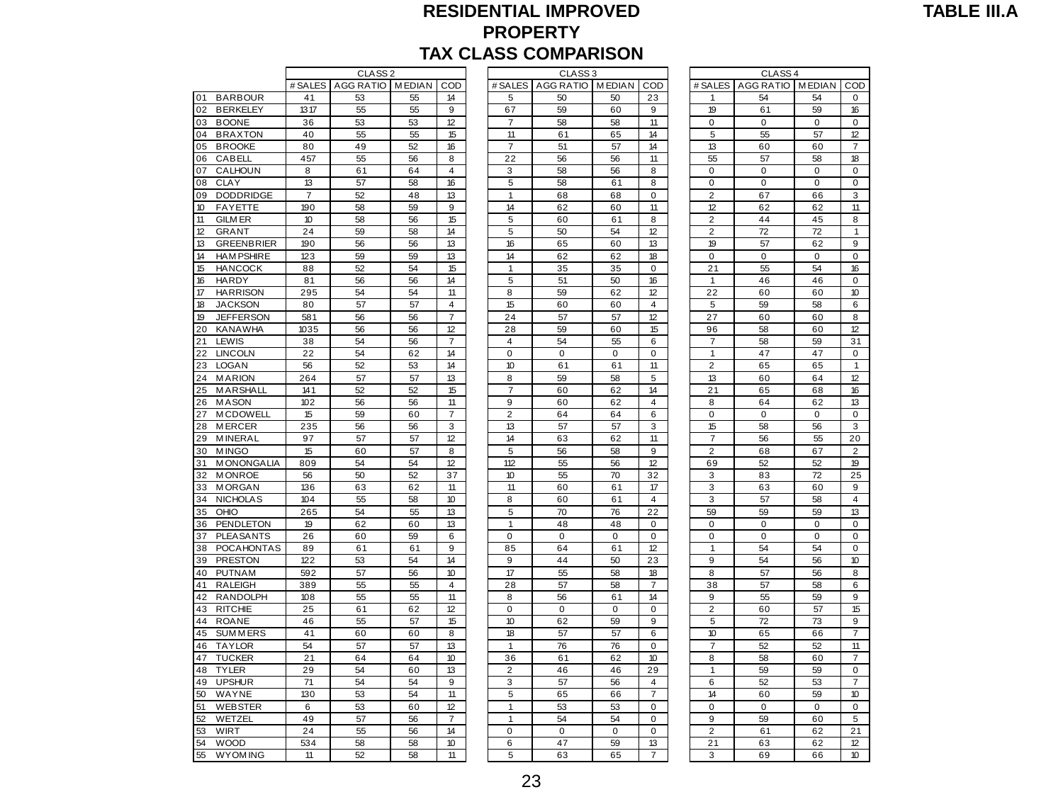# RESIDENTIAL IMPROVED PROPERTY TAX CLASS COMPARISON

**TABLE III.A**

| | CLASS 2 | | | | CLASS 3 | | | | CLASS 4 | | | |
|---|---|---|---|---|---|---|---|---|---|---|---|---|
| | # SALES | AGG RATIO | MEDIAN | COD | # SALES | AGG RATIO | MEDIAN | COD | # SALES | AGG RATIO | MEDIAN | COD |
| 01 BARBOUR | 41 | 53 | 55 | 14 | 5 | 50 | 50 | 23 | 1 | 54 | 54 | 0 |
| 02 BERKELEY | 1317 | 55 | 55 | 9 | 67 | 59 | 60 | 9 | 19 | 61 | 59 | 16 |
| 03 BOONE | 36 | 53 | 53 | 12 | 7 | 58 | 58 | 11 | 0 | 0 | 0 | 0 |
| 04 BRAXTON | 40 | 55 | 55 | 15 | 11 | 61 | 65 | 14 | 5 | 55 | 57 | 12 |
| 05 BROOKE | 80 | 49 | 52 | 16 | 7 | 51 | 57 | 14 | 13 | 60 | 60 | 7 |
| 06 CABELL | 457 | 55 | 56 | 8 | 22 | 56 | 56 | 11 | 55 | 57 | 58 | 18 |
| 07 CALHOUN | 8 | 61 | 64 | 4 | 3 | 58 | 56 | 8 | 0 | 0 | 0 | 0 |
| 08 CLAY | 13 | 57 | 58 | 16 | 5 | 58 | 61 | 8 | 0 | 0 | 0 | 0 |
| 09 DODDRIDGE | 7 | 52 | 48 | 13 | 1 | 68 | 68 | 0 | 2 | 67 | 66 | 3 |
| 10 FAYETTE | 190 | 58 | 59 | 9 | 14 | 62 | 60 | 11 | 12 | 62 | 62 | 11 |
| 11 GILMER | 10 | 58 | 56 | 15 | 5 | 60 | 61 | 8 | 2 | 44 | 45 | 8 |
| 12 GRANT | 24 | 59 | 58 | 14 | 5 | 50 | 54 | 12 | 2 | 72 | 72 | 1 |
| 13 GREENBRIER | 190 | 56 | 56 | 13 | 16 | 65 | 60 | 13 | 19 | 57 | 62 | 9 |
| 14 HAMPSHIRE | 123 | 59 | 59 | 13 | 14 | 62 | 62 | 18 | 0 | 0 | 0 | 0 |
| 15 HANCOCK | 88 | 52 | 54 | 15 | 1 | 35 | 35 | 0 | 21 | 55 | 54 | 16 |
| 16 HARDY | 81 | 56 | 56 | 14 | 5 | 51 | 50 | 16 | 1 | 46 | 46 | 0 |
| 17 HARRISON | 295 | 54 | 54 | 11 | 8 | 59 | 62 | 12 | 22 | 60 | 60 | 10 |
| 18 JACKSON | 80 | 57 | 57 | 4 | 15 | 60 | 60 | 4 | 5 | 59 | 58 | 6 |
| 19 JEFFERSON | 581 | 56 | 56 | 7 | 24 | 57 | 57 | 12 | 27 | 60 | 60 | 8 |
| 20 KANAWHA | 1035 | 56 | 56 | 12 | 28 | 59 | 60 | 15 | 96 | 58 | 60 | 12 |
| 21 LEWIS | 38 | 54 | 56 | 7 | 4 | 54 | 55 | 6 | 7 | 58 | 59 | 31 |
| 22 LINCOLN | 22 | 54 | 62 | 14 | 0 | 0 | 0 | 0 | 1 | 47 | 47 | 0 |
| 23 LOGAN | 56 | 52 | 53 | 14 | 10 | 61 | 61 | 11 | 2 | 65 | 65 | 1 |
| 24 MARION | 264 | 57 | 57 | 13 | 8 | 59 | 58 | 5 | 13 | 60 | 64 | 12 |
| 25 MARSHALL | 141 | 52 | 52 | 15 | 7 | 60 | 62 | 14 | 21 | 65 | 68 | 16 |
| 26 MASON | 102 | 56 | 56 | 11 | 9 | 60 | 62 | 4 | 8 | 64 | 62 | 13 |
| 27 MCDOWELL | 15 | 59 | 60 | 7 | 2 | 64 | 64 | 6 | 0 | 0 | 0 | 0 |
| 28 MERCER | 235 | 56 | 56 | 3 | 13 | 57 | 57 | 3 | 15 | 58 | 56 | 3 |
| 29 MINERAL | 97 | 57 | 57 | 12 | 14 | 63 | 62 | 11 | 7 | 56 | 55 | 20 |
| 30 MINGO | 15 | 60 | 57 | 8 | 5 | 56 | 58 | 9 | 2 | 68 | 67 | 2 |
| 31 MONONGALIA | 809 | 54 | 54 | 12 | 112 | 55 | 56 | 12 | 69 | 52 | 52 | 19 |
| 32 MONROE | 56 | 50 | 52 | 37 | 10 | 55 | 70 | 32 | 3 | 83 | 72 | 25 |
| 33 MORGAN | 136 | 63 | 62 | 11 | 11 | 60 | 61 | 17 | 3 | 63 | 60 | 9 |
| 34 NICHOLAS | 104 | 55 | 58 | 10 | 8 | 60 | 61 | 4 | 3 | 57 | 58 | 4 |
| 35 OHIO | 265 | 54 | 55 | 13 | 5 | 70 | 76 | 22 | 59 | 59 | 59 | 13 |
| 36 PENDLETON | 19 | 62 | 60 | 13 | 1 | 48 | 48 | 0 | 0 | 0 | 0 | 0 |
| 37 PLEASANTS | 26 | 60 | 59 | 6 | 0 | 0 | 0 | 0 | 0 | 0 | 0 | 0 |
| 38 POCAHONTAS | 89 | 61 | 61 | 9 | 85 | 64 | 61 | 12 | 1 | 54 | 54 | 0 |
| 39 PRESTON | 122 | 53 | 54 | 14 | 9 | 44 | 50 | 23 | 9 | 54 | 56 | 10 |
| 40 PUTNAM | 592 | 57 | 56 | 10 | 17 | 55 | 58 | 18 | 8 | 57 | 56 | 8 |
| 41 RALEIGH | 389 | 55 | 55 | 4 | 28 | 57 | 58 | 7 | 38 | 57 | 58 | 6 |
| 42 RANDOLPH | 108 | 55 | 55 | 11 | 8 | 56 | 61 | 14 | 9 | 55 | 59 | 9 |
| 43 RITCHIE | 25 | 61 | 62 | 12 | 0 | 0 | 0 | 0 | 2 | 60 | 57 | 15 |
| 44 ROANE | 46 | 55 | 57 | 15 | 10 | 62 | 59 | 9 | 5 | 72 | 73 | 9 |
| 45 SUMMERS | 41 | 60 | 60 | 8 | 18 | 57 | 57 | 6 | 10 | 65 | 66 | 7 |
| 46 TAYLOR | 54 | 57 | 57 | 13 | 1 | 76 | 76 | 0 | 7 | 52 | 52 | 11 |
| 47 TUCKER | 21 | 64 | 64 | 10 | 36 | 61 | 62 | 10 | 8 | 58 | 60 | 7 |
| 48 TYLER | 29 | 54 | 60 | 13 | 2 | 46 | 46 | 29 | 1 | 59 | 59 | 0 |
| 49 UPSHUR | 71 | 54 | 54 | 9 | 3 | 57 | 56 | 4 | 6 | 52 | 53 | 7 |
| 50 WAYNE | 130 | 53 | 54 | 11 | 5 | 65 | 66 | 7 | 14 | 60 | 59 | 10 |
| 51 WEBSTER | 6 | 53 | 60 | 12 | 1 | 53 | 53 | 0 | 0 | 0 | 0 | 0 |
| 52 WETZEL | 49 | 57 | 56 | 7 | 1 | 54 | 54 | 0 | 9 | 59 | 60 | 5 |
| 53 WIRT | 24 | 55 | 56 | 14 | 0 | 0 | 0 | 0 | 2 | 61 | 62 | 21 |
| 54 WOOD | 534 | 58 | 58 | 10 | 6 | 47 | 59 | 13 | 21 | 63 | 62 | 12 |
| 55 WYOMING | 11 | 52 | 58 | 11 | 5 | 63 | 65 | 7 | 3 | 69 | 66 | 10 |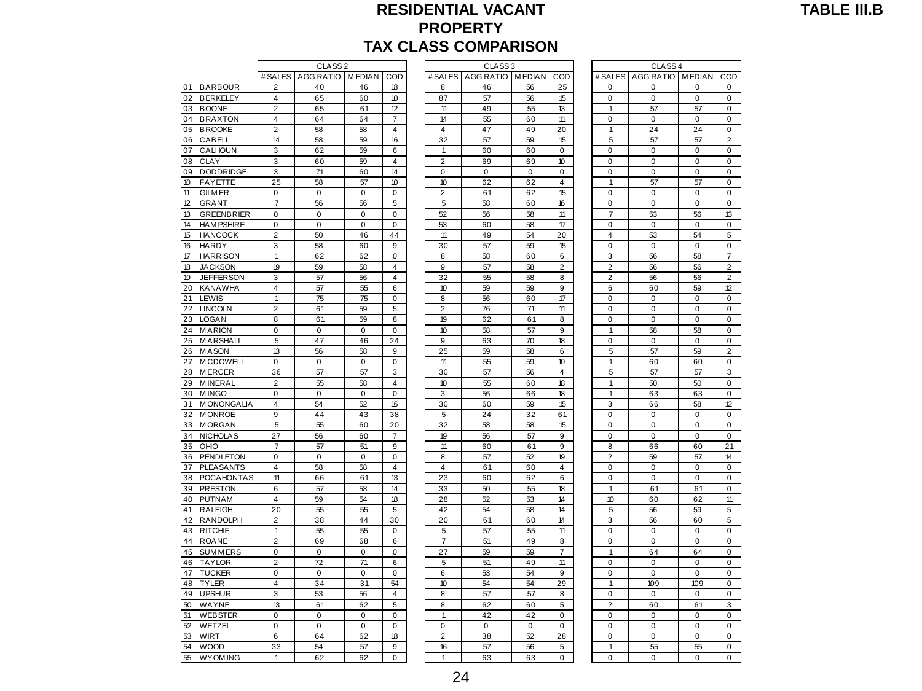# RESIDENTIAL VACANT PROPERTY TAX CLASS COMPARISON

**TABLE III.B**

| | CLASS 2 | | | | CLASS 3 | | | | CLASS 4 | | | |
|---|---|---|---|---|---|---|---|---|---|---|---|---|
| | # SALES | AGG RATIO | MEDIAN | COD | # SALES | AGG RATIO | MEDIAN | COD | # SALES | AGG RATIO | MEDIAN | COD |
| 01 BARBOUR | 2 | 40 | 46 | 18 | 8 | 46 | 56 | 25 | 0 | 0 | 0 | 0 |
| 02 BERKELEY | 4 | 65 | 60 | 10 | 87 | 57 | 56 | 15 | 0 | 0 | 0 | 0 |
| 03 BOONE | 2 | 65 | 61 | 12 | 11 | 49 | 55 | 13 | 1 | 57 | 57 | 0 |
| 04 BRAXTON | 4 | 64 | 64 | 7 | 14 | 55 | 60 | 11 | 0 | 0 | 0 | 0 |
| 05 BROOKE | 2 | 58 | 58 | 4 | 4 | 47 | 49 | 20 | 1 | 24 | 24 | 0 |
| 06 CABELL | 14 | 58 | 59 | 16 | 32 | 57 | 59 | 15 | 5 | 57 | 57 | 2 |
| 07 CALHOUN | 3 | 62 | 59 | 6 | 1 | 60 | 60 | 0 | 0 | 0 | 0 | 0 |
| 08 CLAY | 3 | 60 | 59 | 4 | 2 | 69 | 69 | 10 | 0 | 0 | 0 | 0 |
| 09 DODDRIDGE | 3 | 71 | 60 | 14 | 0 | 0 | 0 | 0 | 0 | 0 | 0 | 0 |
| 10 FAYETTE | 25 | 58 | 57 | 10 | 10 | 62 | 62 | 4 | 1 | 57 | 57 | 0 |
| 11 GILMER | 0 | 0 | 0 | 0 | 2 | 61 | 62 | 15 | 0 | 0 | 0 | 0 |
| 12 GRANT | 7 | 56 | 56 | 5 | 5 | 58 | 60 | 16 | 0 | 0 | 0 | 0 |
| 13 GREENBRIER | 0 | 0 | 0 | 0 | 52 | 56 | 58 | 11 | 7 | 53 | 56 | 13 |
| 14 HAMPSHIRE | 0 | 0 | 0 | 0 | 53 | 60 | 58 | 17 | 0 | 0 | 0 | 0 |
| 15 HANCOCK | 2 | 50 | 46 | 44 | 11 | 49 | 54 | 20 | 4 | 53 | 54 | 5 |
| 16 HARDY | 3 | 58 | 60 | 9 | 30 | 57 | 59 | 15 | 0 | 0 | 0 | 0 |
| 17 HARRISON | 1 | 62 | 62 | 0 | 8 | 58 | 60 | 6 | 3 | 56 | 58 | 7 |
| 18 JACKSON | 19 | 59 | 58 | 4 | 9 | 57 | 58 | 2 | 2 | 56 | 56 | 2 |
| 19 JEFFERSON | 3 | 57 | 56 | 4 | 32 | 55 | 58 | 8 | 2 | 56 | 56 | 2 |
| 20 KANAWHA | 4 | 57 | 55 | 6 | 10 | 59 | 59 | 9 | 6 | 60 | 59 | 12 |
| 21 LEWIS | 1 | 75 | 75 | 0 | 8 | 56 | 60 | 17 | 0 | 0 | 0 | 0 |
| 22 LINCOLN | 2 | 61 | 59 | 5 | 2 | 76 | 71 | 11 | 0 | 0 | 0 | 0 |
| 23 LOGAN | 8 | 61 | 59 | 8 | 19 | 62 | 61 | 8 | 0 | 0 | 0 | 0 |
| 24 MARION | 0 | 0 | 0 | 0 | 10 | 58 | 57 | 9 | 1 | 58 | 58 | 0 |
| 25 MARSHALL | 5 | 47 | 46 | 24 | 9 | 63 | 70 | 18 | 0 | 0 | 0 | 0 |
| 26 MASON | 13 | 56 | 58 | 9 | 25 | 59 | 58 | 6 | 5 | 57 | 59 | 2 |
| 27 MCDOWELL | 0 | 0 | 0 | 0 | 11 | 55 | 59 | 10 | 1 | 60 | 60 | 0 |
| 28 MERCER | 36 | 57 | 57 | 3 | 30 | 57 | 56 | 4 | 5 | 57 | 57 | 3 |
| 29 MINERAL | 2 | 55 | 58 | 4 | 10 | 55 | 60 | 18 | 1 | 50 | 50 | 0 |
| 30 MINGO | 0 | 0 | 0 | 0 | 3 | 56 | 66 | 18 | 1 | 63 | 63 | 0 |
| 31 MONONGALIA | 4 | 54 | 52 | 16 | 30 | 60 | 59 | 15 | 3 | 66 | 58 | 12 |
| 32 MONROE | 9 | 44 | 43 | 38 | 5 | 24 | 32 | 61 | 0 | 0 | 0 | 0 |
| 33 MORGAN | 5 | 55 | 60 | 20 | 32 | 58 | 58 | 15 | 0 | 0 | 0 | 0 |
| 34 NICHOLAS | 27 | 56 | 60 | 7 | 19 | 56 | 57 | 9 | 0 | 0 | 0 | 0 |
| 35 OHIO | 7 | 57 | 51 | 9 | 11 | 60 | 61 | 9 | 8 | 66 | 60 | 21 |
| 36 PENDLETON | 0 | 0 | 0 | 0 | 8 | 57 | 52 | 19 | 2 | 59 | 57 | 14 |
| 37 PLEASANTS | 4 | 58 | 58 | 4 | 4 | 61 | 60 | 4 | 0 | 0 | 0 | 0 |
| 38 POCAHONTAS | 11 | 66 | 61 | 13 | 23 | 60 | 62 | 6 | 0 | 0 | 0 | 0 |
| 39 PRESTON | 6 | 57 | 58 | 14 | 33 | 50 | 55 | 18 | 1 | 61 | 61 | 0 |
| 40 PUTNAM | 4 | 59 | 54 | 18 | 28 | 52 | 53 | 14 | 10 | 60 | 62 | 11 |
| 41 RALEIGH | 20 | 55 | 55 | 5 | 42 | 54 | 58 | 14 | 5 | 56 | 59 | 5 |
| 42 RANDOLPH | 2 | 38 | 44 | 30 | 20 | 61 | 60 | 14 | 3 | 56 | 60 | 5 |
| 43 RITCHIE | 1 | 55 | 55 | 0 | 5 | 57 | 55 | 11 | 0 | 0 | 0 | 0 |
| 44 ROANE | 2 | 69 | 68 | 6 | 7 | 51 | 49 | 8 | 0 | 0 | 0 | 0 |
| 45 SUMMERS | 0 | 0 | 0 | 0 | 27 | 59 | 59 | 7 | 1 | 64 | 64 | 0 |
| 46 TAYLOR | 2 | 72 | 71 | 6 | 5 | 51 | 49 | 11 | 0 | 0 | 0 | 0 |
| 47 TUCKER | 0 | 0 | 0 | 0 | 6 | 53 | 54 | 9 | 0 | 0 | 0 | 0 |
| 48 TYLER | 4 | 34 | 31 | 54 | 10 | 54 | 54 | 29 | 1 | 109 | 109 | 0 |
| 49 UPSHUR | 3 | 53 | 56 | 4 | 8 | 57 | 57 | 8 | 0 | 0 | 0 | 0 |
| 50 WAYNE | 13 | 61 | 62 | 5 | 8 | 62 | 60 | 5 | 2 | 60 | 61 | 3 |
| 51 WEBSTER | 0 | 0 | 0 | 0 | 1 | 42 | 42 | 0 | 0 | 0 | 0 | 0 |
| 52 WETZEL | 0 | 0 | 0 | 0 | 0 | 0 | 0 | 0 | 0 | 0 | 0 | 0 |
| 53 WIRT | 6 | 64 | 62 | 18 | 2 | 38 | 52 | 28 | 0 | 0 | 0 | 0 |
| 54 WOOD | 33 | 54 | 57 | 9 | 16 | 57 | 56 | 5 | 1 | 55 | 55 | 0 |
| 55 WYOMING | 1 | 62 | 62 | 0 | 1 | 63 | 63 | 0 | 0 | 0 | 0 | 0 |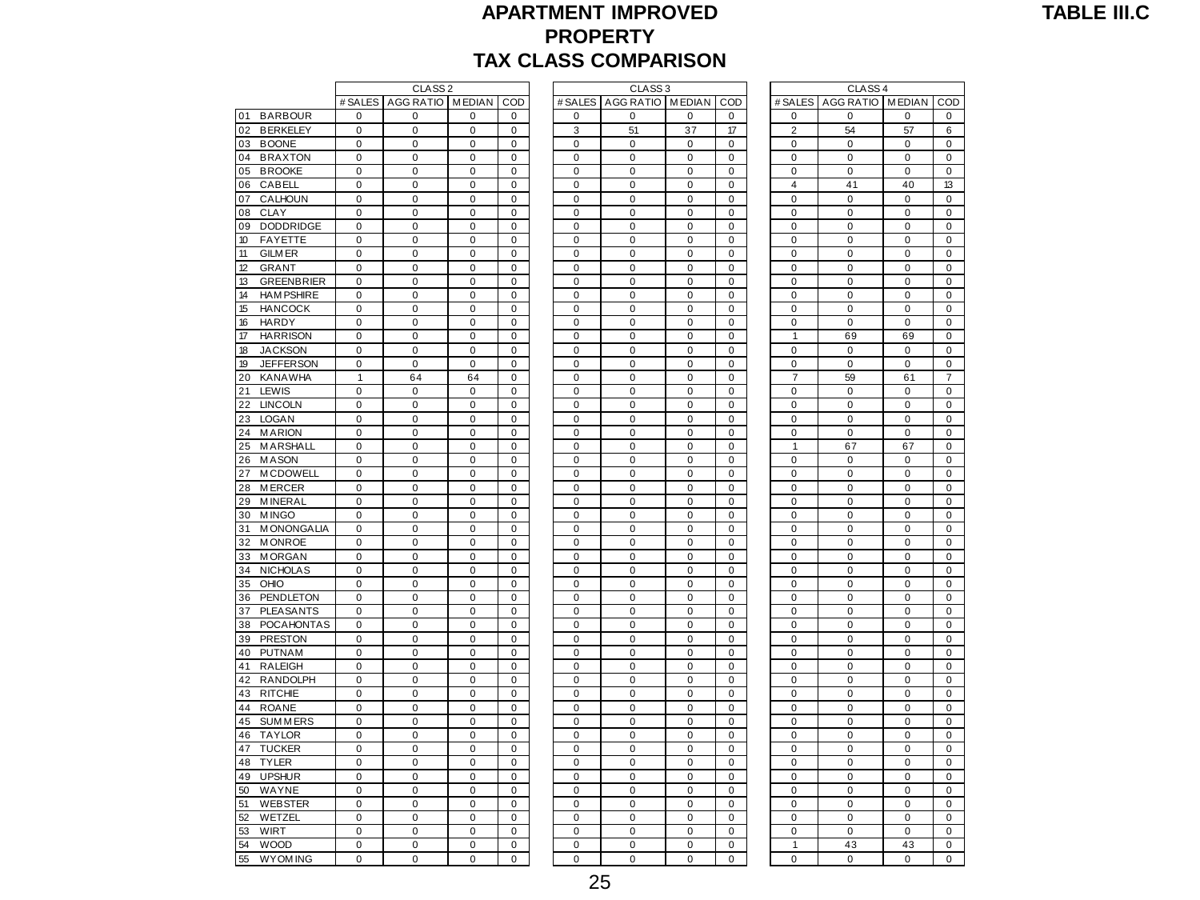# APARTMENT IMPROVED PROPERTY TAX CLASS COMPARISON

**TABLE III.C**

| | CLASS 2 | | | | CLASS 3 | | | | CLASS 4 | | | |
|---|---|---|---|---|---|---|---|---|---|---|---|---|
| | # SALES | AGG RATIO | MEDIAN | COD | # SALES | AGG RATIO | MEDIAN | COD | # SALES | AGG RATIO | MEDIAN | COD |
| 01 BARBOUR | 0 | 0 | 0 | 0 | 0 | 0 | 0 | 0 | 0 | 0 | 0 | 0 |
| 02 BERKELEY | 0 | 0 | 0 | 0 | 3 | 51 | 37 | 17 | 2 | 54 | 57 | 6 |
| 03 BOONE | 0 | 0 | 0 | 0 | 0 | 0 | 0 | 0 | 0 | 0 | 0 | 0 |
| 04 BRAXTON | 0 | 0 | 0 | 0 | 0 | 0 | 0 | 0 | 0 | 0 | 0 | 0 |
| 05 BROOKE | 0 | 0 | 0 | 0 | 0 | 0 | 0 | 0 | 0 | 0 | 0 | 0 |
| 06 CABELL | 0 | 0 | 0 | 0 | 0 | 0 | 0 | 0 | 4 | 41 | 40 | 13 |
| 07 CALHOUN | 0 | 0 | 0 | 0 | 0 | 0 | 0 | 0 | 0 | 0 | 0 | 0 |
| 08 CLAY | 0 | 0 | 0 | 0 | 0 | 0 | 0 | 0 | 0 | 0 | 0 | 0 |
| 09 DODDRIDGE | 0 | 0 | 0 | 0 | 0 | 0 | 0 | 0 | 0 | 0 | 0 | 0 |
| 10 FAYETTE | 0 | 0 | 0 | 0 | 0 | 0 | 0 | 0 | 0 | 0 | 0 | 0 |
| 11 GILMER | 0 | 0 | 0 | 0 | 0 | 0 | 0 | 0 | 0 | 0 | 0 | 0 |
| 12 GRANT | 0 | 0 | 0 | 0 | 0 | 0 | 0 | 0 | 0 | 0 | 0 | 0 |
| 13 GREENBRIER | 0 | 0 | 0 | 0 | 0 | 0 | 0 | 0 | 0 | 0 | 0 | 0 |
| 14 HAMPSHIRE | 0 | 0 | 0 | 0 | 0 | 0 | 0 | 0 | 0 | 0 | 0 | 0 |
| 15 HANCOCK | 0 | 0 | 0 | 0 | 0 | 0 | 0 | 0 | 0 | 0 | 0 | 0 |
| 16 HARDY | 0 | 0 | 0 | 0 | 0 | 0 | 0 | 0 | 0 | 0 | 0 | 0 |
| 17 HARRISON | 0 | 0 | 0 | 0 | 0 | 0 | 0 | 0 | 1 | 69 | 69 | 0 |
| 18 JACKSON | 0 | 0 | 0 | 0 | 0 | 0 | 0 | 0 | 0 | 0 | 0 | 0 |
| 19 JEFFERSON | 0 | 0 | 0 | 0 | 0 | 0 | 0 | 0 | 0 | 0 | 0 | 0 |
| 20 KANAWHA | 1 | 64 | 64 | 0 | 0 | 0 | 0 | 0 | 7 | 59 | 61 | 7 |
| 21 LEWIS | 0 | 0 | 0 | 0 | 0 | 0 | 0 | 0 | 0 | 0 | 0 | 0 |
| 22 LINCOLN | 0 | 0 | 0 | 0 | 0 | 0 | 0 | 0 | 0 | 0 | 0 | 0 |
| 23 LOGAN | 0 | 0 | 0 | 0 | 0 | 0 | 0 | 0 | 0 | 0 | 0 | 0 |
| 24 MARION | 0 | 0 | 0 | 0 | 0 | 0 | 0 | 0 | 0 | 0 | 0 | 0 |
| 25 MARSHALL | 0 | 0 | 0 | 0 | 0 | 0 | 0 | 0 | 1 | 67 | 67 | 0 |
| 26 MASON | 0 | 0 | 0 | 0 | 0 | 0 | 0 | 0 | 0 | 0 | 0 | 0 |
| 27 MCDOWELL | 0 | 0 | 0 | 0 | 0 | 0 | 0 | 0 | 0 | 0 | 0 | 0 |
| 28 MERCER | 0 | 0 | 0 | 0 | 0 | 0 | 0 | 0 | 0 | 0 | 0 | 0 |
| 29 MINERAL | 0 | 0 | 0 | 0 | 0 | 0 | 0 | 0 | 0 | 0 | 0 | 0 |
| 30 MINGO | 0 | 0 | 0 | 0 | 0 | 0 | 0 | 0 | 0 | 0 | 0 | 0 |
| 31 MONONGALIA | 0 | 0 | 0 | 0 | 0 | 0 | 0 | 0 | 0 | 0 | 0 | 0 |
| 32 MONROE | 0 | 0 | 0 | 0 | 0 | 0 | 0 | 0 | 0 | 0 | 0 | 0 |
| 33 MORGAN | 0 | 0 | 0 | 0 | 0 | 0 | 0 | 0 | 0 | 0 | 0 | 0 |
| 34 NICHOLAS | 0 | 0 | 0 | 0 | 0 | 0 | 0 | 0 | 0 | 0 | 0 | 0 |
| 35 OHIO | 0 | 0 | 0 | 0 | 0 | 0 | 0 | 0 | 0 | 0 | 0 | 0 |
| 36 PENDLETON | 0 | 0 | 0 | 0 | 0 | 0 | 0 | 0 | 0 | 0 | 0 | 0 |
| 37 PLEASANTS | 0 | 0 | 0 | 0 | 0 | 0 | 0 | 0 | 0 | 0 | 0 | 0 |
| 38 POCAHONTAS | 0 | 0 | 0 | 0 | 0 | 0 | 0 | 0 | 0 | 0 | 0 | 0 |
| 39 PRESTON | 0 | 0 | 0 | 0 | 0 | 0 | 0 | 0 | 0 | 0 | 0 | 0 |
| 40 PUTNAM | 0 | 0 | 0 | 0 | 0 | 0 | 0 | 0 | 0 | 0 | 0 | 0 |
| 41 RALEIGH | 0 | 0 | 0 | 0 | 0 | 0 | 0 | 0 | 0 | 0 | 0 | 0 |
| 42 RANDOLPH | 0 | 0 | 0 | 0 | 0 | 0 | 0 | 0 | 0 | 0 | 0 | 0 |
| 43 RITCHIE | 0 | 0 | 0 | 0 | 0 | 0 | 0 | 0 | 0 | 0 | 0 | 0 |
| 44 ROANE | 0 | 0 | 0 | 0 | 0 | 0 | 0 | 0 | 0 | 0 | 0 | 0 |
| 45 SUMMERS | 0 | 0 | 0 | 0 | 0 | 0 | 0 | 0 | 0 | 0 | 0 | 0 |
| 46 TAYLOR | 0 | 0 | 0 | 0 | 0 | 0 | 0 | 0 | 0 | 0 | 0 | 0 |
| 47 TUCKER | 0 | 0 | 0 | 0 | 0 | 0 | 0 | 0 | 0 | 0 | 0 | 0 |
| 48 TYLER | 0 | 0 | 0 | 0 | 0 | 0 | 0 | 0 | 0 | 0 | 0 | 0 |
| 49 UPSHUR | 0 | 0 | 0 | 0 | 0 | 0 | 0 | 0 | 0 | 0 | 0 | 0 |
| 50 WAYNE | 0 | 0 | 0 | 0 | 0 | 0 | 0 | 0 | 0 | 0 | 0 | 0 |
| 51 WEBSTER | 0 | 0 | 0 | 0 | 0 | 0 | 0 | 0 | 0 | 0 | 0 | 0 |
| 52 WETZEL | 0 | 0 | 0 | 0 | 0 | 0 | 0 | 0 | 0 | 0 | 0 | 0 |
| 53 WIRT | 0 | 0 | 0 | 0 | 0 | 0 | 0 | 0 | 0 | 0 | 0 | 0 |
| 54 WOOD | 0 | 0 | 0 | 0 | 0 | 0 | 0 | 0 | 1 | 43 | 43 | 0 |
| 55 WYOMING | 0 | 0 | 0 | 0 | 0 | 0 | 0 | 0 | 0 | 0 | 0 | 0 |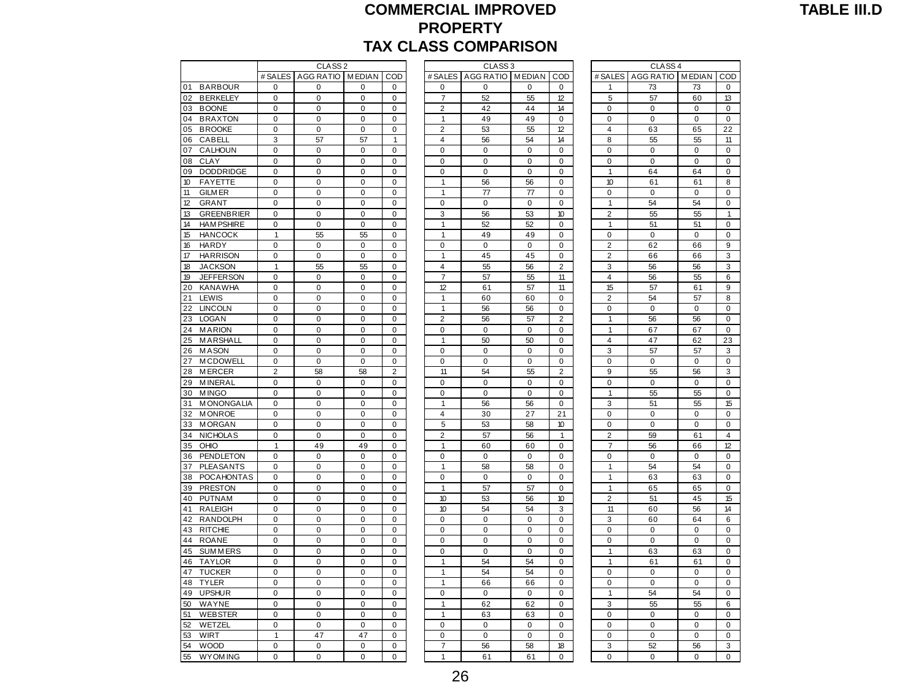# COMMERCIAL IMPROVED PROPERTY TAX CLASS COMPARISON

**TABLE III.D**

| | CLASS 2 | | | | CLASS 3 | | | | CLASS 4 | | | |
|---|---|---|---|---|---|---|---|---|---|---|---|---|
| | # SALES | AGG RATIO | MEDIAN | COD | # SALES | AGG RATIO | MEDIAN | COD | # SALES | AGG RATIO | MEDIAN | COD |
| 01 BARBOUR | 0 | 0 | 0 | 0 | 0 | 0 | 0 | 0 | 1 | 73 | 73 | 0 |
| 02 BERKELEY | 0 | 0 | 0 | 0 | 7 | 52 | 55 | 12 | 5 | 57 | 60 | 13 |
| 03 BOONE | 0 | 0 | 0 | 0 | 2 | 42 | 44 | 14 | 0 | 0 | 0 | 0 |
| 04 BRAXTON | 0 | 0 | 0 | 0 | 1 | 49 | 49 | 0 | 0 | 0 | 0 | 0 |
| 05 BROOKE | 0 | 0 | 0 | 0 | 2 | 53 | 55 | 12 | 4 | 63 | 65 | 22 |
| 06 CABELL | 3 | 57 | 57 | 1 | 4 | 56 | 54 | 14 | 8 | 55 | 55 | 11 |
| 07 CALHOUN | 0 | 0 | 0 | 0 | 0 | 0 | 0 | 0 | 0 | 0 | 0 | 0 |
| 08 CLAY | 0 | 0 | 0 | 0 | 0 | 0 | 0 | 0 | 0 | 0 | 0 | 0 |
| 09 DODDRIDGE | 0 | 0 | 0 | 0 | 0 | 0 | 0 | 0 | 1 | 64 | 64 | 0 |
| 10 FAYETTE | 0 | 0 | 0 | 0 | 1 | 56 | 56 | 0 | 10 | 61 | 61 | 8 |
| 11 GILMER | 0 | 0 | 0 | 0 | 1 | 77 | 77 | 0 | 0 | 0 | 0 | 0 |
| 12 GRANT | 0 | 0 | 0 | 0 | 0 | 0 | 0 | 0 | 1 | 54 | 54 | 0 |
| 13 GREENBRIER | 0 | 0 | 0 | 0 | 3 | 56 | 53 | 10 | 2 | 55 | 55 | 1 |
| 14 HAMPSHIRE | 0 | 0 | 0 | 0 | 1 | 52 | 52 | 0 | 1 | 51 | 51 | 0 |
| 15 HANCOCK | 1 | 55 | 55 | 0 | 1 | 49 | 49 | 0 | 0 | 0 | 0 | 0 |
| 16 HARDY | 0 | 0 | 0 | 0 | 0 | 0 | 0 | 0 | 2 | 62 | 66 | 9 |
| 17 HARRISON | 0 | 0 | 0 | 0 | 1 | 45 | 45 | 0 | 2 | 66 | 66 | 3 |
| 18 JACKSON | 1 | 55 | 55 | 0 | 4 | 55 | 56 | 2 | 3 | 56 | 56 | 3 |
| 19 JEFFERSON | 0 | 0 | 0 | 0 | 7 | 57 | 55 | 11 | 4 | 56 | 55 | 6 |
| 20 KANAWHA | 0 | 0 | 0 | 0 | 12 | 61 | 57 | 11 | 15 | 57 | 61 | 9 |
| 21 LEWIS | 0 | 0 | 0 | 0 | 1 | 60 | 60 | 0 | 2 | 54 | 57 | 8 |
| 22 LINCOLN | 0 | 0 | 0 | 0 | 1 | 56 | 56 | 0 | 0 | 0 | 0 | 0 |
| 23 LOGAN | 0 | 0 | 0 | 0 | 2 | 56 | 57 | 2 | 1 | 56 | 56 | 0 |
| 24 MARION | 0 | 0 | 0 | 0 | 0 | 0 | 0 | 0 | 1 | 67 | 67 | 0 |
| 25 MARSHALL | 0 | 0 | 0 | 0 | 1 | 50 | 50 | 0 | 4 | 47 | 62 | 23 |
| 26 MASON | 0 | 0 | 0 | 0 | 0 | 0 | 0 | 0 | 3 | 57 | 57 | 3 |
| 27 MCDOWELL | 0 | 0 | 0 | 0 | 0 | 0 | 0 | 0 | 0 | 0 | 0 | 0 |
| 28 MERCER | 2 | 58 | 58 | 2 | 11 | 54 | 55 | 2 | 9 | 55 | 56 | 3 |
| 29 MINERAL | 0 | 0 | 0 | 0 | 0 | 0 | 0 | 0 | 0 | 0 | 0 | 0 |
| 30 MINGO | 0 | 0 | 0 | 0 | 0 | 0 | 0 | 0 | 1 | 55 | 55 | 0 |
| 31 MONONGALIA | 0 | 0 | 0 | 0 | 1 | 56 | 56 | 0 | 3 | 51 | 55 | 15 |
| 32 MONROE | 0 | 0 | 0 | 0 | 4 | 30 | 27 | 21 | 0 | 0 | 0 | 0 |
| 33 MORGAN | 0 | 0 | 0 | 0 | 5 | 53 | 58 | 10 | 0 | 0 | 0 | 0 |
| 34 NICHOLAS | 0 | 0 | 0 | 0 | 2 | 57 | 56 | 1 | 2 | 59 | 61 | 4 |
| 35 OHIO | 1 | 49 | 49 | 0 | 1 | 60 | 60 | 0 | 7 | 56 | 66 | 12 |
| 36 PENDLETON | 0 | 0 | 0 | 0 | 0 | 0 | 0 | 0 | 0 | 0 | 0 | 0 |
| 37 PLEASANTS | 0 | 0 | 0 | 0 | 1 | 58 | 58 | 0 | 1 | 54 | 54 | 0 |
| 38 POCAHONTAS | 0 | 0 | 0 | 0 | 0 | 0 | 0 | 0 | 1 | 63 | 63 | 0 |
| 39 PRESTON | 0 | 0 | 0 | 0 | 1 | 57 | 57 | 0 | 1 | 65 | 65 | 0 |
| 40 PUTNAM | 0 | 0 | 0 | 0 | 10 | 53 | 56 | 10 | 2 | 51 | 45 | 15 |
| 41 RALEIGH | 0 | 0 | 0 | 0 | 10 | 54 | 54 | 3 | 11 | 60 | 56 | 14 |
| 42 RANDOLPH | 0 | 0 | 0 | 0 | 0 | 0 | 0 | 0 | 3 | 60 | 64 | 6 |
| 43 RITCHIE | 0 | 0 | 0 | 0 | 0 | 0 | 0 | 0 | 0 | 0 | 0 | 0 |
| 44 ROANE | 0 | 0 | 0 | 0 | 0 | 0 | 0 | 0 | 0 | 0 | 0 | 0 |
| 45 SUMMERS | 0 | 0 | 0 | 0 | 0 | 0 | 0 | 0 | 1 | 63 | 63 | 0 |
| 46 TAYLOR | 0 | 0 | 0 | 0 | 1 | 54 | 54 | 0 | 1 | 61 | 61 | 0 |
| 47 TUCKER | 0 | 0 | 0 | 0 | 1 | 54 | 54 | 0 | 0 | 0 | 0 | 0 |
| 48 TYLER | 0 | 0 | 0 | 0 | 1 | 66 | 66 | 0 | 0 | 0 | 0 | 0 |
| 49 UPSHUR | 0 | 0 | 0 | 0 | 0 | 0 | 0 | 0 | 1 | 54 | 54 | 0 |
| 50 WAYNE | 0 | 0 | 0 | 0 | 1 | 62 | 62 | 0 | 3 | 55 | 55 | 6 |
| 51 WEBSTER | 0 | 0 | 0 | 0 | 1 | 63 | 63 | 0 | 0 | 0 | 0 | 0 |
| 52 WETZEL | 0 | 0 | 0 | 0 | 0 | 0 | 0 | 0 | 0 | 0 | 0 | 0 |
| 53 WIRT | 1 | 47 | 47 | 0 | 0 | 0 | 0 | 0 | 0 | 0 | 0 | 0 |
| 54 WOOD | 0 | 0 | 0 | 0 | 7 | 56 | 58 | 18 | 3 | 52 | 56 | 3 |
| 55 WYOMING | 0 | 0 | 0 | 0 | 1 | 61 | 61 | 0 | 0 | 0 | 0 | 0 |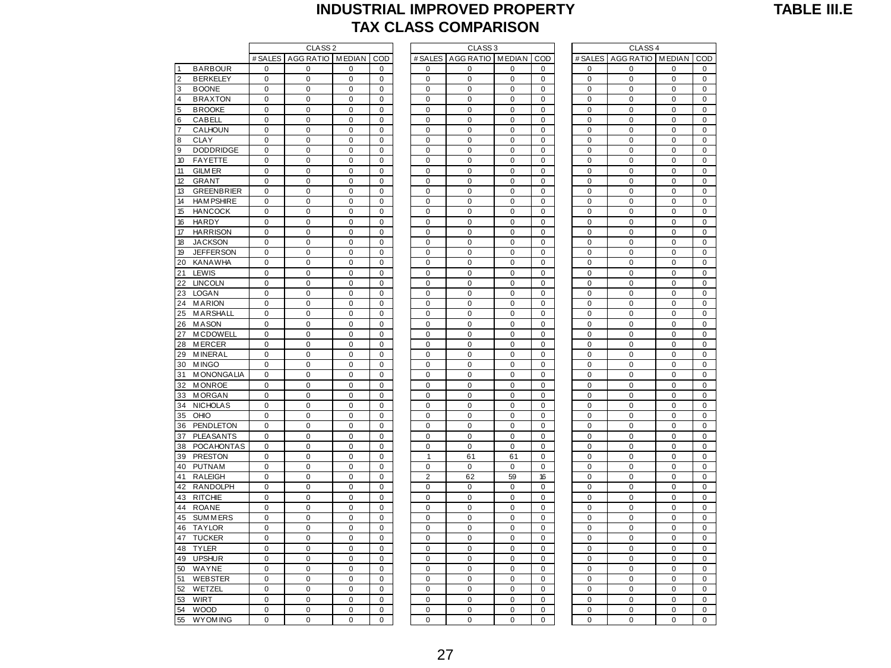# INDUSTRIAL IMPROVED PROPERTY TAX CLASS COMPARISON

**TABLE III.E**

| | | CLASS 2 | | | | CLASS 3 | | | | CLASS 4 | | | |
|---|---|---|---|---|---|---|---|---|---|---|---|---|---|
| | | # SALES | AGG RATIO | MEDIAN | COD | # SALES | AGG RATIO | MEDIAN | COD | # SALES | AGG RATIO | MEDIAN | COD |
| 1 | BARBOUR | 0 | 0 | 0 | 0 | 0 | 0 | 0 | 0 | 0 | 0 | 0 | 0 |
| 2 | BERKELEY | 0 | 0 | 0 | 0 | 0 | 0 | 0 | 0 | 0 | 0 | 0 | 0 |
| 3 | BOONE | 0 | 0 | 0 | 0 | 0 | 0 | 0 | 0 | 0 | 0 | 0 | 0 |
| 4 | BRAXTON | 0 | 0 | 0 | 0 | 0 | 0 | 0 | 0 | 0 | 0 | 0 | 0 |
| 5 | BROOKE | 0 | 0 | 0 | 0 | 0 | 0 | 0 | 0 | 0 | 0 | 0 | 0 |
| 6 | CABELL | 0 | 0 | 0 | 0 | 0 | 0 | 0 | 0 | 0 | 0 | 0 | 0 |
| 7 | CALHOUN | 0 | 0 | 0 | 0 | 0 | 0 | 0 | 0 | 0 | 0 | 0 | 0 |
| 8 | CLAY | 0 | 0 | 0 | 0 | 0 | 0 | 0 | 0 | 0 | 0 | 0 | 0 |
| 9 | DODDRIDGE | 0 | 0 | 0 | 0 | 0 | 0 | 0 | 0 | 0 | 0 | 0 | 0 |
| 10 | FAYETTE | 0 | 0 | 0 | 0 | 0 | 0 | 0 | 0 | 0 | 0 | 0 | 0 |
| 11 | GILMER | 0 | 0 | 0 | 0 | 0 | 0 | 0 | 0 | 0 | 0 | 0 | 0 |
| 12 | GRANT | 0 | 0 | 0 | 0 | 0 | 0 | 0 | 0 | 0 | 0 | 0 | 0 |
| 13 | GREENBRIER | 0 | 0 | 0 | 0 | 0 | 0 | 0 | 0 | 0 | 0 | 0 | 0 |
| 14 | HAMPSHIRE | 0 | 0 | 0 | 0 | 0 | 0 | 0 | 0 | 0 | 0 | 0 | 0 |
| 15 | HANCOCK | 0 | 0 | 0 | 0 | 0 | 0 | 0 | 0 | 0 | 0 | 0 | 0 |
| 16 | HARDY | 0 | 0 | 0 | 0 | 0 | 0 | 0 | 0 | 0 | 0 | 0 | 0 |
| 17 | HARRISON | 0 | 0 | 0 | 0 | 0 | 0 | 0 | 0 | 0 | 0 | 0 | 0 |
| 18 | JACKSON | 0 | 0 | 0 | 0 | 0 | 0 | 0 | 0 | 0 | 0 | 0 | 0 |
| 19 | JEFFERSON | 0 | 0 | 0 | 0 | 0 | 0 | 0 | 0 | 0 | 0 | 0 | 0 |
| 20 | KANAWHA | 0 | 0 | 0 | 0 | 0 | 0 | 0 | 0 | 0 | 0 | 0 | 0 |
| 21 | LEWIS | 0 | 0 | 0 | 0 | 0 | 0 | 0 | 0 | 0 | 0 | 0 | 0 |
| 22 | LINCOLN | 0 | 0 | 0 | 0 | 0 | 0 | 0 | 0 | 0 | 0 | 0 | 0 |
| 23 | LOGAN | 0 | 0 | 0 | 0 | 0 | 0 | 0 | 0 | 0 | 0 | 0 | 0 |
| 24 | MARION | 0 | 0 | 0 | 0 | 0 | 0 | 0 | 0 | 0 | 0 | 0 | 0 |
| 25 | MARSHALL | 0 | 0 | 0 | 0 | 0 | 0 | 0 | 0 | 0 | 0 | 0 | 0 |
| 26 | MASON | 0 | 0 | 0 | 0 | 0 | 0 | 0 | 0 | 0 | 0 | 0 | 0 |
| 27 | MCDOWELL | 0 | 0 | 0 | 0 | 0 | 0 | 0 | 0 | 0 | 0 | 0 | 0 |
| 28 | MERCER | 0 | 0 | 0 | 0 | 0 | 0 | 0 | 0 | 0 | 0 | 0 | 0 |
| 29 | MINERAL | 0 | 0 | 0 | 0 | 0 | 0 | 0 | 0 | 0 | 0 | 0 | 0 |
| 30 | MINGO | 0 | 0 | 0 | 0 | 0 | 0 | 0 | 0 | 0 | 0 | 0 | 0 |
| 31 | MONONGALIA | 0 | 0 | 0 | 0 | 0 | 0 | 0 | 0 | 0 | 0 | 0 | 0 |
| 32 | MONROE | 0 | 0 | 0 | 0 | 0 | 0 | 0 | 0 | 0 | 0 | 0 | 0 |
| 33 | MORGAN | 0 | 0 | 0 | 0 | 0 | 0 | 0 | 0 | 0 | 0 | 0 | 0 |
| 34 | NICHOLAS | 0 | 0 | 0 | 0 | 0 | 0 | 0 | 0 | 0 | 0 | 0 | 0 |
| 35 | OHIO | 0 | 0 | 0 | 0 | 0 | 0 | 0 | 0 | 0 | 0 | 0 | 0 |
| 36 | PENDLETON | 0 | 0 | 0 | 0 | 0 | 0 | 0 | 0 | 0 | 0 | 0 | 0 |
| 37 | PLEASANTS | 0 | 0 | 0 | 0 | 0 | 0 | 0 | 0 | 0 | 0 | 0 | 0 |
| 38 | POCAHONTAS | 0 | 0 | 0 | 0 | 0 | 0 | 0 | 0 | 0 | 0 | 0 | 0 |
| 39 | PRESTON | 0 | 0 | 0 | 0 | 1 | 61 | 61 | 0 | 0 | 0 | 0 | 0 |
| 40 | PUTNAM | 0 | 0 | 0 | 0 | 0 | 0 | 0 | 0 | 0 | 0 | 0 | 0 |
| 41 | RALEIGH | 0 | 0 | 0 | 0 | 2 | 62 | 59 | 16 | 0 | 0 | 0 | 0 |
| 42 | RANDOLPH | 0 | 0 | 0 | 0 | 0 | 0 | 0 | 0 | 0 | 0 | 0 | 0 |
| 43 | RITCHIE | 0 | 0 | 0 | 0 | 0 | 0 | 0 | 0 | 0 | 0 | 0 | 0 |
| 44 | ROANE | 0 | 0 | 0 | 0 | 0 | 0 | 0 | 0 | 0 | 0 | 0 | 0 |
| 45 | SUMMERS | 0 | 0 | 0 | 0 | 0 | 0 | 0 | 0 | 0 | 0 | 0 | 0 |
| 46 | TAYLOR | 0 | 0 | 0 | 0 | 0 | 0 | 0 | 0 | 0 | 0 | 0 | 0 |
| 47 | TUCKER | 0 | 0 | 0 | 0 | 0 | 0 | 0 | 0 | 0 | 0 | 0 | 0 |
| 48 | TYLER | 0 | 0 | 0 | 0 | 0 | 0 | 0 | 0 | 0 | 0 | 0 | 0 |
| 49 | UPSHUR | 0 | 0 | 0 | 0 | 0 | 0 | 0 | 0 | 0 | 0 | 0 | 0 |
| 50 | WAYNE | 0 | 0 | 0 | 0 | 0 | 0 | 0 | 0 | 0 | 0 | 0 | 0 |
| 51 | WEBSTER | 0 | 0 | 0 | 0 | 0 | 0 | 0 | 0 | 0 | 0 | 0 | 0 |
| 52 | WETZEL | 0 | 0 | 0 | 0 | 0 | 0 | 0 | 0 | 0 | 0 | 0 | 0 |
| 53 | WIRT | 0 | 0 | 0 | 0 | 0 | 0 | 0 | 0 | 0 | 0 | 0 | 0 |
| 54 | WOOD | 0 | 0 | 0 | 0 | 0 | 0 | 0 | 0 | 0 | 0 | 0 | 0 |
| 55 | WYOMING | 0 | 0 | 0 | 0 | 0 | 0 | 0 | 0 | 0 | 0 | 0 | 0 |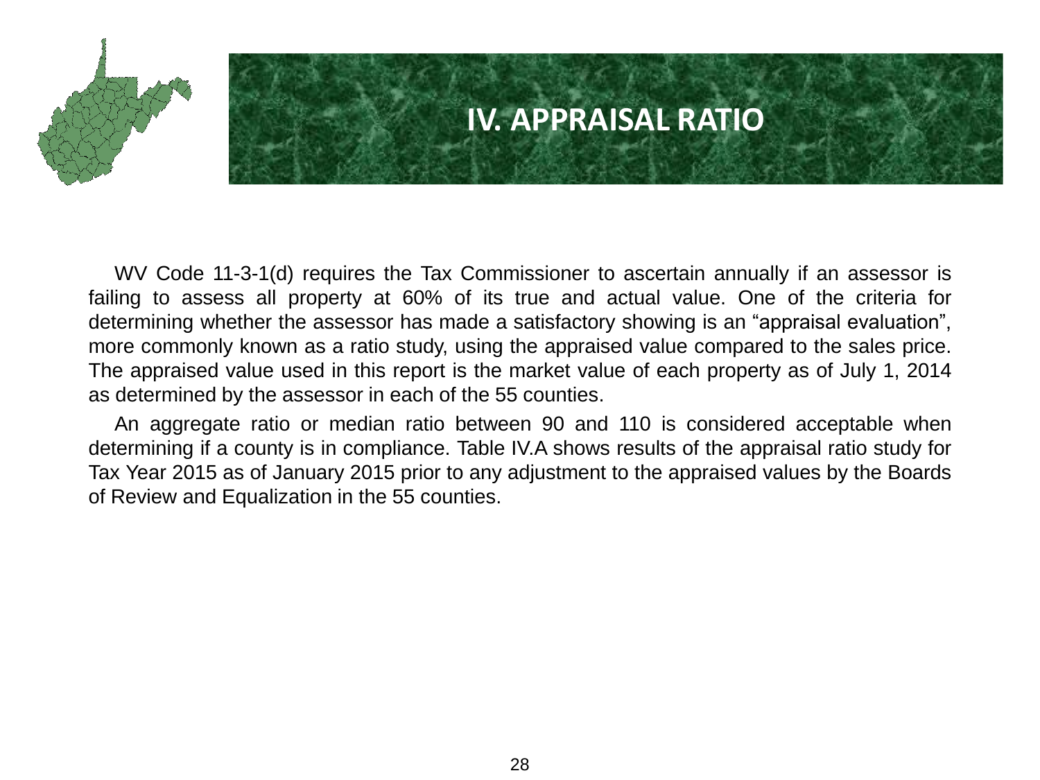# IV. APPRAISAL RATIO

WV Code 11-3-1(d) requires the Tax Commissioner to ascertain annually if an assessor is failing to assess all property at 60% of its true and actual value. One of the criteria for determining whether the assessor has made a satisfactory showing is an “appraisal evaluation”, more commonly known as a ratio study, using the appraised value compared to the sales price. The appraised value used in this report is the market value of each property as of July 1, 2014 as determined by the assessor in each of the 55 counties.

An aggregate ratio or median ratio between 90 and 110 is considered acceptable when determining if a county is in compliance. Table IV.A shows results of the appraisal ratio study for Tax Year 2015 as of January 2015 prior to any adjustment to the appraised values by the Boards of Review and Equalization in the 55 counties.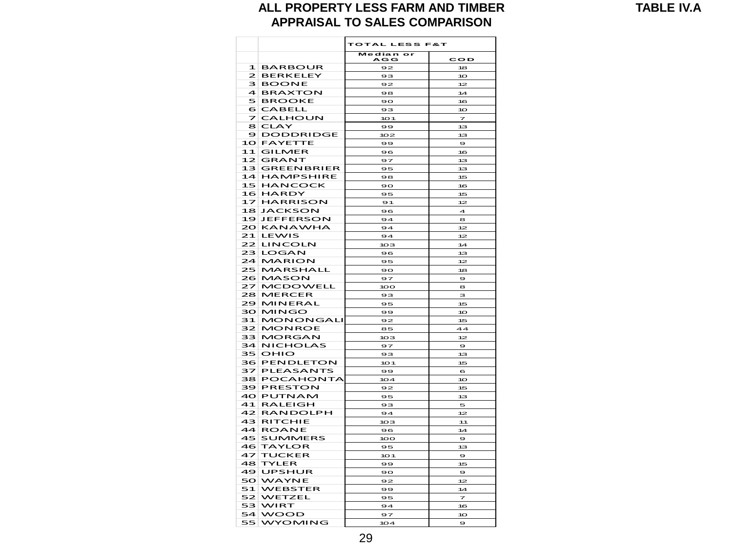# ALL PROPERTY LESS FARM AND TIMBER

## APPRAISAL TO SALES COMPARISON

TABLE IV.A

| | | TOTAL LESS F&T | |
|---|---|---|---|
| | | Median or AGG | COD |
| 1 | BARBOUR | 92 | 18 |
| 2 | BERKELEY | 93 | 10 |
| 3 | BOONE | 92 | 12 |
| 4 | BRAXTON | 98 | 14 |
| 5 | BROOKE | 90 | 16 |
| 6 | CABELL | 93 | 10 |
| 7 | CALHOUN | 101 | 7 |
| 8 | CLAY | 99 | 13 |
| 9 | DODDRIDGE | 102 | 13 |
| 10 | FAYETTE | 99 | 9 |
| 11 | GILMER | 96 | 16 |
| 12 | GRANT | 97 | 13 |
| 13 | GREENBRIER | 95 | 13 |
| 14 | HAMPSHIRE | 98 | 15 |
| 15 | HANCOCK | 90 | 16 |
| 16 | HARDY | 95 | 15 |
| 17 | HARRISON | 91 | 12 |
| 18 | JACKSON | 96 | 4 |
| 19 | JEFFERSON | 94 | 8 |
| 20 | KANAWHA | 94 | 12 |
| 21 | LEWIS | 94 | 12 |
| 22 | LINCOLN | 103 | 14 |
| 23 | LOGAN | 96 | 13 |
| 24 | MARION | 95 | 12 |
| 25 | MARSHALL | 90 | 18 |
| 26 | MASON | 97 | 9 |
| 27 | MCDOWELL | 100 | 8 |
| 28 | MERCER | 93 | 3 |
| 29 | MINERAL | 95 | 15 |
| 30 | MINGO | 99 | 10 |
| 31 | MONONGALI | 92 | 15 |
| 32 | MONROE | 85 | 44 |
| 33 | MORGAN | 103 | 12 |
| 34 | NICHOLAS | 97 | 9 |
| 35 | OHIO | 93 | 13 |
| 36 | PENDLETON | 101 | 15 |
| 37 | PLEASANTS | 99 | 6 |
| 38 | POCAHONTA | 104 | 10 |
| 39 | PRESTON | 92 | 15 |
| 40 | PUTNAM | 95 | 13 |
| 41 | RALEIGH | 93 | 5 |
| 42 | RANDOLPH | 94 | 12 |
| 43 | RITCHIE | 103 | 11 |
| 44 | ROANE | 96 | 14 |
| 45 | SUMMERS | 100 | 9 |
| 46 | TAYLOR | 95 | 13 |
| 47 | TUCKER | 101 | 9 |
| 48 | TYLER | 99 | 15 |
| 49 | UPSHUR | 90 | 9 |
| 50 | WAYNE | 92 | 12 |
| 51 | WEBSTER | 99 | 14 |
| 52 | WETZEL | 95 | 7 |
| 53 | WIRT | 94 | 16 |
| 54 | WOOD | 97 | 10 |
| 55 | WYOMING | 104 | 9 |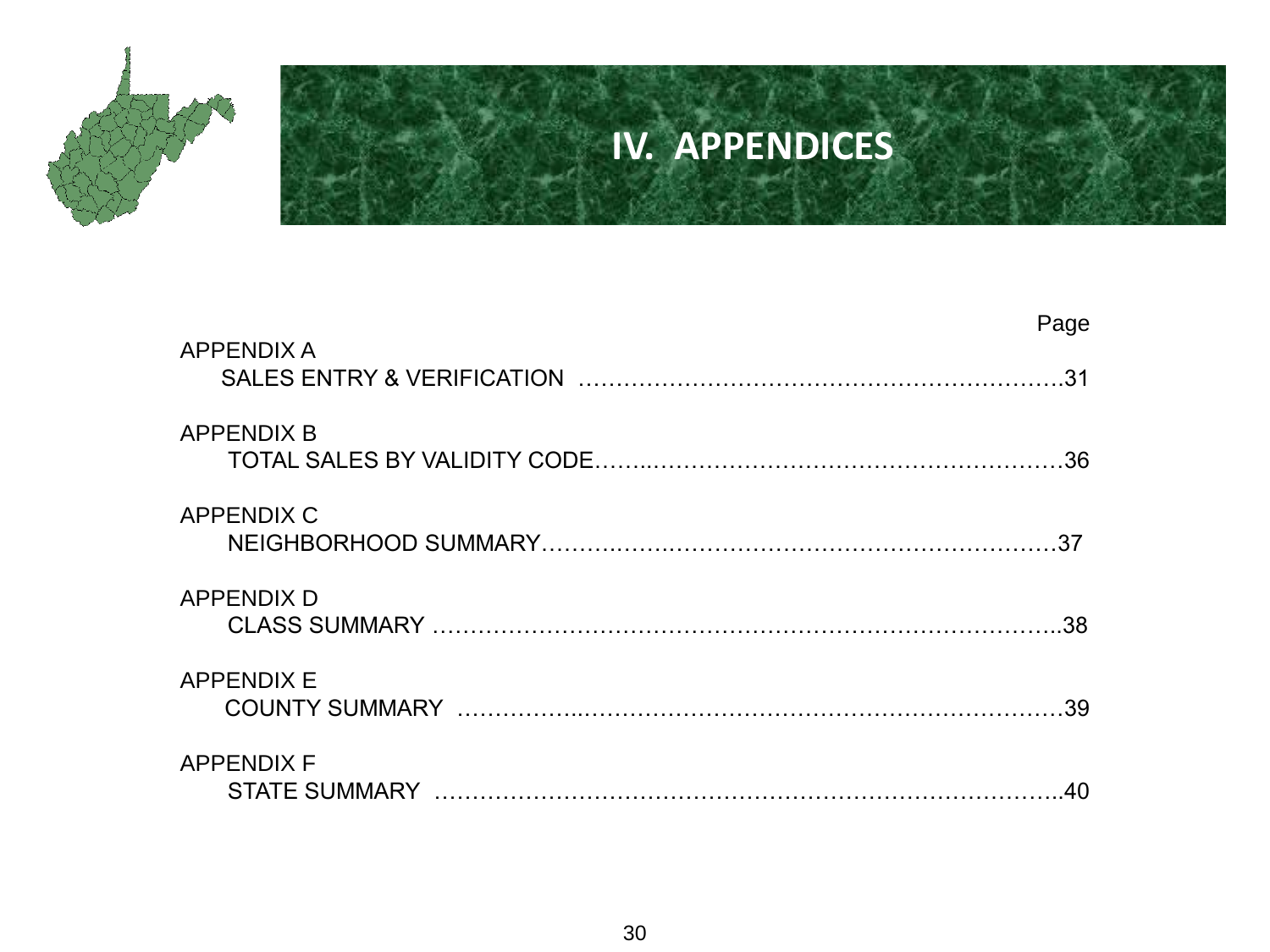# IV. APPENDICES

| | Page |
|---|---|
| APPENDIX A<br>SALES ENTRY & VERIFICATION | 31 |
| APPENDIX B<br>TOTAL SALES BY VALIDITY CODE | 36 |
| APPENDIX C<br>NEIGHBORHOOD SUMMARY | 37 |
| APPENDIX D<br>CLASS SUMMARY | 38 |
| APPENDIX E<br>COUNTY SUMMARY | 39 |
| APPENDIX F<br>STATE SUMMARY | 40 |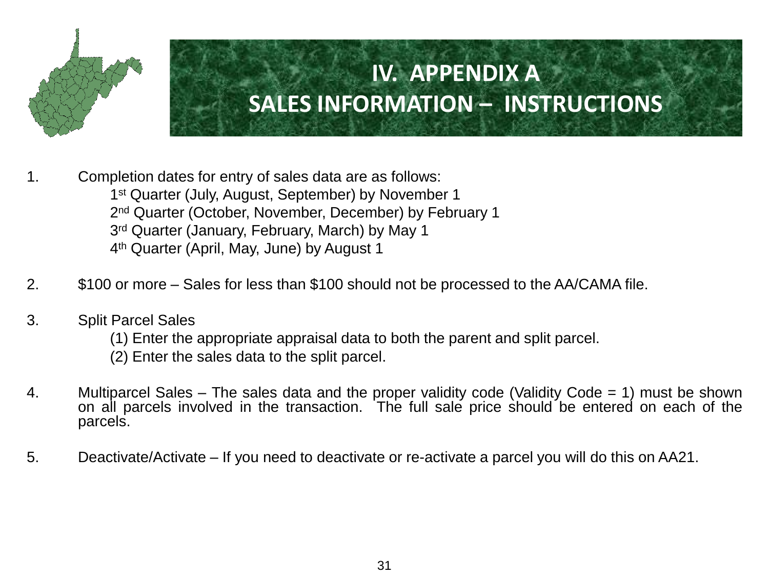# IV. APPENDIX A
# SALES INFORMATION – INSTRUCTIONS

1. Completion dates for entry of sales data are as follows:
   - 1st Quarter (July, August, September) by November 1
   - 2nd Quarter (October, November, December) by February 1
   - 3rd Quarter (January, February, March) by May 1
   - 4th Quarter (April, May, June) by August 1

2. $100 or more – Sales for less than $100 should not be processed to the AA/CAMA file.

3. Split Parcel Sales
   - (1) Enter the appropriate appraisal data to both the parent and split parcel.
   - (2) Enter the sales data to the split parcel.

4. Multiparcel Sales – The sales data and the proper validity code (Validity Code = 1) must be shown on all parcels involved in the transaction. The full sale price should be entered on each of the parcels.

5. Deactivate/Activate – If you need to deactivate or re-activate a parcel you will do this on AA21.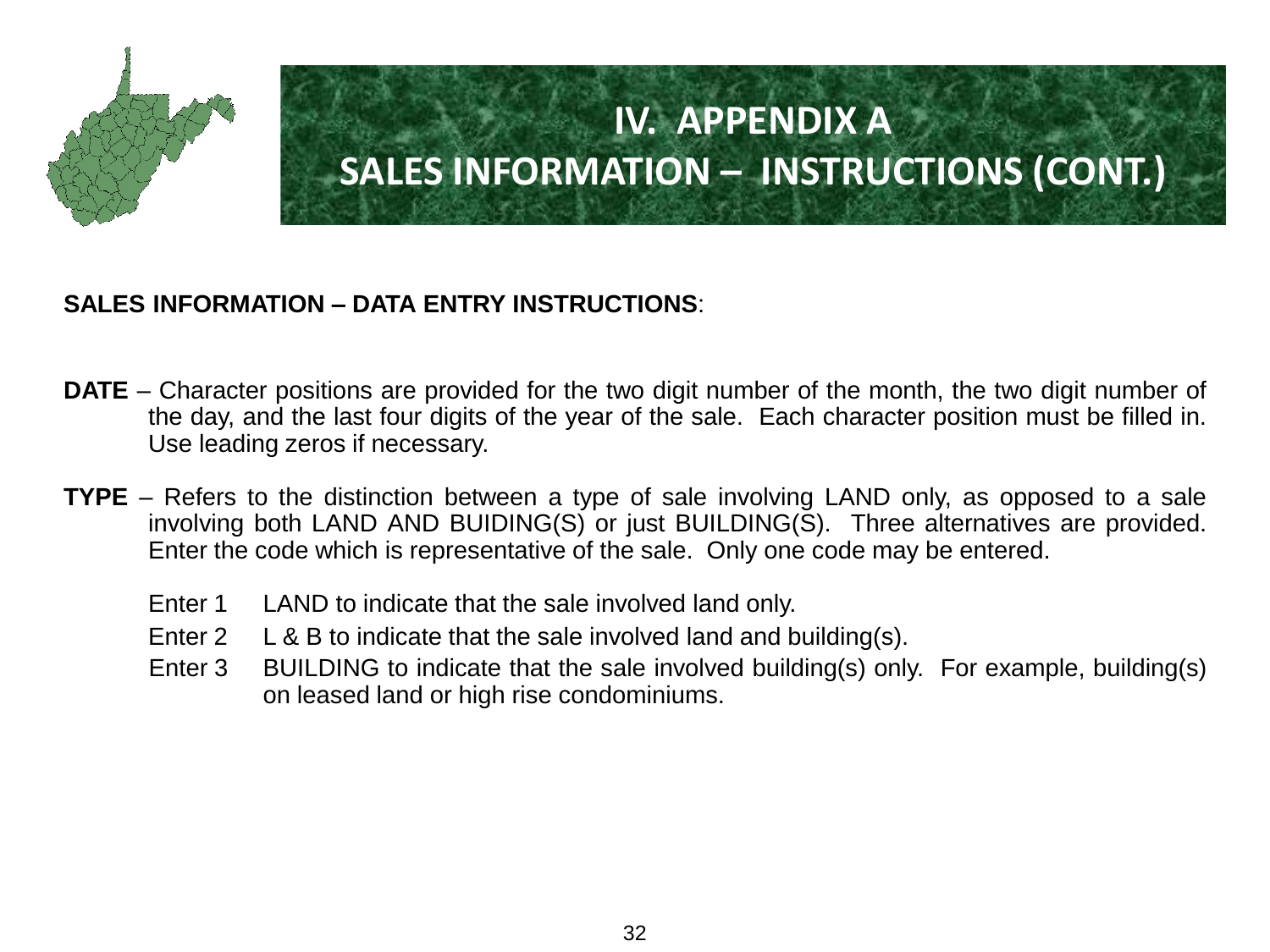# IV. APPENDIX A
# SALES INFORMATION – INSTRUCTIONS (CONT.)

**SALES INFORMATION – DATA ENTRY INSTRUCTIONS**:

**DATE** – Character positions are provided for the two digit number of the month, the two digit number of the day, and the last four digits of the year of the sale. Each character position must be filled in. Use leading zeros if necessary.

**TYPE** – Refers to the distinction between a type of sale involving LAND only, as opposed to a sale involving both LAND AND BUIDING(S) or just BUILDING(S). Three alternatives are provided. Enter the code which is representative of the sale. Only one code may be entered.

- Enter 1 LAND to indicate that the sale involved land only.
- Enter 2 L & B to indicate that the sale involved land and building(s).
- Enter 3 BUILDING to indicate that the sale involved building(s) only. For example, building(s) on leased land or high rise condominiums.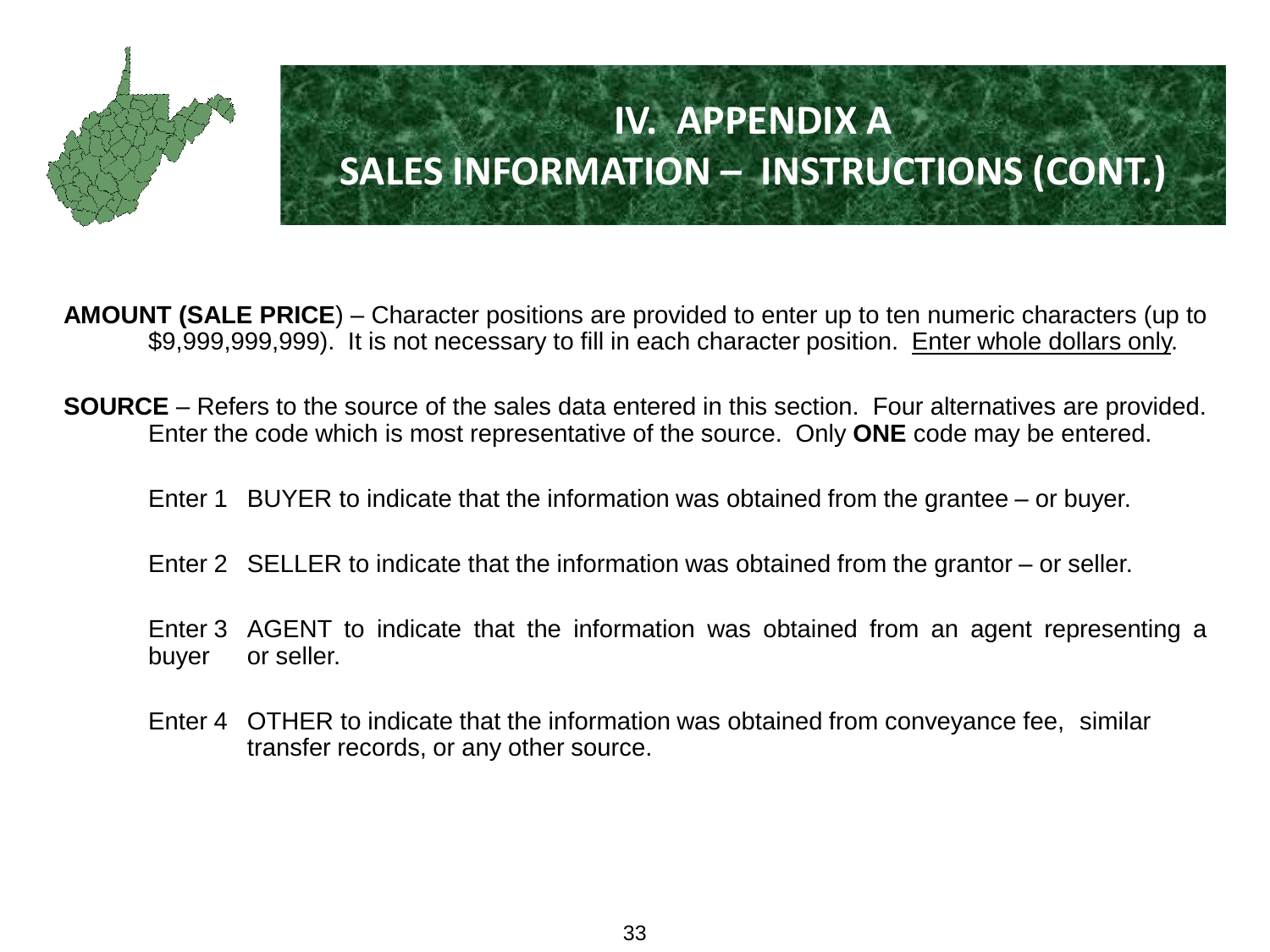# IV. APPENDIX A
## SALES INFORMATION – INSTRUCTIONS (CONT.)

**AMOUNT (SALE PRICE**) – Character positions are provided to enter up to ten numeric characters (up to $9,999,999,999). It is not necessary to fill in each character position. Enter whole dollars only.

**SOURCE** – Refers to the source of the sales data entered in this section. Four alternatives are provided. Enter the code which is most representative of the source. Only **ONE** code may be entered.

Enter 1 BUYER to indicate that the information was obtained from the grantee – or buyer.

Enter 2 SELLER to indicate that the information was obtained from the grantor – or seller.

Enter 3 AGENT to indicate that the information was obtained from an agent representing a buyer or seller.

Enter 4 OTHER to indicate that the information was obtained from conveyance fee, similar transfer records, or any other source.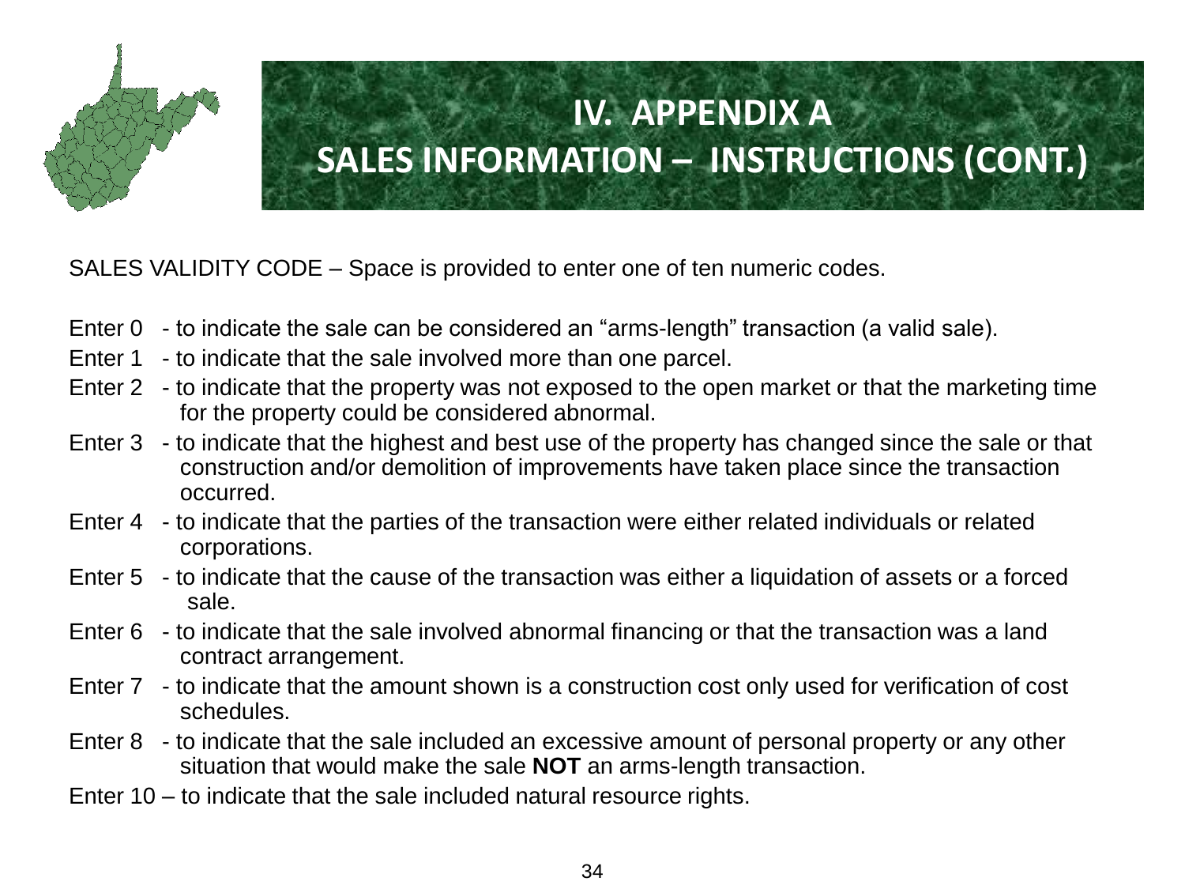# IV. APPENDIX A
# SALES INFORMATION – INSTRUCTIONS (CONT.)

SALES VALIDITY CODE – Space is provided to enter one of ten numeric codes.

- Enter 0 - to indicate the sale can be considered an "arms-length" transaction (a valid sale).
- Enter 1 - to indicate that the sale involved more than one parcel.
- Enter 2 - to indicate that the property was not exposed to the open market or that the marketing time for the property could be considered abnormal.
- Enter 3 - to indicate that the highest and best use of the property has changed since the sale or that construction and/or demolition of improvements have taken place since the transaction occurred.
- Enter 4 - to indicate that the parties of the transaction were either related individuals or related corporations.
- Enter 5 - to indicate that the cause of the transaction was either a liquidation of assets or a forced sale.
- Enter 6 - to indicate that the sale involved abnormal financing or that the transaction was a land contract arrangement.
- Enter 7 - to indicate that the amount shown is a construction cost only used for verification of cost schedules.
- Enter 8 - to indicate that the sale included an excessive amount of personal property or any other situation that would make the sale **NOT** an arms-length transaction.
- Enter 10 – to indicate that the sale included natural resource rights.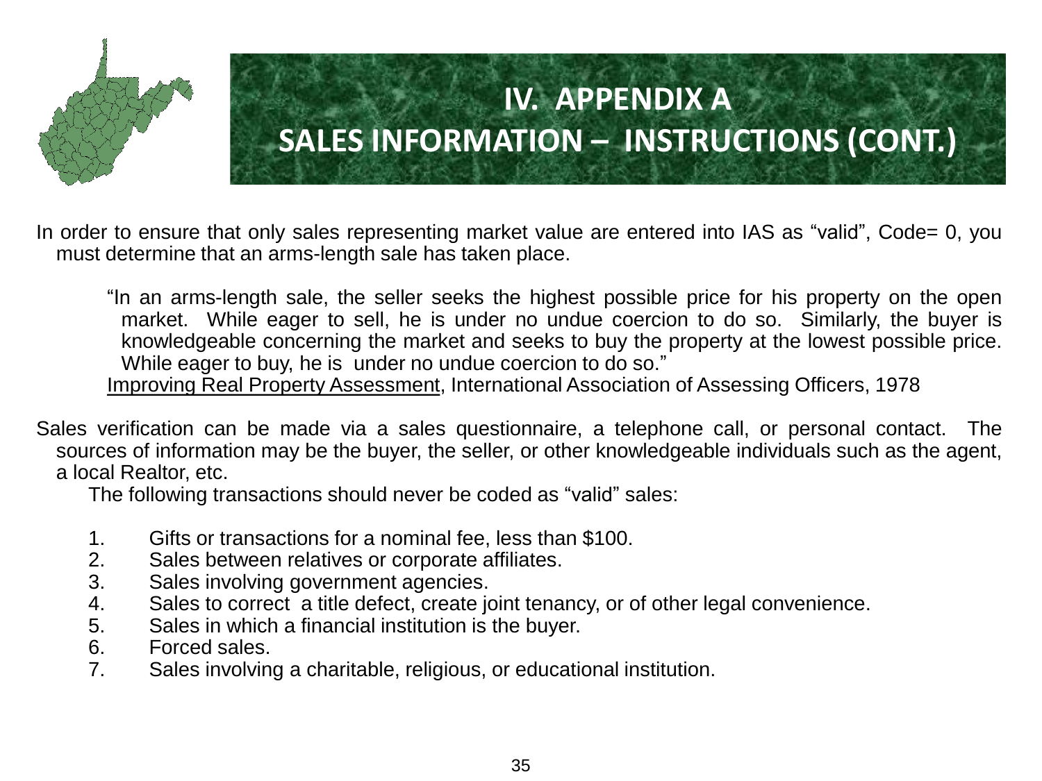# IV. APPENDIX A
## SALES INFORMATION – INSTRUCTIONS (CONT.)

In order to ensure that only sales representing market value are entered into IAS as "valid", Code= 0, you must determine that an arms-length sale has taken place.

> "In an arms-length sale, the seller seeks the highest possible price for his property on the open market. While eager to sell, he is under no undue coercion to do so. Similarly, the buyer is knowledgeable concerning the market and seeks to buy the property at the lowest possible price. While eager to buy, he is under no undue coercion to do so."
>
> <u>Improving Real Property Assessment</u>, International Association of Assessing Officers, 1978

Sales verification can be made via a sales questionnaire, a telephone call, or personal contact. The sources of information may be the buyer, the seller, or other knowledgeable individuals such as the agent, a local Realtor, etc.

The following transactions should never be coded as "valid" sales:

1. Gifts or transactions for a nominal fee, less than $100.
2. Sales between relatives or corporate affiliates.
3. Sales involving government agencies.
4. Sales to correct a title defect, create joint tenancy, or of other legal convenience.
5. Sales in which a financial institution is the buyer.
6. Forced sales.
7. Sales involving a charitable, religious, or educational institution.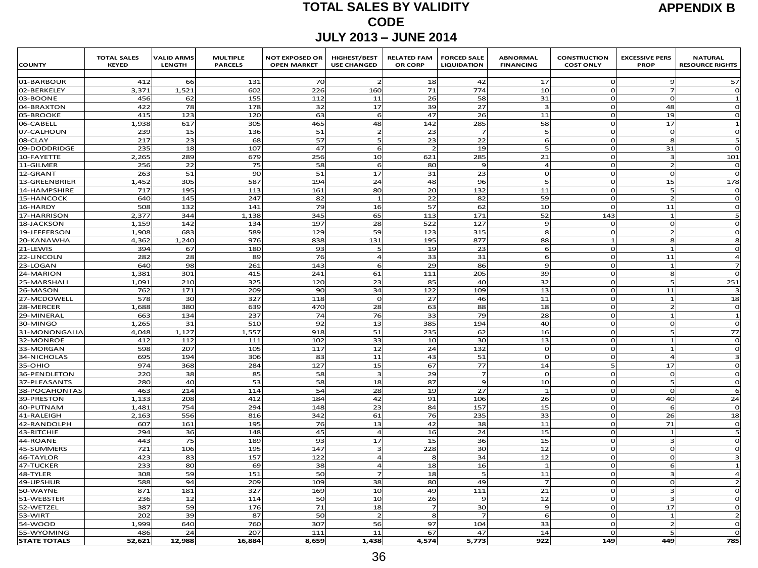**APPENDIX B**

# TOTAL SALES BY VALIDITY CODE

## JULY 2013 – JUNE 2014

| COUNTY | TOTAL SALES KEYED | VALID ARMS LENGTH | MULTIPLE PARCELS | NOT EXPOSED OR OPEN MARKET | HIGHEST/BEST USE CHANGED | RELATED FAM OR CORP | FORCED SALE LIQUIDATION | ABNORMAL FINANCING | CONSTRUCTION COST ONLY | EXCESSIVE PERS PROP | NATURAL RESOURCE RIGHTS |
|---|---|---|---|---|---|---|---|---|---|---|---|
| 01-BARBOUR | 412 | 66 | 131 | 70 | 2 | 18 | 42 | 17 | 0 | 9 | 57 |
| 02-BERKELEY | 3,371 | 1,521 | 602 | 226 | 160 | 71 | 774 | 10 | 0 | 7 | 0 |
| 03-BOONE | 456 | 62 | 155 | 112 | 11 | 26 | 58 | 31 | 0 | 0 | 1 |
| 04-BRAXTON | 422 | 78 | 178 | 32 | 17 | 39 | 27 | 3 | 0 | 48 | 0 |
| 05-BROOKE | 415 | 123 | 120 | 63 | 6 | 47 | 26 | 11 | 0 | 19 | 0 |
| 06-CABELL | 1,938 | 617 | 305 | 465 | 48 | 142 | 285 | 58 | 0 | 17 | 1 |
| 07-CALHOUN | 239 | 15 | 136 | 51 | 2 | 23 | 7 | 5 | 0 | 0 | 0 |
| 08-CLAY | 217 | 23 | 68 | 57 | 5 | 23 | 22 | 6 | 0 | 8 | 5 |
| 09-DODDRIDGE | 235 | 18 | 107 | 47 | 6 | 2 | 19 | 5 | 0 | 31 | 0 |
| 10-FAYETTE | 2,265 | 289 | 679 | 256 | 10 | 621 | 285 | 21 | 0 | 3 | 101 |
| 11-GILMER | 256 | 22 | 75 | 58 | 6 | 80 | 9 | 4 | 0 | 2 | 0 |
| 12-GRANT | 263 | 51 | 90 | 51 | 17 | 31 | 23 | 0 | 0 | 0 | 0 |
| 13-GREENBRIER | 1,452 | 305 | 587 | 194 | 24 | 48 | 96 | 5 | 0 | 15 | 178 |
| 14-HAMPSHIRE | 717 | 195 | 113 | 161 | 80 | 20 | 132 | 11 | 0 | 5 | 0 |
| 15-HANCOCK | 640 | 145 | 247 | 82 | 1 | 22 | 82 | 59 | 0 | 2 | 0 |
| 16-HARDY | 508 | 132 | 141 | 79 | 16 | 57 | 62 | 10 | 0 | 11 | 0 |
| 17-HARRISON | 2,377 | 344 | 1,138 | 345 | 65 | 113 | 171 | 52 | 143 | 1 | 5 |
| 18-JACKSON | 1,159 | 142 | 134 | 197 | 28 | 522 | 127 | 9 | 0 | 0 | 0 |
| 19-JEFFERSON | 1,908 | 683 | 589 | 129 | 59 | 123 | 315 | 8 | 0 | 2 | 0 |
| 20-KANAWHA | 4,362 | 1,240 | 976 | 838 | 131 | 195 | 877 | 88 | 1 | 8 | 8 |
| 21-LEWIS | 394 | 67 | 180 | 93 | 5 | 19 | 23 | 6 | 0 | 1 | 0 |
| 22-LINCOLN | 282 | 28 | 89 | 76 | 4 | 33 | 31 | 6 | 0 | 11 | 4 |
| 23-LOGAN | 640 | 98 | 261 | 143 | 6 | 29 | 86 | 9 | 0 | 1 | 7 |
| 24-MARION | 1,381 | 301 | 415 | 241 | 61 | 111 | 205 | 39 | 0 | 8 | 0 |
| 25-MARSHALL | 1,091 | 210 | 325 | 120 | 23 | 85 | 40 | 32 | 0 | 5 | 251 |
| 26-MASON | 762 | 171 | 209 | 90 | 34 | 122 | 109 | 13 | 0 | 11 | 3 |
| 27-MCDOWELL | 578 | 30 | 327 | 118 | 0 | 27 | 46 | 11 | 0 | 1 | 18 |
| 28-MERCER | 1,688 | 380 | 639 | 470 | 28 | 63 | 88 | 18 | 0 | 2 | 0 |
| 29-MINERAL | 663 | 134 | 237 | 74 | 76 | 33 | 79 | 28 | 0 | 1 | 1 |
| 30-MINGO | 1,265 | 31 | 510 | 92 | 13 | 385 | 194 | 40 | 0 | 0 | 0 |
| 31-MONONGALIA | 4,048 | 1,127 | 1,557 | 918 | 51 | 235 | 62 | 16 | 0 | 5 | 77 |
| 32-MONROE | 412 | 112 | 111 | 102 | 33 | 10 | 30 | 13 | 0 | 1 | 0 |
| 33-MORGAN | 598 | 207 | 105 | 117 | 12 | 24 | 132 | 0 | 0 | 1 | 0 |
| 34-NICHOLAS | 695 | 194 | 306 | 83 | 11 | 43 | 51 | 0 | 0 | 4 | 3 |
| 35-OHIO | 974 | 368 | 284 | 127 | 15 | 67 | 77 | 14 | 5 | 17 | 0 |
| 36-PENDLETON | 220 | 38 | 85 | 58 | 3 | 29 | 7 | 0 | 0 | 0 | 0 |
| 37-PLEASANTS | 280 | 40 | 53 | 58 | 18 | 87 | 9 | 10 | 0 | 5 | 0 |
| 38-POCAHONTAS | 463 | 214 | 114 | 54 | 28 | 19 | 27 | 1 | 0 | 0 | 6 |
| 39-PRESTON | 1,133 | 208 | 412 | 184 | 42 | 91 | 106 | 26 | 0 | 40 | 24 |
| 40-PUTNAM | 1,481 | 754 | 294 | 148 | 23 | 84 | 157 | 15 | 0 | 6 | 0 |
| 41-RALEIGH | 2,163 | 556 | 816 | 342 | 61 | 76 | 235 | 33 | 0 | 26 | 18 |
| 42-RANDOLPH | 607 | 161 | 195 | 76 | 13 | 42 | 38 | 11 | 0 | 71 | 0 |
| 43-RITCHIE | 294 | 36 | 148 | 45 | 4 | 16 | 24 | 15 | 0 | 1 | 5 |
| 44-ROANE | 443 | 75 | 189 | 93 | 17 | 15 | 36 | 15 | 0 | 3 | 0 |
| 45-SUMMERS | 721 | 106 | 195 | 147 | 3 | 228 | 30 | 12 | 0 | 0 | 0 |
| 46-TAYLOR | 423 | 83 | 157 | 122 | 4 | 8 | 34 | 12 | 0 | 0 | 3 |
| 47-TUCKER | 233 | 80 | 69 | 38 | 4 | 18 | 16 | 1 | 0 | 6 | 1 |
| 48-TYLER | 308 | 59 | 151 | 50 | 7 | 18 | 5 | 11 | 0 | 3 | 4 |
| 49-UPSHUR | 588 | 94 | 209 | 109 | 38 | 80 | 49 | 7 | 0 | 0 | 2 |
| 50-WAYNE | 871 | 181 | 327 | 169 | 10 | 49 | 111 | 21 | 0 | 3 | 0 |
| 51-WEBSTER | 236 | 12 | 114 | 50 | 10 | 26 | 9 | 12 | 0 | 3 | 0 |
| 52-WETZEL | 387 | 59 | 176 | 71 | 18 | 7 | 30 | 9 | 0 | 17 | 0 |
| 53-WIRT | 202 | 39 | 87 | 50 | 2 | 8 | 7 | 6 | 0 | 1 | 2 |
| 54-WOOD | 1,999 | 640 | 760 | 307 | 56 | 97 | 104 | 33 | 0 | 2 | 0 |
| 55-WYOMING | 486 | 24 | 207 | 111 | 11 | 67 | 47 | 14 | 0 | 5 | 0 |
| **STATE TOTALS** | **52,621** | **12,988** | **16,884** | **8,659** | **1,438** | **4,574** | **5,773** | **922** | **149** | **449** | **785** |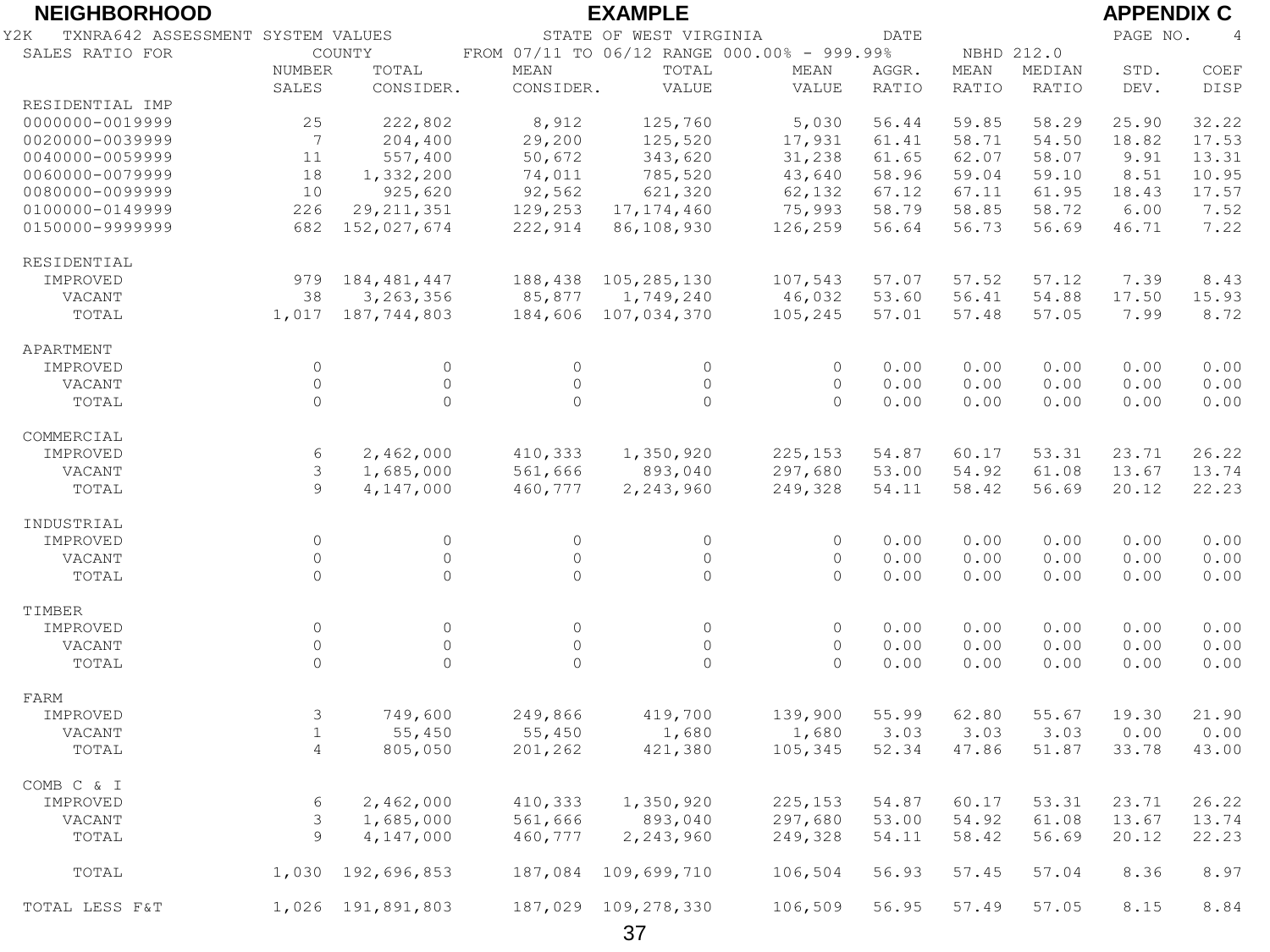**NEIGHBORHOOD** **EXAMPLE** **APPENDIX C**

Y2K TXNRA642 ASSESSMENT SYSTEM VALUES STATE OF WEST VIRGINIA DATE PAGE NO. 4

SALES RATIO FOR COUNTY FROM 07/11 TO 06/12 RANGE 000.00% - 999.99% NBHD 212.0

| | NUMBER SALES | TOTAL CONSIDER. | MEAN CONSIDER. | TOTAL VALUE | MEAN VALUE | AGGR. RATIO | MEAN RATIO | MEDIAN RATIO | STD. DEV. | COEF DISP |
|---|---|---|---|---|---|---|---|---|---|---|
| RESIDENTIAL IMP | | | | | | | | | | |
| 0000000-0019999 | 25 | 222,802 | 8,912 | 125,760 | 5,030 | 56.44 | 59.85 | 58.29 | 25.90 | 32.22 |
| 0020000-0039999 | 7 | 204,400 | 29,200 | 125,520 | 17,931 | 61.41 | 58.71 | 54.50 | 18.82 | 17.53 |
| 0040000-0059999 | 11 | 557,400 | 50,672 | 343,620 | 31,238 | 61.65 | 62.07 | 58.07 | 9.91 | 13.31 |
| 0060000-0079999 | 18 | 1,332,200 | 74,011 | 785,520 | 43,640 | 58.96 | 59.04 | 59.10 | 8.51 | 10.95 |
| 0080000-0099999 | 10 | 925,620 | 92,562 | 621,320 | 62,132 | 67.12 | 67.11 | 61.95 | 18.43 | 17.57 |
| 0100000-0149999 | 226 | 29,211,351 | 129,253 | 17,174,460 | 75,993 | 58.79 | 58.85 | 58.72 | 6.00 | 7.52 |
| 0150000-9999999 | 682 | 152,027,674 | 222,914 | 86,108,930 | 126,259 | 56.64 | 56.73 | 56.69 | 46.71 | 7.22 |
| RESIDENTIAL | | | | | | | | | | |
| IMPROVED | 979 | 184,481,447 | 188,438 | 105,285,130 | 107,543 | 57.07 | 57.52 | 57.12 | 7.39 | 8.43 |
| VACANT | 38 | 3,263,356 | 85,877 | 1,749,240 | 46,032 | 53.60 | 56.41 | 54.88 | 17.50 | 15.93 |
| TOTAL | 1,017 | 187,744,803 | 184,606 | 107,034,370 | 105,245 | 57.01 | 57.48 | 57.05 | 7.99 | 8.72 |
| APARTMENT | | | | | | | | | | |
| IMPROVED | 0 | 0 | 0 | 0 | 0 | 0.00 | 0.00 | 0.00 | 0.00 | 0.00 |
| VACANT | 0 | 0 | 0 | 0 | 0 | 0.00 | 0.00 | 0.00 | 0.00 | 0.00 |
| TOTAL | 0 | 0 | 0 | 0 | 0 | 0.00 | 0.00 | 0.00 | 0.00 | 0.00 |
| COMMERCIAL | | | | | | | | | | |
| IMPROVED | 6 | 2,462,000 | 410,333 | 1,350,920 | 225,153 | 54.87 | 60.17 | 53.31 | 23.71 | 26.22 |
| VACANT | 3 | 1,685,000 | 561,666 | 893,040 | 297,680 | 53.00 | 54.92 | 61.08 | 13.67 | 13.74 |
| TOTAL | 9 | 4,147,000 | 460,777 | 2,243,960 | 249,328 | 54.11 | 58.42 | 56.69 | 20.12 | 22.23 |
| INDUSTRIAL | | | | | | | | | | |
| IMPROVED | 0 | 0 | 0 | 0 | 0 | 0.00 | 0.00 | 0.00 | 0.00 | 0.00 |
| VACANT | 0 | 0 | 0 | 0 | 0 | 0.00 | 0.00 | 0.00 | 0.00 | 0.00 |
| TOTAL | 0 | 0 | 0 | 0 | 0 | 0.00 | 0.00 | 0.00 | 0.00 | 0.00 |
| TIMBER | | | | | | | | | | |
| IMPROVED | 0 | 0 | 0 | 0 | 0 | 0.00 | 0.00 | 0.00 | 0.00 | 0.00 |
| VACANT | 0 | 0 | 0 | 0 | 0 | 0.00 | 0.00 | 0.00 | 0.00 | 0.00 |
| TOTAL | 0 | 0 | 0 | 0 | 0 | 0.00 | 0.00 | 0.00 | 0.00 | 0.00 |
| FARM | | | | | | | | | | |
| IMPROVED | 3 | 749,600 | 249,866 | 419,700 | 139,900 | 55.99 | 62.80 | 55.67 | 19.30 | 21.90 |
| VACANT | 1 | 55,450 | 55,450 | 1,680 | 1,680 | 3.03 | 3.03 | 3.03 | 0.00 | 0.00 |
| TOTAL | 4 | 805,050 | 201,262 | 421,380 | 105,345 | 52.34 | 47.86 | 51.87 | 33.78 | 43.00 |
| COMB C & I | | | | | | | | | | |
| IMPROVED | 6 | 2,462,000 | 410,333 | 1,350,920 | 225,153 | 54.87 | 60.17 | 53.31 | 23.71 | 26.22 |
| VACANT | 3 | 1,685,000 | 561,666 | 893,040 | 297,680 | 53.00 | 54.92 | 61.08 | 13.67 | 13.74 |
| TOTAL | 9 | 4,147,000 | 460,777 | 2,243,960 | 249,328 | 54.11 | 58.42 | 56.69 | 20.12 | 22.23 |
| TOTAL | 1,030 | 192,696,853 | 187,084 | 109,699,710 | 106,504 | 56.93 | 57.45 | 57.04 | 8.36 | 8.97 |
| TOTAL LESS F&T | 1,026 | 191,891,803 | 187,029 | 109,278,330 | 106,509 | 56.95 | 57.49 | 57.05 | 8.15 | 8.84 |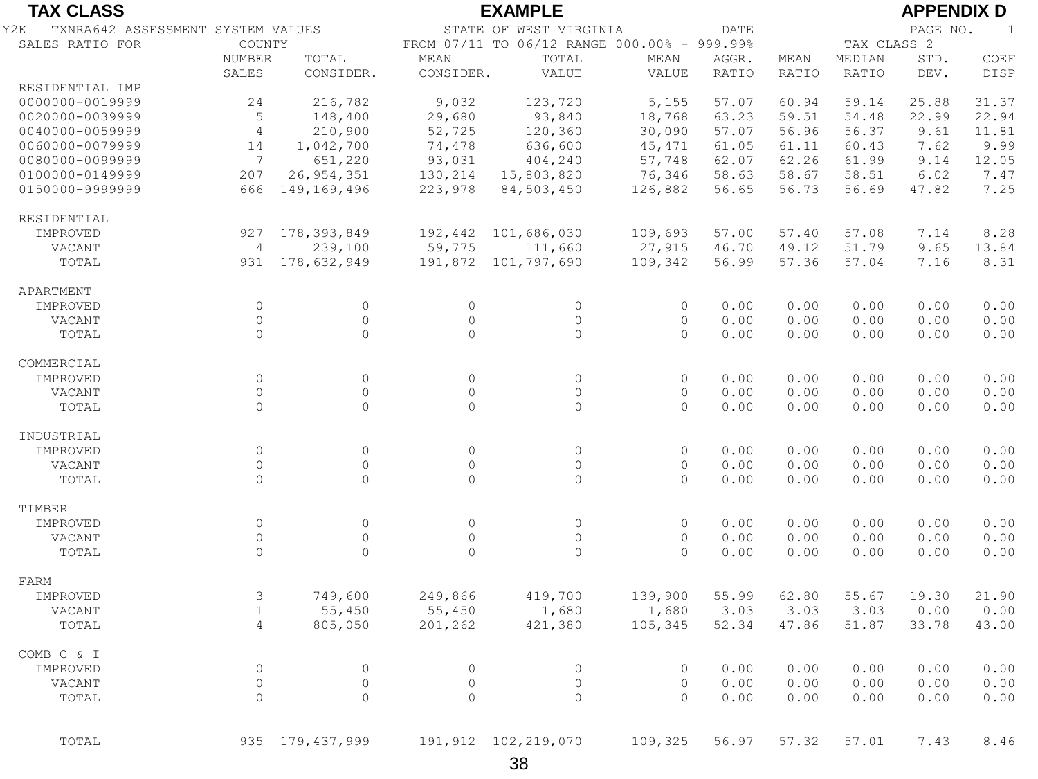**TAX CLASS** **EXAMPLE** **APPENDIX D**

Y2K TXNRA642 ASSESSMENT SYSTEM VALUES — STATE OF WEST VIRGINIA — DATE — PAGE NO. 1

SALES RATIO FOR COUNTY — FROM 07/11 TO 06/12 RANGE 000.00% - 999.99% — TAX CLASS 2

| | NUMBER SALES | TOTAL CONSIDER. | MEAN CONSIDER. | TOTAL VALUE | MEAN VALUE | AGGR. RATIO | MEAN RATIO | MEDIAN RATIO | STD. DEV. | COEF DISP |
|---|---|---|---|---|---|---|---|---|---|---|
| RESIDENTIAL IMP | | | | | | | | | | |
| 0000000-0019999 | 24 | 216,782 | 9,032 | 123,720 | 5,155 | 57.07 | 60.94 | 59.14 | 25.88 | 31.37 |
| 0020000-0039999 | 5 | 148,400 | 29,680 | 93,840 | 18,768 | 63.23 | 59.51 | 54.48 | 22.99 | 22.94 |
| 0040000-0059999 | 4 | 210,900 | 52,725 | 120,360 | 30,090 | 57.07 | 56.96 | 56.37 | 9.61 | 11.81 |
| 0060000-0079999 | 14 | 1,042,700 | 74,478 | 636,600 | 45,471 | 61.05 | 61.11 | 60.43 | 7.62 | 9.99 |
| 0080000-0099999 | 7 | 651,220 | 93,031 | 404,240 | 57,748 | 62.07 | 62.26 | 61.99 | 9.14 | 12.05 |
| 0100000-0149999 | 207 | 26,954,351 | 130,214 | 15,803,820 | 76,346 | 58.63 | 58.67 | 58.51 | 6.02 | 7.47 |
| 0150000-9999999 | 666 | 149,169,496 | 223,978 | 84,503,450 | 126,882 | 56.65 | 56.73 | 56.69 | 47.82 | 7.25 |
| RESIDENTIAL | | | | | | | | | | |
| IMPROVED | 927 | 178,393,849 | 192,442 | 101,686,030 | 109,693 | 57.00 | 57.40 | 57.08 | 7.14 | 8.28 |
| VACANT | 4 | 239,100 | 59,775 | 111,660 | 27,915 | 46.70 | 49.12 | 51.79 | 9.65 | 13.84 |
| TOTAL | 931 | 178,632,949 | 191,872 | 101,797,690 | 109,342 | 56.99 | 57.36 | 57.04 | 7.16 | 8.31 |
| APARTMENT | | | | | | | | | | |
| IMPROVED | 0 | 0 | 0 | 0 | 0 | 0.00 | 0.00 | 0.00 | 0.00 | 0.00 |
| VACANT | 0 | 0 | 0 | 0 | 0 | 0.00 | 0.00 | 0.00 | 0.00 | 0.00 |
| TOTAL | 0 | 0 | 0 | 0 | 0 | 0.00 | 0.00 | 0.00 | 0.00 | 0.00 |
| COMMERCIAL | | | | | | | | | | |
| IMPROVED | 0 | 0 | 0 | 0 | 0 | 0.00 | 0.00 | 0.00 | 0.00 | 0.00 |
| VACANT | 0 | 0 | 0 | 0 | 0 | 0.00 | 0.00 | 0.00 | 0.00 | 0.00 |
| TOTAL | 0 | 0 | 0 | 0 | 0 | 0.00 | 0.00 | 0.00 | 0.00 | 0.00 |
| INDUSTRIAL | | | | | | | | | | |
| IMPROVED | 0 | 0 | 0 | 0 | 0 | 0.00 | 0.00 | 0.00 | 0.00 | 0.00 |
| VACANT | 0 | 0 | 0 | 0 | 0 | 0.00 | 0.00 | 0.00 | 0.00 | 0.00 |
| TOTAL | 0 | 0 | 0 | 0 | 0 | 0.00 | 0.00 | 0.00 | 0.00 | 0.00 |
| TIMBER | | | | | | | | | | |
| IMPROVED | 0 | 0 | 0 | 0 | 0 | 0.00 | 0.00 | 0.00 | 0.00 | 0.00 |
| VACANT | 0 | 0 | 0 | 0 | 0 | 0.00 | 0.00 | 0.00 | 0.00 | 0.00 |
| TOTAL | 0 | 0 | 0 | 0 | 0 | 0.00 | 0.00 | 0.00 | 0.00 | 0.00 |
| FARM | | | | | | | | | | |
| IMPROVED | 3 | 749,600 | 249,866 | 419,700 | 139,900 | 55.99 | 62.80 | 55.67 | 19.30 | 21.90 |
| VACANT | 1 | 55,450 | 55,450 | 1,680 | 1,680 | 3.03 | 3.03 | 3.03 | 0.00 | 0.00 |
| TOTAL | 4 | 805,050 | 201,262 | 421,380 | 105,345 | 52.34 | 47.86 | 51.87 | 33.78 | 43.00 |
| COMB C & I | | | | | | | | | | |
| IMPROVED | 0 | 0 | 0 | 0 | 0 | 0.00 | 0.00 | 0.00 | 0.00 | 0.00 |
| VACANT | 0 | 0 | 0 | 0 | 0 | 0.00 | 0.00 | 0.00 | 0.00 | 0.00 |
| TOTAL | 0 | 0 | 0 | 0 | 0 | 0.00 | 0.00 | 0.00 | 0.00 | 0.00 |
| TOTAL | 935 | 179,437,999 | 191,912 | 102,219,070 | 109,325 | 56.97 | 57.32 | 57.01 | 7.43 | 8.46 |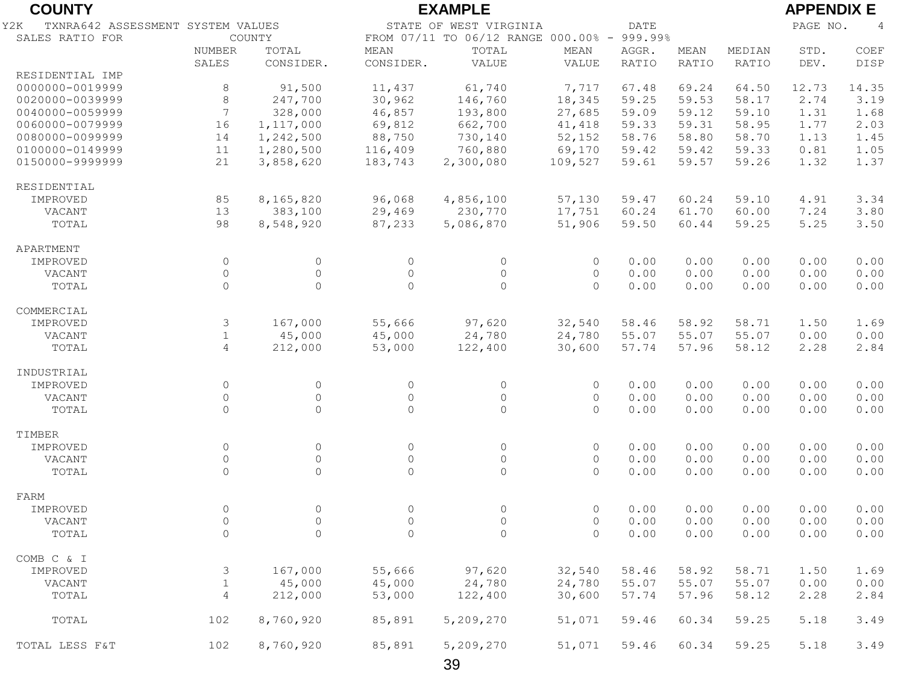**COUNTY** **EXAMPLE** **APPENDIX E**

Y2K TXNRA642 ASSESSMENT SYSTEM VALUES — STATE OF WEST VIRGINIA — DATE — PAGE NO. 4

SALES RATIO FOR COUNTY — FROM 07/11 TO 06/12 RANGE 000.00% - 999.99%

| | NUMBER SALES | TOTAL CONSIDER. | MEAN CONSIDER. | TOTAL VALUE | MEAN VALUE | AGGR. RATIO | MEAN RATIO | MEDIAN RATIO | STD. DEV. | COEF DISP |
|---|---|---|---|---|---|---|---|---|---|---|
| RESIDENTIAL IMP | | | | | | | | | | |
| 0000000-0019999 | 8 | 91,500 | 11,437 | 61,740 | 7,717 | 67.48 | 69.24 | 64.50 | 12.73 | 14.35 |
| 0020000-0039999 | 8 | 247,700 | 30,962 | 146,760 | 18,345 | 59.25 | 59.53 | 58.17 | 2.74 | 3.19 |
| 0040000-0059999 | 7 | 328,000 | 46,857 | 193,800 | 27,685 | 59.09 | 59.12 | 59.10 | 1.31 | 1.68 |
| 0060000-0079999 | 16 | 1,117,000 | 69,812 | 662,700 | 41,418 | 59.33 | 59.31 | 58.95 | 1.77 | 2.03 |
| 0080000-0099999 | 14 | 1,242,500 | 88,750 | 730,140 | 52,152 | 58.76 | 58.80 | 58.70 | 1.13 | 1.45 |
| 0100000-0149999 | 11 | 1,280,500 | 116,409 | 760,880 | 69,170 | 59.42 | 59.42 | 59.33 | 0.81 | 1.05 |
| 0150000-9999999 | 21 | 3,858,620 | 183,743 | 2,300,080 | 109,527 | 59.61 | 59.57 | 59.26 | 1.32 | 1.37 |
| RESIDENTIAL | | | | | | | | | | |
| IMPROVED | 85 | 8,165,820 | 96,068 | 4,856,100 | 57,130 | 59.47 | 60.24 | 59.10 | 4.91 | 3.34 |
| VACANT | 13 | 383,100 | 29,469 | 230,770 | 17,751 | 60.24 | 61.70 | 60.00 | 7.24 | 3.80 |
| TOTAL | 98 | 8,548,920 | 87,233 | 5,086,870 | 51,906 | 59.50 | 60.44 | 59.25 | 5.25 | 3.50 |
| APARTMENT | | | | | | | | | | |
| IMPROVED | 0 | 0 | 0 | 0 | 0 | 0.00 | 0.00 | 0.00 | 0.00 | 0.00 |
| VACANT | 0 | 0 | 0 | 0 | 0 | 0.00 | 0.00 | 0.00 | 0.00 | 0.00 |
| TOTAL | 0 | 0 | 0 | 0 | 0 | 0.00 | 0.00 | 0.00 | 0.00 | 0.00 |
| COMMERCIAL | | | | | | | | | | |
| IMPROVED | 3 | 167,000 | 55,666 | 97,620 | 32,540 | 58.46 | 58.92 | 58.71 | 1.50 | 1.69 |
| VACANT | 1 | 45,000 | 45,000 | 24,780 | 24,780 | 55.07 | 55.07 | 55.07 | 0.00 | 0.00 |
| TOTAL | 4 | 212,000 | 53,000 | 122,400 | 30,600 | 57.74 | 57.96 | 58.12 | 2.28 | 2.84 |
| INDUSTRIAL | | | | | | | | | | |
| IMPROVED | 0 | 0 | 0 | 0 | 0 | 0.00 | 0.00 | 0.00 | 0.00 | 0.00 |
| VACANT | 0 | 0 | 0 | 0 | 0 | 0.00 | 0.00 | 0.00 | 0.00 | 0.00 |
| TOTAL | 0 | 0 | 0 | 0 | 0 | 0.00 | 0.00 | 0.00 | 0.00 | 0.00 |
| TIMBER | | | | | | | | | | |
| IMPROVED | 0 | 0 | 0 | 0 | 0 | 0.00 | 0.00 | 0.00 | 0.00 | 0.00 |
| VACANT | 0 | 0 | 0 | 0 | 0 | 0.00 | 0.00 | 0.00 | 0.00 | 0.00 |
| TOTAL | 0 | 0 | 0 | 0 | 0 | 0.00 | 0.00 | 0.00 | 0.00 | 0.00 |
| FARM | | | | | | | | | | |
| IMPROVED | 0 | 0 | 0 | 0 | 0 | 0.00 | 0.00 | 0.00 | 0.00 | 0.00 |
| VACANT | 0 | 0 | 0 | 0 | 0 | 0.00 | 0.00 | 0.00 | 0.00 | 0.00 |
| TOTAL | 0 | 0 | 0 | 0 | 0 | 0.00 | 0.00 | 0.00 | 0.00 | 0.00 |
| COMB C & I | | | | | | | | | | |
| IMPROVED | 3 | 167,000 | 55,666 | 97,620 | 32,540 | 58.46 | 58.92 | 58.71 | 1.50 | 1.69 |
| VACANT | 1 | 45,000 | 45,000 | 24,780 | 24,780 | 55.07 | 55.07 | 55.07 | 0.00 | 0.00 |
| TOTAL | 4 | 212,000 | 53,000 | 122,400 | 30,600 | 57.74 | 57.96 | 58.12 | 2.28 | 2.84 |
| TOTAL | 102 | 8,760,920 | 85,891 | 5,209,270 | 51,071 | 59.46 | 60.34 | 59.25 | 5.18 | 3.49 |
| TOTAL LESS F&T | 102 | 8,760,920 | 85,891 | 5,209,270 | 51,071 | 59.46 | 60.34 | 59.25 | 5.18 | 3.49 |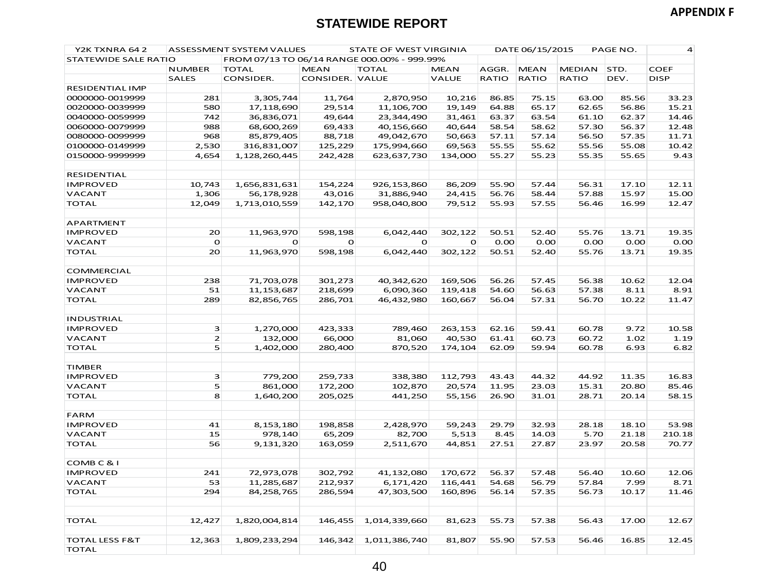APPENDIX F

## STATEWIDE REPORT

| Y2K TXNRA 64 2 | ASSESSMENT SYSTEM VALUES | | STATE OF WEST VIRGINIA | | DATE 06/15/2015 | | PAGE NO. | | 4 |
|---|---|---|---|---|---|---|---|---|---|
| STATEWIDE SALE RATIO | FROM 07/13 TO 06/14 RANGE 000.00% - 999.99% | | | | | | | | |
| | NUMBER | TOTAL | MEAN | TOTAL | MEAN | AGGR. | MEAN | MEDIAN | STD. | COEF |
| | SALES | CONSIDER. | CONSIDER. | VALUE | VALUE | RATIO | RATIO | RATIO | DEV. | DISP |
| RESIDENTIAL IMP | | | | | | | | | | |
| 0000000-0019999 | 281 | 3,305,744 | 11,764 | 2,870,950 | 10,216 | 86.85 | 75.15 | 63.00 | 85.56 | 33.23 |
| 0020000-0039999 | 580 | 17,118,690 | 29,514 | 11,106,700 | 19,149 | 64.88 | 65.17 | 62.65 | 56.86 | 15.21 |
| 0040000-0059999 | 742 | 36,836,071 | 49,644 | 23,344,490 | 31,461 | 63.37 | 63.54 | 61.10 | 62.37 | 14.46 |
| 0060000-0079999 | 988 | 68,600,269 | 69,433 | 40,156,660 | 40,644 | 58.54 | 58.62 | 57.30 | 56.37 | 12.48 |
| 0080000-0099999 | 968 | 85,879,405 | 88,718 | 49,042,670 | 50,663 | 57.11 | 57.14 | 56.50 | 57.35 | 11.71 |
| 0100000-0149999 | 2,530 | 316,831,007 | 125,229 | 175,994,660 | 69,563 | 55.55 | 55.62 | 55.56 | 55.08 | 10.42 |
| 0150000-9999999 | 4,654 | 1,128,260,445 | 242,428 | 623,637,730 | 134,000 | 55.27 | 55.23 | 55.35 | 55.65 | 9.43 |
| | | | | | | | | | | |
| RESIDENTIAL | | | | | | | | | | |
| IMPROVED | 10,743 | 1,656,831,631 | 154,224 | 926,153,860 | 86,209 | 55.90 | 57.44 | 56.31 | 17.10 | 12.11 |
| VACANT | 1,306 | 56,178,928 | 43,016 | 31,886,940 | 24,415 | 56.76 | 58.44 | 57.88 | 15.97 | 15.00 |
| TOTAL | 12,049 | 1,713,010,559 | 142,170 | 958,040,800 | 79,512 | 55.93 | 57.55 | 56.46 | 16.99 | 12.47 |
| | | | | | | | | | | |
| APARTMENT | | | | | | | | | | |
| IMPROVED | 20 | 11,963,970 | 598,198 | 6,042,440 | 302,122 | 50.51 | 52.40 | 55.76 | 13.71 | 19.35 |
| VACANT | 0 | 0 | 0 | 0 | 0 | 0.00 | 0.00 | 0.00 | 0.00 | 0.00 |
| TOTAL | 20 | 11,963,970 | 598,198 | 6,042,440 | 302,122 | 50.51 | 52.40 | 55.76 | 13.71 | 19.35 |
| | | | | | | | | | | |
| COMMERCIAL | | | | | | | | | | |
| IMPROVED | 238 | 71,703,078 | 301,273 | 40,342,620 | 169,506 | 56.26 | 57.45 | 56.38 | 10.62 | 12.04 |
| VACANT | 51 | 11,153,687 | 218,699 | 6,090,360 | 119,418 | 54.60 | 56.63 | 57.38 | 8.11 | 8.91 |
| TOTAL | 289 | 82,856,765 | 286,701 | 46,432,980 | 160,667 | 56.04 | 57.31 | 56.70 | 10.22 | 11.47 |
| | | | | | | | | | | |
| INDUSTRIAL | | | | | | | | | | |
| IMPROVED | 3 | 1,270,000 | 423,333 | 789,460 | 263,153 | 62.16 | 59.41 | 60.78 | 9.72 | 10.58 |
| VACANT | 2 | 132,000 | 66,000 | 81,060 | 40,530 | 61.41 | 60.73 | 60.72 | 1.02 | 1.19 |
| TOTAL | 5 | 1,402,000 | 280,400 | 870,520 | 174,104 | 62.09 | 59.94 | 60.78 | 6.93 | 6.82 |
| | | | | | | | | | | |
| TIMBER | | | | | | | | | | |
| IMPROVED | 3 | 779,200 | 259,733 | 338,380 | 112,793 | 43.43 | 44.32 | 44.92 | 11.35 | 16.83 |
| VACANT | 5 | 861,000 | 172,200 | 102,870 | 20,574 | 11.95 | 23.03 | 15.31 | 20.80 | 85.46 |
| TOTAL | 8 | 1,640,200 | 205,025 | 441,250 | 55,156 | 26.90 | 31.01 | 28.71 | 20.14 | 58.15 |
| | | | | | | | | | | |
| FARM | | | | | | | | | | |
| IMPROVED | 41 | 8,153,180 | 198,858 | 2,428,970 | 59,243 | 29.79 | 32.93 | 28.18 | 18.10 | 53.98 |
| VACANT | 15 | 978,140 | 65,209 | 82,700 | 5,513 | 8.45 | 14.03 | 5.70 | 21.18 | 210.18 |
| TOTAL | 56 | 9,131,320 | 163,059 | 2,511,670 | 44,851 | 27.51 | 27.87 | 23.97 | 20.58 | 70.77 |
| | | | | | | | | | | |
| COMB C & I | | | | | | | | | | |
| IMPROVED | 241 | 72,973,078 | 302,792 | 41,132,080 | 170,672 | 56.37 | 57.48 | 56.40 | 10.60 | 12.06 |
| VACANT | 53 | 11,285,687 | 212,937 | 6,171,420 | 116,441 | 54.68 | 56.79 | 57.84 | 7.99 | 8.71 |
| TOTAL | 294 | 84,258,765 | 286,594 | 47,303,500 | 160,896 | 56.14 | 57.35 | 56.73 | 10.17 | 11.46 |
| | | | | | | | | | | |
| | | | | | | | | | | |
| TOTAL | 12,427 | 1,820,004,814 | 146,455 | 1,014,339,660 | 81,623 | 55.73 | 57.38 | 56.43 | 17.00 | 12.67 |
| | | | | | | | | | | |
| TOTAL LESS F&T | 12,363 | 1,809,233,294 | 146,342 | 1,011,386,740 | 81,807 | 55.90 | 57.53 | 56.46 | 16.85 | 12.45 |
| TOTAL | | | | | | | | | | |